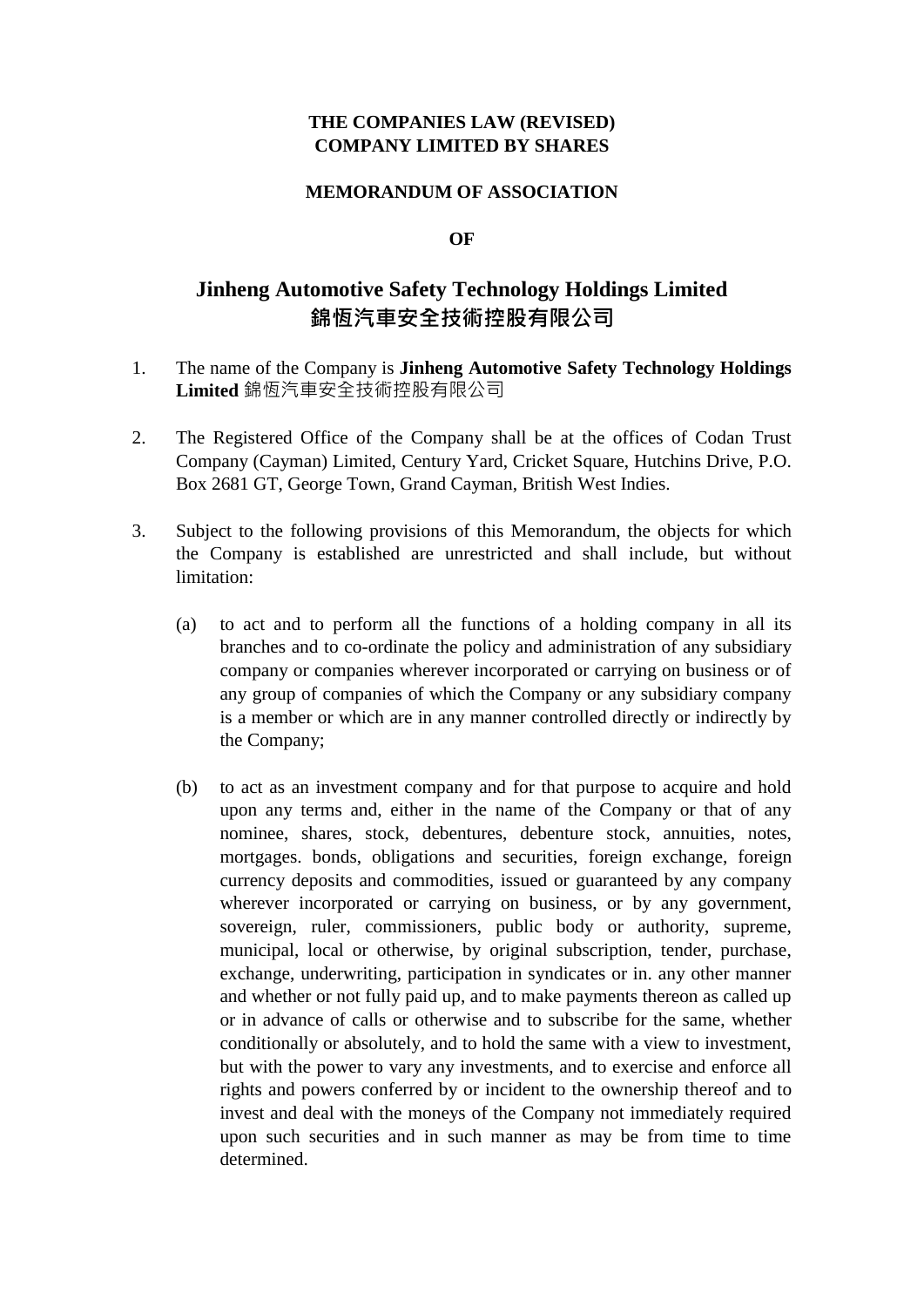**THE COMPANIES LAW (REVISED)**
**COMPANY LIMITED BY SHARES**

**MEMORANDUM OF ASSOCIATION**

**OF**

# Jinheng Automotive Safety Technology Holdings Limited
# 錦恆汽車安全技術控股有限公司

1. The name of the Company is **Jinheng Automotive Safety Technology Holdings Limited** 錦恆汽車安全技術控股有限公司

2. The Registered Office of the Company shall be at the offices of Codan Trust Company (Cayman) Limited, Century Yard, Cricket Square, Hutchins Drive, P.O. Box 2681 GT, George Town, Grand Cayman, British West Indies.

3. Subject to the following provisions of this Memorandum, the objects for which the Company is established are unrestricted and shall include, but without limitation:

   (a) to act and to perform all the functions of a holding company in all its branches and to co-ordinate the policy and administration of any subsidiary company or companies wherever incorporated or carrying on business or of any group of companies of which the Company or any subsidiary company is a member or which are in any manner controlled directly or indirectly by the Company;

   (b) to act as an investment company and for that purpose to acquire and hold upon any terms and, either in the name of the Company or that of any nominee, shares, stock, debentures, debenture stock, annuities, notes, mortgages. bonds, obligations and securities, foreign exchange, foreign currency deposits and commodities, issued or guaranteed by any company wherever incorporated or carrying on business, or by any government, sovereign, ruler, commissioners, public body or authority, supreme, municipal, local or otherwise, by original subscription, tender, purchase, exchange, underwriting, participation in syndicates or in. any other manner and whether or not fully paid up, and to make payments thereon as called up or in advance of calls or otherwise and to subscribe for the same, whether conditionally or absolutely, and to hold the same with a view to investment, but with the power to vary any investments, and to exercise and enforce all rights and powers conferred by or incident to the ownership thereof and to invest and deal with the moneys of the Company not immediately required upon such securities and in such manner as may be from time to time determined.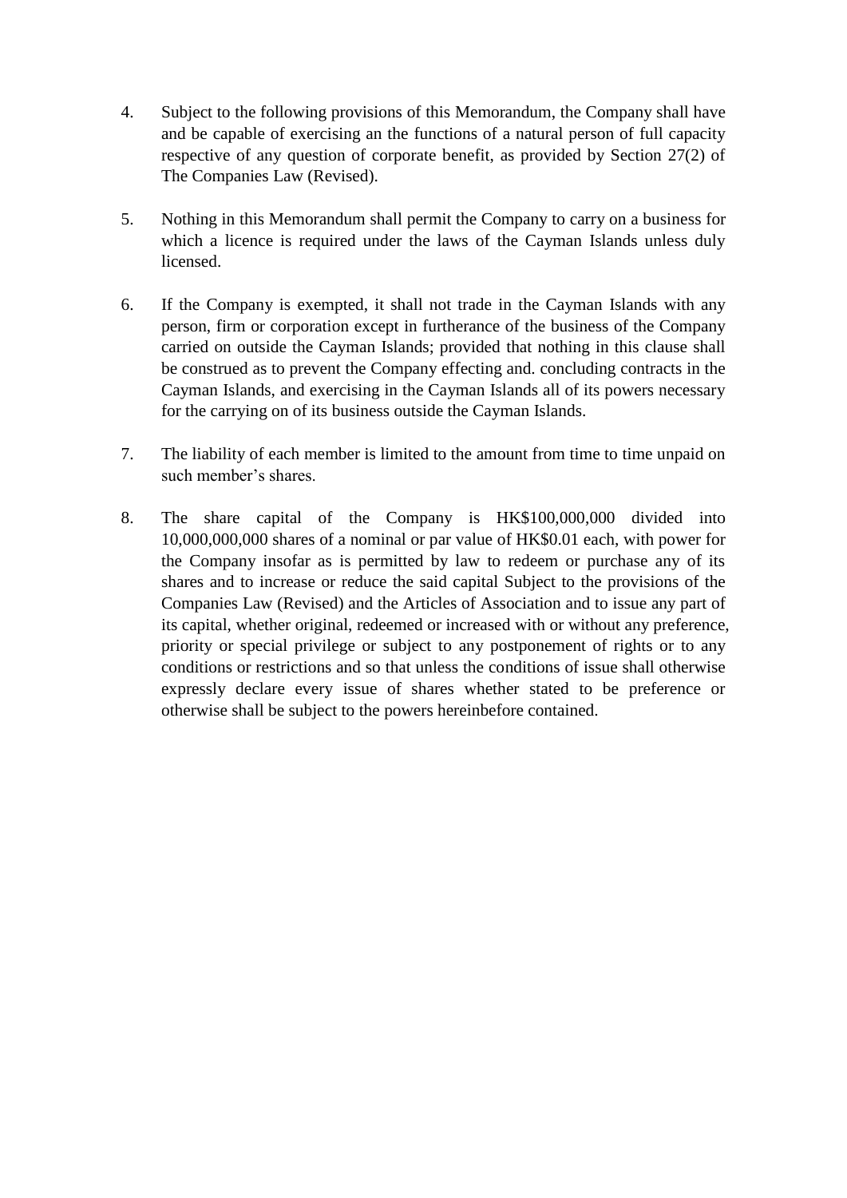4. Subject to the following provisions of this Memorandum, the Company shall have and be capable of exercising an the functions of a natural person of full capacity respective of any question of corporate benefit, as provided by Section 27(2) of The Companies Law (Revised).

5. Nothing in this Memorandum shall permit the Company to carry on a business for which a licence is required under the laws of the Cayman Islands unless duly licensed.

6. If the Company is exempted, it shall not trade in the Cayman Islands with any person, firm or corporation except in furtherance of the business of the Company carried on outside the Cayman Islands; provided that nothing in this clause shall be construed as to prevent the Company effecting and. concluding contracts in the Cayman Islands, and exercising in the Cayman Islands all of its powers necessary for the carrying on of its business outside the Cayman Islands.

7. The liability of each member is limited to the amount from time to time unpaid on such member's shares.

8. The share capital of the Company is HK$100,000,000 divided into 10,000,000,000 shares of a nominal or par value of HK$0.01 each, with power for the Company insofar as is permitted by law to redeem or purchase any of its shares and to increase or reduce the said capital Subject to the provisions of the Companies Law (Revised) and the Articles of Association and to issue any part of its capital, whether original, redeemed or increased with or without any preference, priority or special privilege or subject to any postponement of rights or to any conditions or restrictions and so that unless the conditions of issue shall otherwise expressly declare every issue of shares whether stated to be preference or otherwise shall be subject to the powers hereinbefore contained.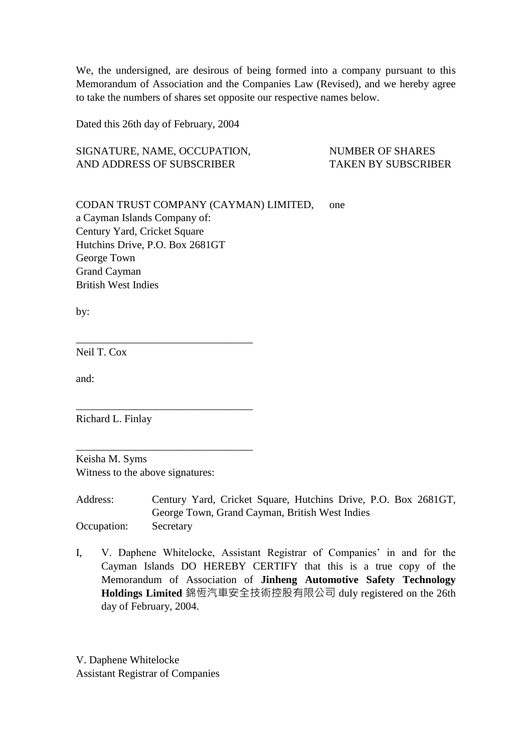We, the undersigned, are desirous of being formed into a company pursuant to this Memorandum of Association and the Companies Law (Revised), and we hereby agree to take the numbers of shares set opposite our respective names below.

Dated this 26th day of February, 2004

| SIGNATURE, NAME, OCCUPATION, AND ADDRESS OF SUBSCRIBER | NUMBER OF SHARES TAKEN BY SUBSCRIBER |
|---|---|
| CODAN TRUST COMPANY (CAYMAN) LIMITED, a Cayman Islands Company of: Century Yard, Cricket Square Hutchins Drive, P.O. Box 2681GT George Town Grand Cayman British West Indies | one |

by:

________________________________
Neil T. Cox

and:

________________________________
Richard L. Finlay

________________________________
Keisha M. Syms
Witness to the above signatures:

Address: Century Yard, Cricket Square, Hutchins Drive, P.O. Box 2681GT, George Town, Grand Cayman, British West Indies
Occupation: Secretary

I, V. Daphene Whitelocke, Assistant Registrar of Companies' in and for the Cayman Islands DO HEREBY CERTIFY that this is a true copy of the Memorandum of Association of **Jinheng Automotive Safety Technology Holdings Limited** 錦恆汽車安全技術控股有限公司 duly registered on the 26th day of February, 2004.

V. Daphene Whitelocke
Assistant Registrar of Companies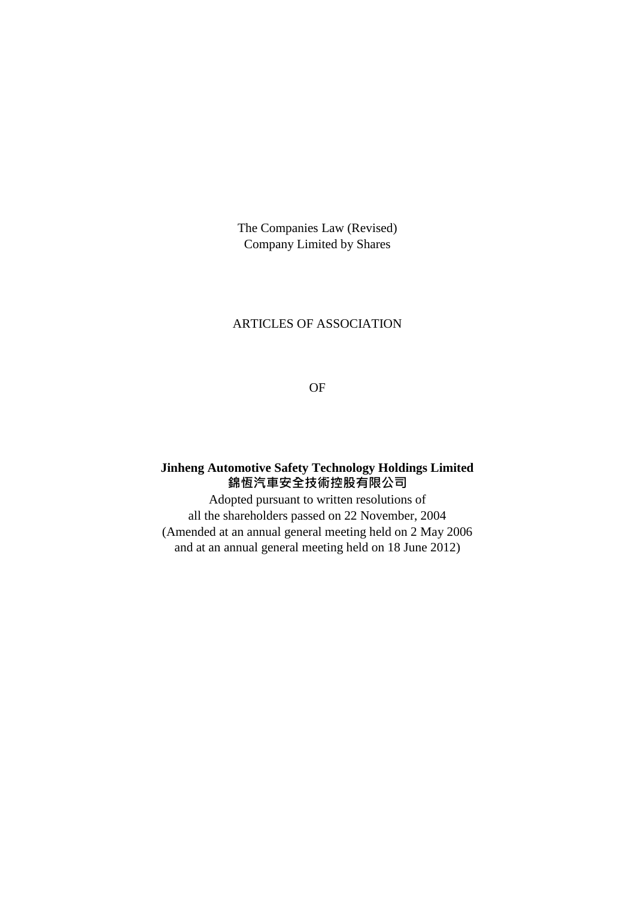The Companies Law (Revised)
Company Limited by Shares

ARTICLES OF ASSOCIATION

OF

**Jinheng Automotive Safety Technology Holdings Limited**
**錦恆汽車安全技術控股有限公司**

Adopted pursuant to written resolutions of
all the shareholders passed on 22 November, 2004
(Amended at an annual general meeting held on 2 May 2006
and at an annual general meeting held on 18 June 2012)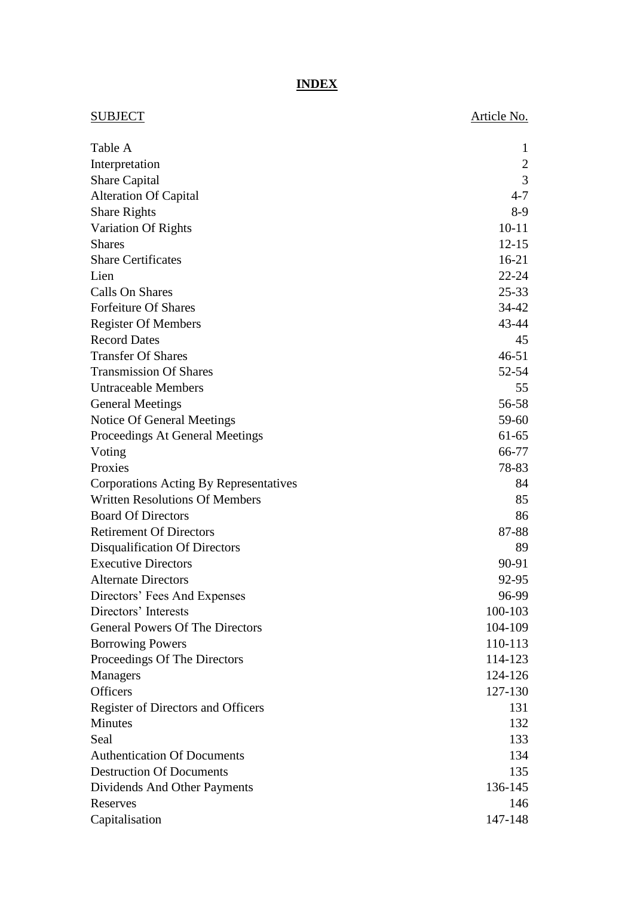# INDEX

| SUBJECT | Article No. |
|---|---|
| Table A | 1 |
| Interpretation | 2 |
| Share Capital | 3 |
| Alteration Of Capital | 4-7 |
| Share Rights | 8-9 |
| Variation Of Rights | 10-11 |
| Shares | 12-15 |
| Share Certificates | 16-21 |
| Lien | 22-24 |
| Calls On Shares | 25-33 |
| Forfeiture Of Shares | 34-42 |
| Register Of Members | 43-44 |
| Record Dates | 45 |
| Transfer Of Shares | 46-51 |
| Transmission Of Shares | 52-54 |
| Untraceable Members | 55 |
| General Meetings | 56-58 |
| Notice Of General Meetings | 59-60 |
| Proceedings At General Meetings | 61-65 |
| Voting | 66-77 |
| Proxies | 78-83 |
| Corporations Acting By Representatives | 84 |
| Written Resolutions Of Members | 85 |
| Board Of Directors | 86 |
| Retirement Of Directors | 87-88 |
| Disqualification Of Directors | 89 |
| Executive Directors | 90-91 |
| Alternate Directors | 92-95 |
| Directors' Fees And Expenses | 96-99 |
| Directors' Interests | 100-103 |
| General Powers Of The Directors | 104-109 |
| Borrowing Powers | 110-113 |
| Proceedings Of The Directors | 114-123 |
| Managers | 124-126 |
| Officers | 127-130 |
| Register of Directors and Officers | 131 |
| Minutes | 132 |
| Seal | 133 |
| Authentication Of Documents | 134 |
| Destruction Of Documents | 135 |
| Dividends And Other Payments | 136-145 |
| Reserves | 146 |
| Capitalisation | 147-148 |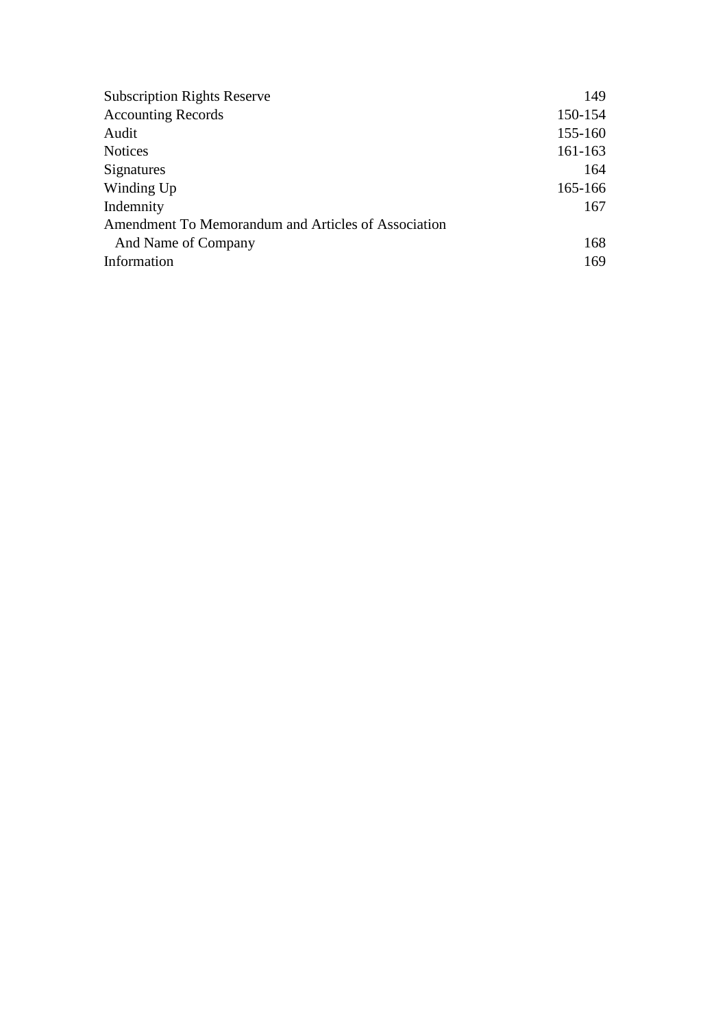| | |
|---|---|
| Subscription Rights Reserve | 149 |
| Accounting Records | 150-154 |
| Audit | 155-160 |
| Notices | 161-163 |
| Signatures | 164 |
| Winding Up | 165-166 |
| Indemnity | 167 |
| Amendment To Memorandum and Articles of Association And Name of Company | 168 |
| Information | 169 |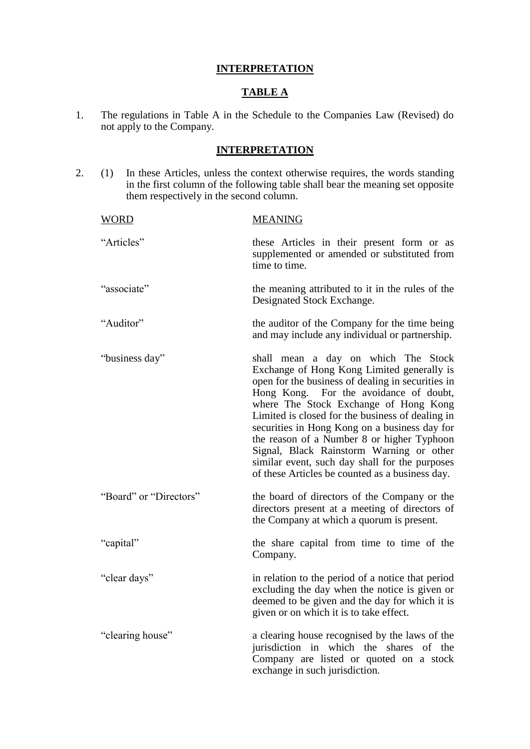## INTERPRETATION

### TABLE A

1. The regulations in Table A in the Schedule to the Companies Law (Revised) do not apply to the Company.

### INTERPRETATION

2. (1) In these Articles, unless the context otherwise requires, the words standing in the first column of the following table shall bear the meaning set opposite them respectively in the second column.

| WORD | MEANING |
|---|---|
| "Articles" | these Articles in their present form or as supplemented or amended or substituted from time to time. |
| "associate" | the meaning attributed to it in the rules of the Designated Stock Exchange. |
| "Auditor" | the auditor of the Company for the time being and may include any individual or partnership. |
| "business day" | shall mean a day on which The Stock Exchange of Hong Kong Limited generally is open for the business of dealing in securities in Hong Kong. For the avoidance of doubt, where The Stock Exchange of Hong Kong Limited is closed for the business of dealing in securities in Hong Kong on a business day for the reason of a Number 8 or higher Typhoon Signal, Black Rainstorm Warning or other similar event, such day shall for the purposes of these Articles be counted as a business day. |
| "Board" or "Directors" | the board of directors of the Company or the directors present at a meeting of directors of the Company at which a quorum is present. |
| "capital" | the share capital from time to time of the Company. |
| "clear days" | in relation to the period of a notice that period excluding the day when the notice is given or deemed to be given and the day for which it is given or on which it is to take effect. |
| "clearing house" | a clearing house recognised by the laws of the jurisdiction in which the shares of the Company are listed or quoted on a stock exchange in such jurisdiction. |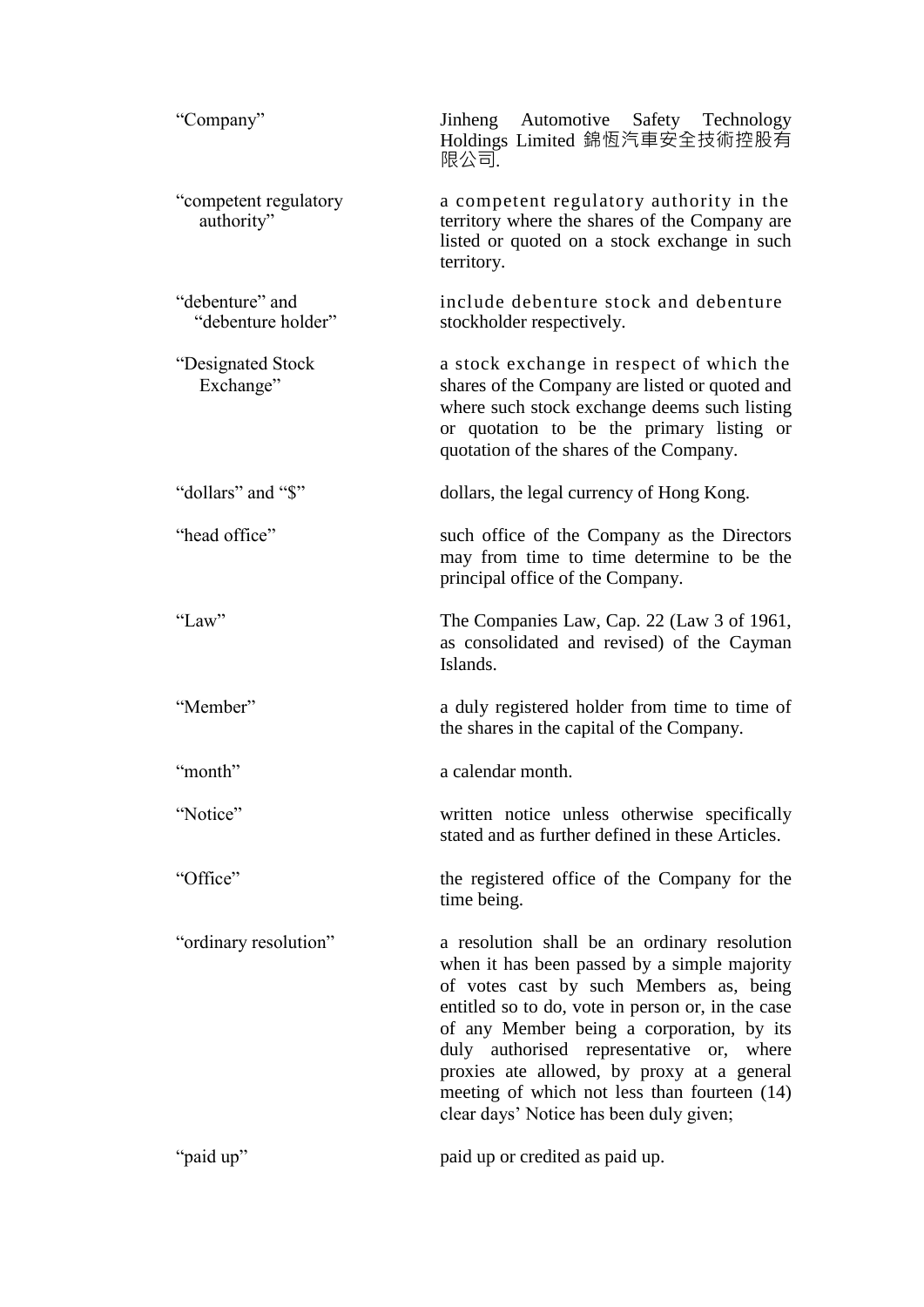| | |
|---|---|
| "Company" | Jinheng Automotive Safety Technology Holdings Limited 錦恆汽車安全技術控股有限公司. |
| "competent regulatory authority" | a competent regulatory authority in the territory where the shares of the Company are listed or quoted on a stock exchange in such territory. |
| "debenture" and "debenture holder" | include debenture stock and debenture stockholder respectively. |
| "Designated Stock Exchange" | a stock exchange in respect of which the shares of the Company are listed or quoted and where such stock exchange deems such listing or quotation to be the primary listing or quotation of the shares of the Company. |
| "dollars" and "$" | dollars, the legal currency of Hong Kong. |
| "head office" | such office of the Company as the Directors may from time to time determine to be the principal office of the Company. |
| "Law" | The Companies Law, Cap. 22 (Law 3 of 1961, as consolidated and revised) of the Cayman Islands. |
| "Member" | a duly registered holder from time to time of the shares in the capital of the Company. |
| "month" | a calendar month. |
| "Notice" | written notice unless otherwise specifically stated and as further defined in these Articles. |
| "Office" | the registered office of the Company for the time being. |
| "ordinary resolution" | a resolution shall be an ordinary resolution when it has been passed by a simple majority of votes cast by such Members as, being entitled so to do, vote in person or, in the case of any Member being a corporation, by its duly authorised representative or, where proxies ate allowed, by proxy at a general meeting of which not less than fourteen (14) clear days' Notice has been duly given; |
| "paid up" | paid up or credited as paid up. |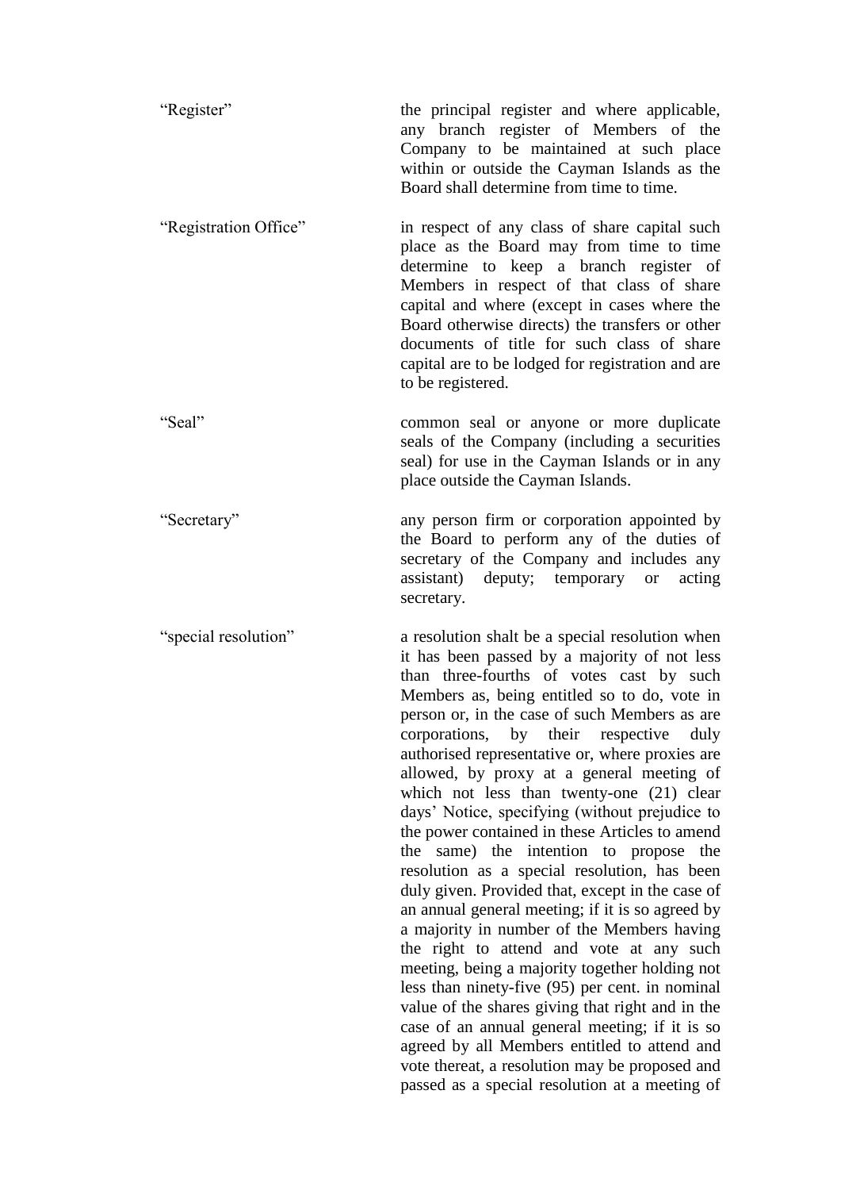| | |
|---|---|
| "Register" | the principal register and where applicable, any branch register of Members of the Company to be maintained at such place within or outside the Cayman Islands as the Board shall determine from time to time. |
| "Registration Office" | in respect of any class of share capital such place as the Board may from time to time determine to keep a branch register of Members in respect of that class of share capital and where (except in cases where the Board otherwise directs) the transfers or other documents of title for such class of share capital are to be lodged for registration and are to be registered. |
| "Seal" | common seal or anyone or more duplicate seals of the Company (including a securities seal) for use in the Cayman Islands or in any place outside the Cayman Islands. |
| "Secretary" | any person firm or corporation appointed by the Board to perform any of the duties of secretary of the Company and includes any assistant) deputy; temporary or acting secretary. |
| "special resolution" | a resolution shalt be a special resolution when it has been passed by a majority of not less than three-fourths of votes cast by such Members as, being entitled so to do, vote in person or, in the case of such Members as are corporations, by their respective duly authorised representative or, where proxies are allowed, by proxy at a general meeting of which not less than twenty-one (21) clear days' Notice, specifying (without prejudice to the power contained in these Articles to amend the same) the intention to propose the resolution as a special resolution, has been duly given. Provided that, except in the case of an annual general meeting; if it is so agreed by a majority in number of the Members having the right to attend and vote at any such meeting, being a majority together holding not less than ninety-five (95) per cent. in nominal value of the shares giving that right and in the case of an annual general meeting; if it is so agreed by all Members entitled to attend and vote thereat, a resolution may be proposed and passed as a special resolution at a meeting of |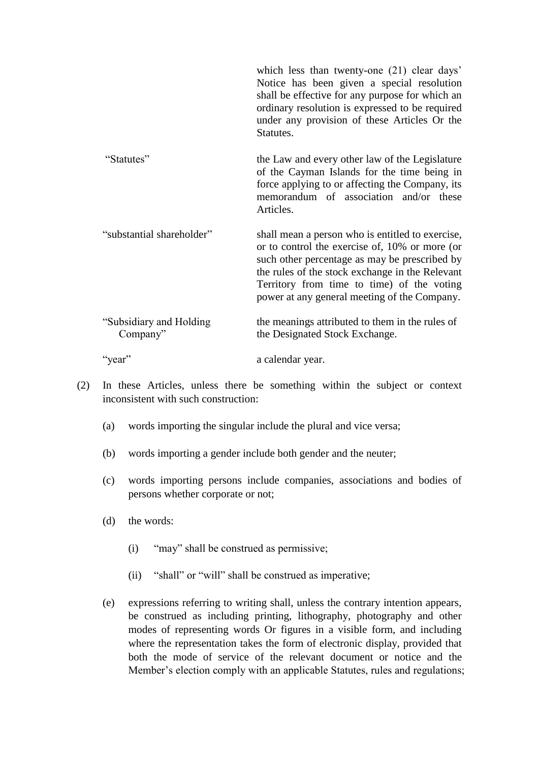| | |
|---|---|
| | which less than twenty-one (21) clear days' Notice has been given a special resolution shall be effective for any purpose for which an ordinary resolution is expressed to be required under any provision of these Articles Or the Statutes. |
| "Statutes" | the Law and every other law of the Legislature of the Cayman Islands for the time being in force applying to or affecting the Company, its memorandum of association and/or these Articles. |
| "substantial shareholder" | shall mean a person who is entitled to exercise, or to control the exercise of, 10% or more (or such other percentage as may be prescribed by the rules of the stock exchange in the Relevant Territory from time to time) of the voting power at any general meeting of the Company. |
| "Subsidiary and Holding Company" | the meanings attributed to them in the rules of the Designated Stock Exchange. |
| "year" | a calendar year. |

(2) In these Articles, unless there be something within the subject or context inconsistent with such construction:

(a) words importing the singular include the plural and vice versa;

(b) words importing a gender include both gender and the neuter;

(c) words importing persons include companies, associations and bodies of persons whether corporate or not;

(d) the words:

(i) "may" shall be construed as permissive;

(ii) "shall" or "will" shall be construed as imperative;

(e) expressions referring to writing shall, unless the contrary intention appears, be construed as including printing, lithography, photography and other modes of representing words Or figures in a visible form, and including where the representation takes the form of electronic display, provided that both the mode of service of the relevant document or notice and the Member's election comply with an applicable Statutes, rules and regulations;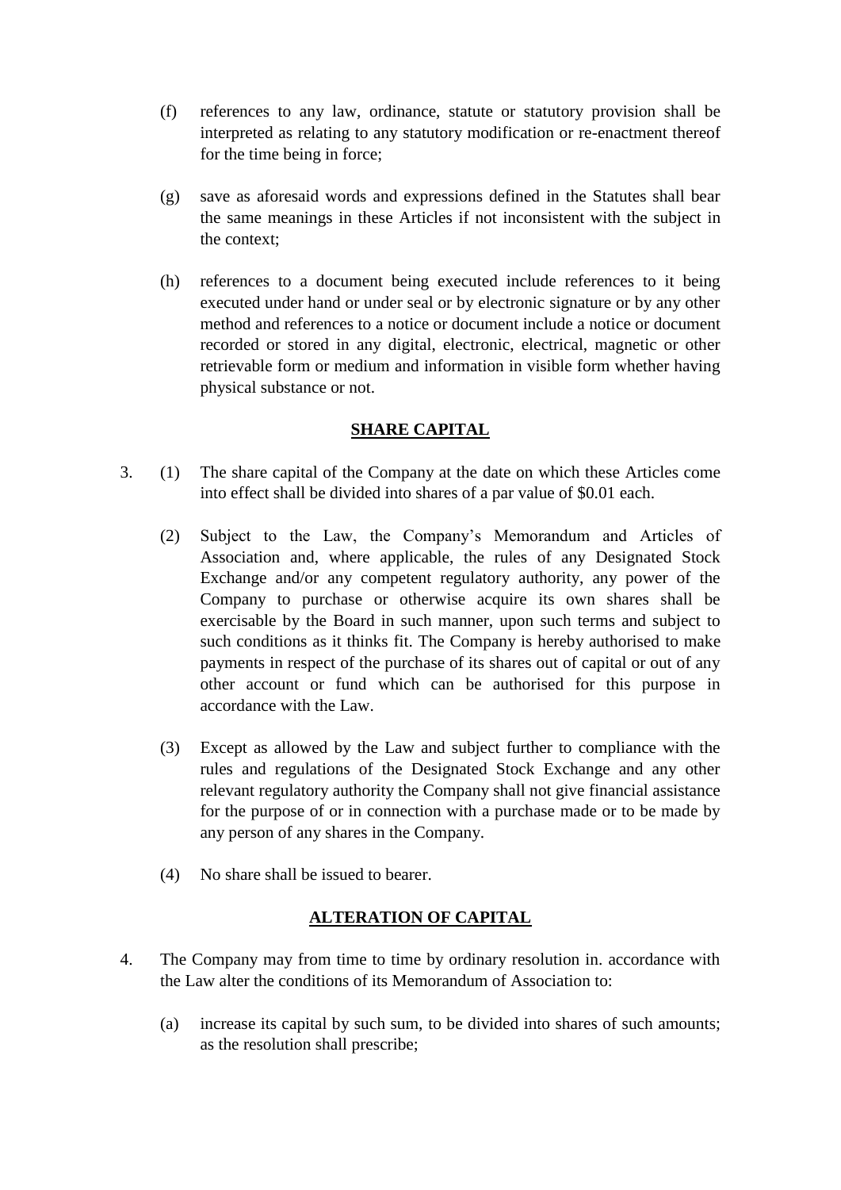(f) references to any law, ordinance, statute or statutory provision shall be interpreted as relating to any statutory modification or re-enactment thereof for the time being in force;

(g) save as aforesaid words and expressions defined in the Statutes shall bear the same meanings in these Articles if not inconsistent with the subject in the context;

(h) references to a document being executed include references to it being executed under hand or under seal or by electronic signature or by any other method and references to a notice or document include a notice or document recorded or stored in any digital, electronic, electrical, magnetic or other retrievable form or medium and information in visible form whether having physical substance or not.

## SHARE CAPITAL

3. (1) The share capital of the Company at the date on which these Articles come into effect shall be divided into shares of a par value of $0.01 each.

   (2) Subject to the Law, the Company's Memorandum and Articles of Association and, where applicable, the rules of any Designated Stock Exchange and/or any competent regulatory authority, any power of the Company to purchase or otherwise acquire its own shares shall be exercisable by the Board in such manner, upon such terms and subject to such conditions as it thinks fit. The Company is hereby authorised to make payments in respect of the purchase of its shares out of capital or out of any other account or fund which can be authorised for this purpose in accordance with the Law.

   (3) Except as allowed by the Law and subject further to compliance with the rules and regulations of the Designated Stock Exchange and any other relevant regulatory authority the Company shall not give financial assistance for the purpose of or in connection with a purchase made or to be made by any person of any shares in the Company.

   (4) No share shall be issued to bearer.

## ALTERATION OF CAPITAL

4. The Company may from time to time by ordinary resolution in. accordance with the Law alter the conditions of its Memorandum of Association to:

   (a) increase its capital by such sum, to be divided into shares of such amounts; as the resolution shall prescribe;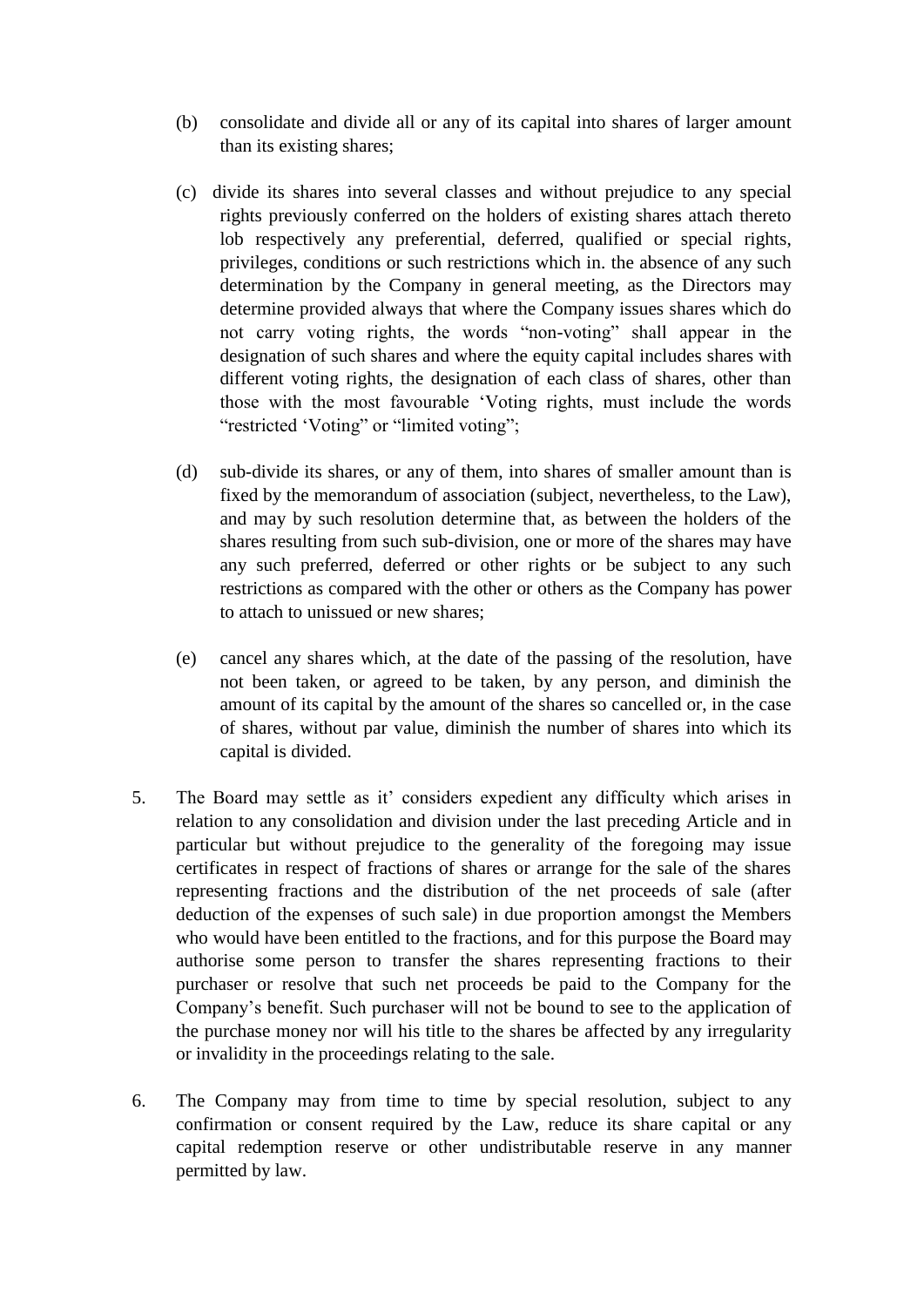(b) consolidate and divide all or any of its capital into shares of larger amount than its existing shares;

(c) divide its shares into several classes and without prejudice to any special rights previously conferred on the holders of existing shares attach thereto lob respectively any preferential, deferred, qualified or special rights, privileges, conditions or such restrictions which in. the absence of any such determination by the Company in general meeting, as the Directors may determine provided always that where the Company issues shares which do not carry voting rights, the words "non-voting" shall appear in the designation of such shares and where the equity capital includes shares with different voting rights, the designation of each class of shares, other than those with the most favourable 'Voting rights, must include the words "restricted 'Voting" or "limited voting";

(d) sub-divide its shares, or any of them, into shares of smaller amount than is fixed by the memorandum of association (subject, nevertheless, to the Law), and may by such resolution determine that, as between the holders of the shares resulting from such sub-division, one or more of the shares may have any such preferred, deferred or other rights or be subject to any such restrictions as compared with the other or others as the Company has power to attach to unissued or new shares;

(e) cancel any shares which, at the date of the passing of the resolution, have not been taken, or agreed to be taken, by any person, and diminish the amount of its capital by the amount of the shares so cancelled or, in the case of shares, without par value, diminish the number of shares into which its capital is divided.

5. The Board may settle as it' considers expedient any difficulty which arises in relation to any consolidation and division under the last preceding Article and in particular but without prejudice to the generality of the foregoing may issue certificates in respect of fractions of shares or arrange for the sale of the shares representing fractions and the distribution of the net proceeds of sale (after deduction of the expenses of such sale) in due proportion amongst the Members who would have been entitled to the fractions, and for this purpose the Board may authorise some person to transfer the shares representing fractions to their purchaser or resolve that such net proceeds be paid to the Company for the Company's benefit. Such purchaser will not be bound to see to the application of the purchase money nor will his title to the shares be affected by any irregularity or invalidity in the proceedings relating to the sale.

6. The Company may from time to time by special resolution, subject to any confirmation or consent required by the Law, reduce its share capital or any capital redemption reserve or other undistributable reserve in any manner permitted by law.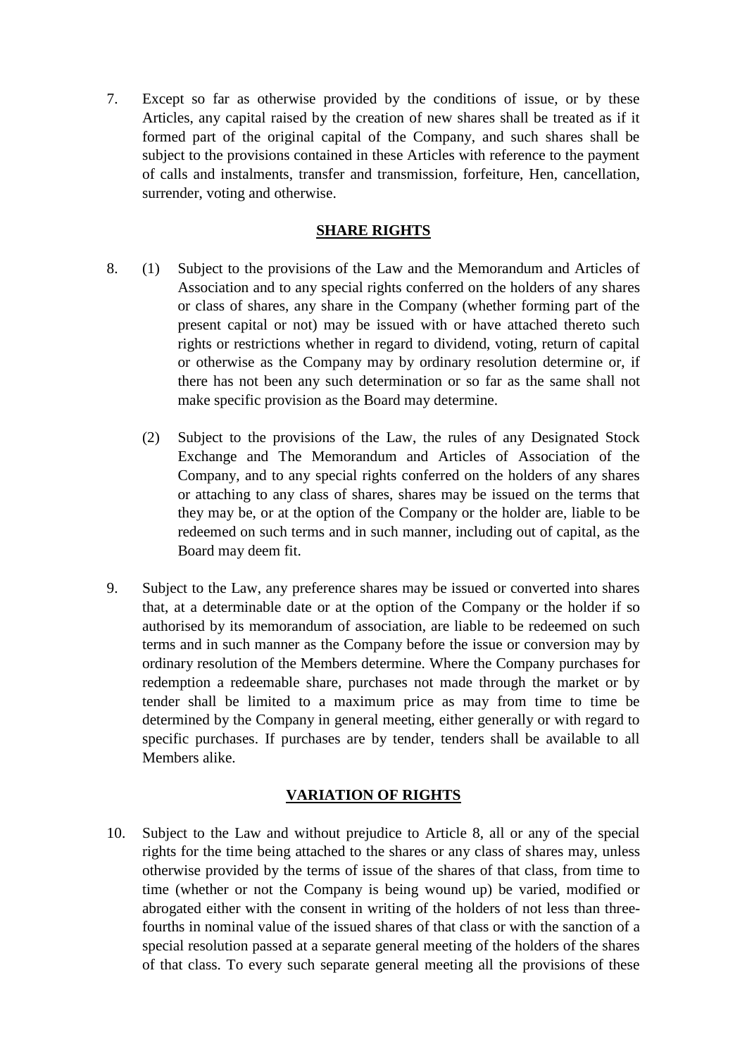7. Except so far as otherwise provided by the conditions of issue, or by these Articles, any capital raised by the creation of new shares shall be treated as if it formed part of the original capital of the Company, and such shares shall be subject to the provisions contained in these Articles with reference to the payment of calls and instalments, transfer and transmission, forfeiture, Hen, cancellation, surrender, voting and otherwise.

## SHARE RIGHTS

8. (1) Subject to the provisions of the Law and the Memorandum and Articles of Association and to any special rights conferred on the holders of any shares or class of shares, any share in the Company (whether forming part of the present capital or not) may be issued with or have attached thereto such rights or restrictions whether in regard to dividend, voting, return of capital or otherwise as the Company may by ordinary resolution determine or, if there has not been any such determination or so far as the same shall not make specific provision as the Board may determine.

   (2) Subject to the provisions of the Law, the rules of any Designated Stock Exchange and The Memorandum and Articles of Association of the Company, and to any special rights conferred on the holders of any shares or attaching to any class of shares, shares may be issued on the terms that they may be, or at the option of the Company or the holder are, liable to be redeemed on such terms and in such manner, including out of capital, as the Board may deem fit.

9. Subject to the Law, any preference shares may be issued or converted into shares that, at a determinable date or at the option of the Company or the holder if so authorised by its memorandum of association, are liable to be redeemed on such terms and in such manner as the Company before the issue or conversion may by ordinary resolution of the Members determine. Where the Company purchases for redemption a redeemable share, purchases not made through the market or by tender shall be limited to a maximum price as may from time to time be determined by the Company in general meeting, either generally or with regard to specific purchases. If purchases are by tender, tenders shall be available to all Members alike.

## VARIATION OF RIGHTS

10. Subject to the Law and without prejudice to Article 8, all or any of the special rights for the time being attached to the shares or any class of shares may, unless otherwise provided by the terms of issue of the shares of that class, from time to time (whether or not the Company is being wound up) be varied, modified or abrogated either with the consent in writing of the holders of not less than three-fourths in nominal value of the issued shares of that class or with the sanction of a special resolution passed at a separate general meeting of the holders of the shares of that class. To every such separate general meeting all the provisions of these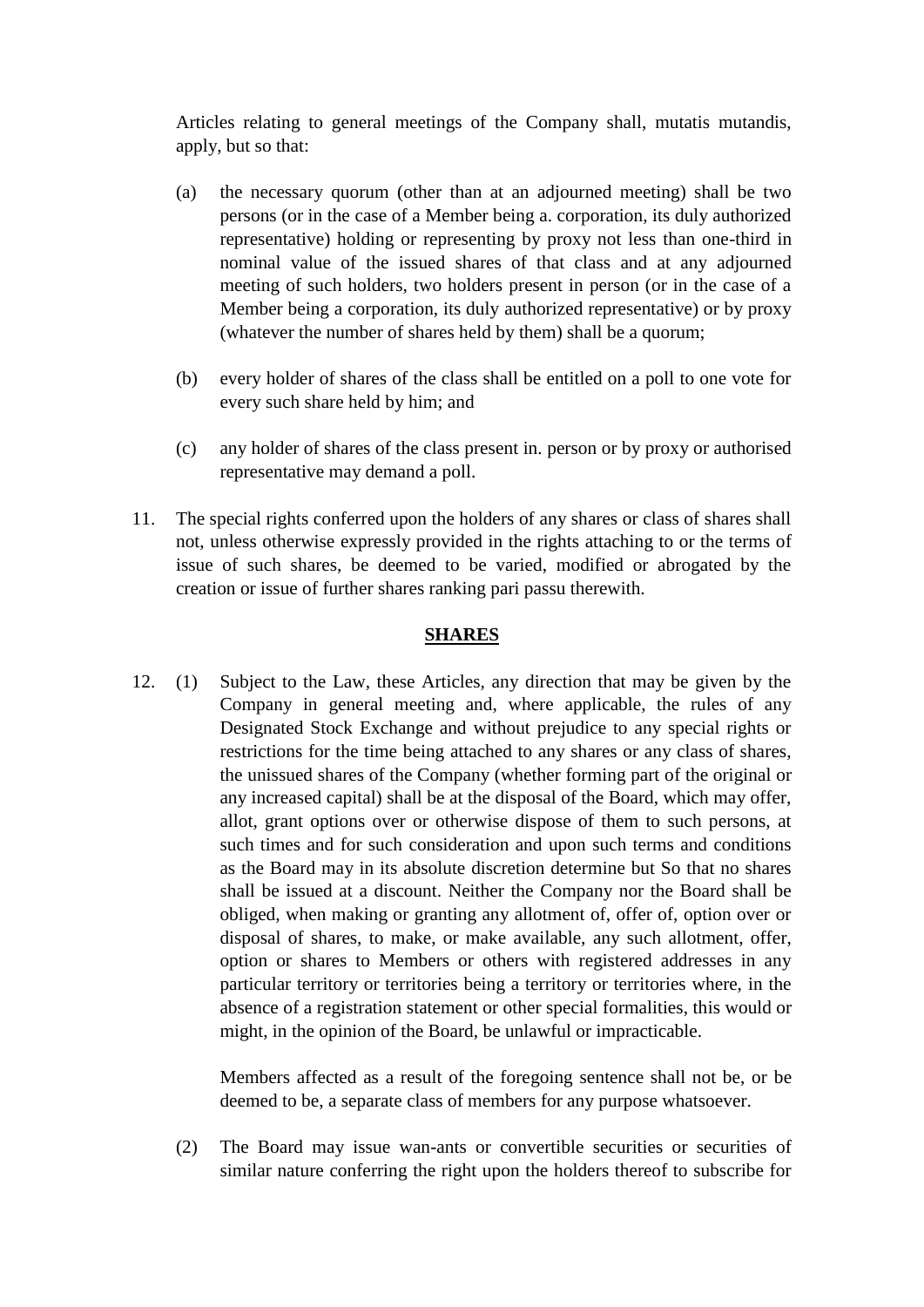Articles relating to general meetings of the Company shall, mutatis mutandis, apply, but so that:

(a) the necessary quorum (other than at an adjourned meeting) shall be two persons (or in the case of a Member being a. corporation, its duly authorized representative) holding or representing by proxy not less than one-third in nominal value of the issued shares of that class and at any adjourned meeting of such holders, two holders present in person (or in the case of a Member being a corporation, its duly authorized representative) or by proxy (whatever the number of shares held by them) shall be a quorum;

(b) every holder of shares of the class shall be entitled on a poll to one vote for every such share held by him; and

(c) any holder of shares of the class present in. person or by proxy or authorised representative may demand a poll.

11. The special rights conferred upon the holders of any shares or class of shares shall not, unless otherwise expressly provided in the rights attaching to or the terms of issue of such shares, be deemed to be varied, modified or abrogated by the creation or issue of further shares ranking pari passu therewith.

**SHARES**

12. (1) Subject to the Law, these Articles, any direction that may be given by the Company in general meeting and, where applicable, the rules of any Designated Stock Exchange and without prejudice to any special rights or restrictions for the time being attached to any shares or any class of shares, the unissued shares of the Company (whether forming part of the original or any increased capital) shall be at the disposal of the Board, which may offer, allot, grant options over or otherwise dispose of them to such persons, at such times and for such consideration and upon such terms and conditions as the Board may in its absolute discretion determine but So that no shares shall be issued at a discount. Neither the Company nor the Board shall be obliged, when making or granting any allotment of, offer of, option over or disposal of shares, to make, or make available, any such allotment, offer, option or shares to Members or others with registered addresses in any particular territory or territories being a territory or territories where, in the absence of a registration statement or other special formalities, this would or might, in the opinion of the Board, be unlawful or impracticable.

Members affected as a result of the foregoing sentence shall not be, or be deemed to be, a separate class of members for any purpose whatsoever.

(2) The Board may issue wan-ants or convertible securities or securities of similar nature conferring the right upon the holders thereof to subscribe for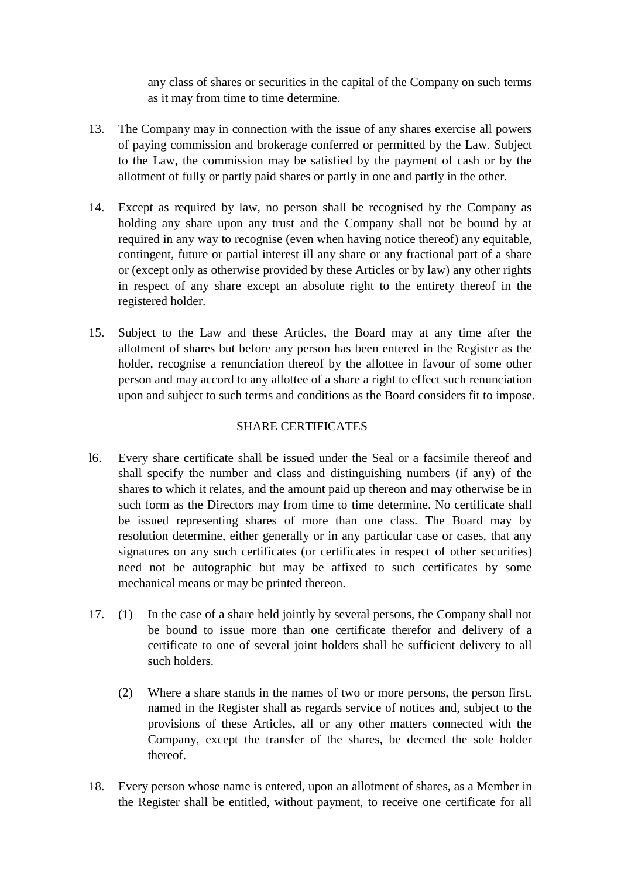any class of shares or securities in the capital of the Company on such terms as it may from time to time determine.

13. The Company may in connection with the issue of any shares exercise all powers of paying commission and brokerage conferred or permitted by the Law. Subject to the Law, the commission may be satisfied by the payment of cash or by the allotment of fully or partly paid shares or partly in one and partly in the other.

14. Except as required by law, no person shall be recognised by the Company as holding any share upon any trust and the Company shall not be bound by at required in any way to recognise (even when having notice thereof) any equitable, contingent, future or partial interest ill any share or any fractional part of a share or (except only as otherwise provided by these Articles or by law) any other rights in respect of any share except an absolute right to the entirety thereof in the registered holder.

15. Subject to the Law and these Articles, the Board may at any time after the allotment of shares but before any person has been entered in the Register as the holder, recognise a renunciation thereof by the allottee in favour of some other person and may accord to any allottee of a share a right to effect such renunciation upon and subject to such terms and conditions as the Board considers fit to impose.

## SHARE CERTIFICATES

l6. Every share certificate shall be issued under the Seal or a facsimile thereof and shall specify the number and class and distinguishing numbers (if any) of the shares to which it relates, and the amount paid up thereon and may otherwise be in such form as the Directors may from time to time determine. No certificate shall be issued representing shares of more than one class. The Board may by resolution determine, either generally or in any particular case or cases, that any signatures on any such certificates (or certificates in respect of other securities) need not be autographic but may be affixed to such certificates by some mechanical means or may be printed thereon.

17. (1) In the case of a share held jointly by several persons, the Company shall not be bound to issue more than one certificate therefor and delivery of a certificate to one of several joint holders shall be sufficient delivery to all such holders.

    (2) Where a share stands in the names of two or more persons, the person first. named in the Register shall as regards service of notices and, subject to the provisions of these Articles, all or any other matters connected with the Company, except the transfer of the shares, be deemed the sole holder thereof.

18. Every person whose name is entered, upon an allotment of shares, as a Member in the Register shall be entitled, without payment, to receive one certificate for all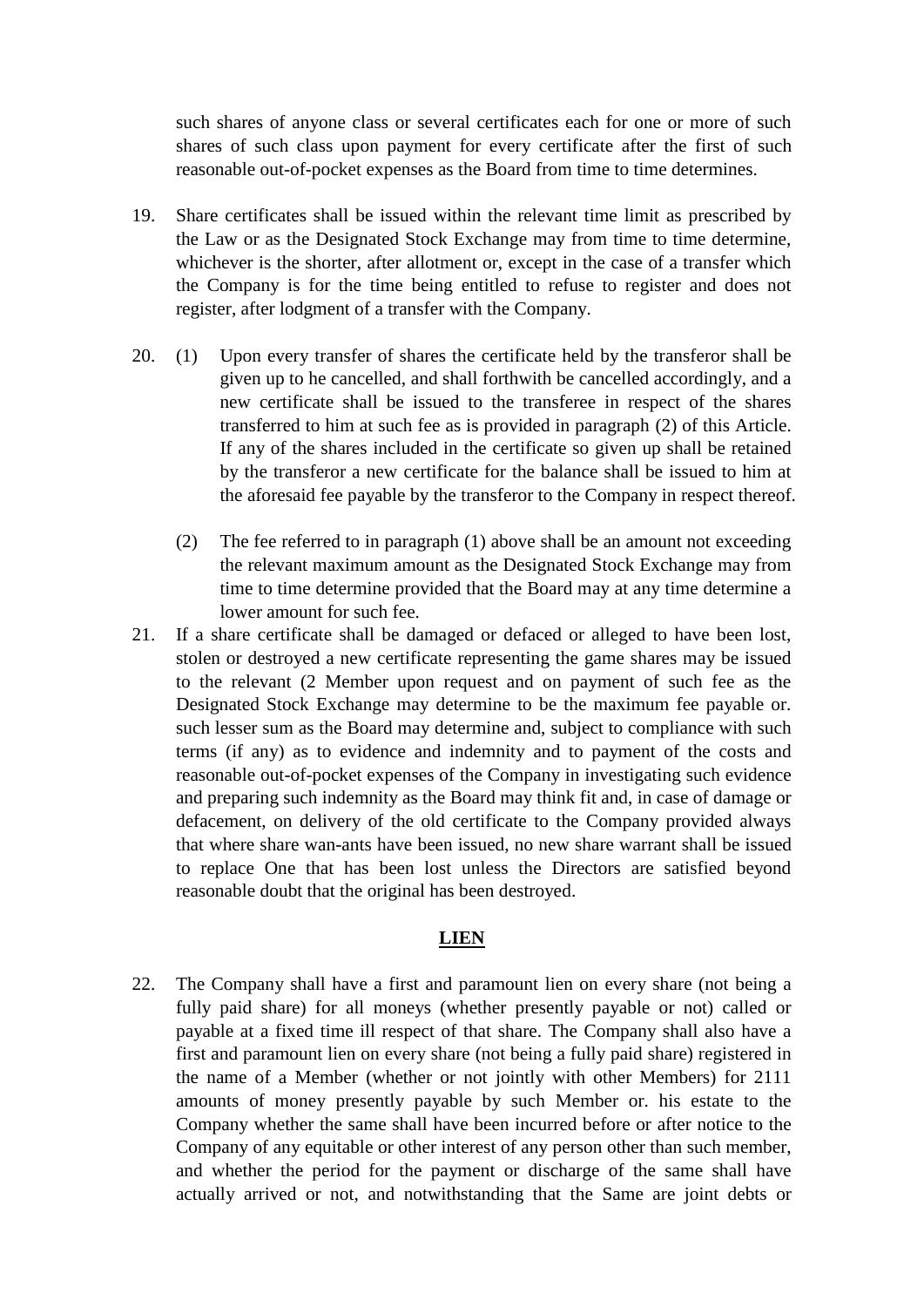such shares of anyone class or several certificates each for one or more of such shares of such class upon payment for every certificate after the first of such reasonable out-of-pocket expenses as the Board from time to time determines.

19. Share certificates shall be issued within the relevant time limit as prescribed by the Law or as the Designated Stock Exchange may from time to time determine, whichever is the shorter, after allotment or, except in the case of a transfer which the Company is for the time being entitled to refuse to register and does not register, after lodgment of a transfer with the Company.

20. (1) Upon every transfer of shares the certificate held by the transferor shall be given up to he cancelled, and shall forthwith be cancelled accordingly, and a new certificate shall be issued to the transferee in respect of the shares transferred to him at such fee as is provided in paragraph (2) of this Article. If any of the shares included in the certificate so given up shall be retained by the transferor a new certificate for the balance shall be issued to him at the aforesaid fee payable by the transferor to the Company in respect thereof.

    (2) The fee referred to in paragraph (1) above shall be an amount not exceeding the relevant maximum amount as the Designated Stock Exchange may from time to time determine provided that the Board may at any time determine a lower amount for such fee.

21. If a share certificate shall be damaged or defaced or alleged to have been lost, stolen or destroyed a new certificate representing the game shares may be issued to the relevant (2 Member upon request and on payment of such fee as the Designated Stock Exchange may determine to be the maximum fee payable or. such lesser sum as the Board may determine and, subject to compliance with such terms (if any) as to evidence and indemnity and to payment of the costs and reasonable out-of-pocket expenses of the Company in investigating such evidence and preparing such indemnity as the Board may think fit and, in case of damage or defacement, on delivery of the old certificate to the Company provided always that where share wan-ants have been issued, no new share warrant shall be issued to replace One that has been lost unless the Directors are satisfied beyond reasonable doubt that the original has been destroyed.

## LIEN

22. The Company shall have a first and paramount lien on every share (not being a fully paid share) for all moneys (whether presently payable or not) called or payable at a fixed time ill respect of that share. The Company shall also have a first and paramount lien on every share (not being a fully paid share) registered in the name of a Member (whether or not jointly with other Members) for 2111 amounts of money presently payable by such Member or. his estate to the Company whether the same shall have been incurred before or after notice to the Company of any equitable or other interest of any person other than such member, and whether the period for the payment or discharge of the same shall have actually arrived or not, and notwithstanding that the Same are joint debts or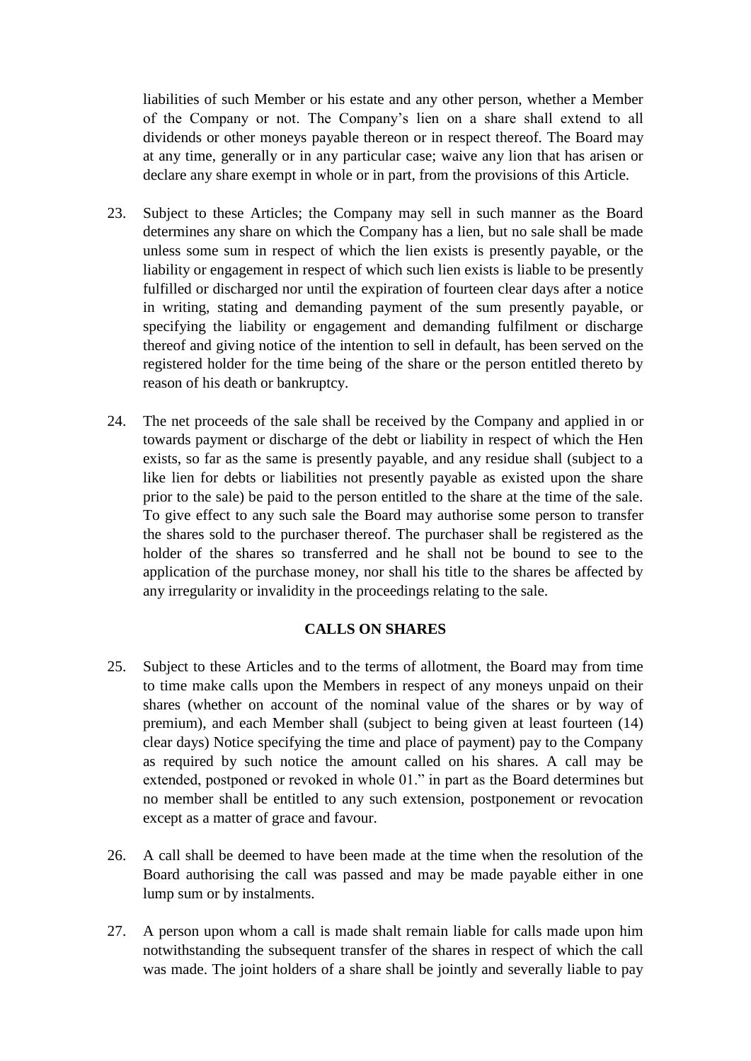liabilities of such Member or his estate and any other person, whether a Member of the Company or not. The Company's lien on a share shall extend to all dividends or other moneys payable thereon or in respect thereof. The Board may at any time, generally or in any particular case; waive any lion that has arisen or declare any share exempt in whole or in part, from the provisions of this Article.

23. Subject to these Articles; the Company may sell in such manner as the Board determines any share on which the Company has a lien, but no sale shall be made unless some sum in respect of which the lien exists is presently payable, or the liability or engagement in respect of which such lien exists is liable to be presently fulfilled or discharged nor until the expiration of fourteen clear days after a notice in writing, stating and demanding payment of the sum presently payable, or specifying the liability or engagement and demanding fulfilment or discharge thereof and giving notice of the intention to sell in default, has been served on the registered holder for the time being of the share or the person entitled thereto by reason of his death or bankruptcy.

24. The net proceeds of the sale shall be received by the Company and applied in or towards payment or discharge of the debt or liability in respect of which the Hen exists, so far as the same is presently payable, and any residue shall (subject to a like lien for debts or liabilities not presently payable as existed upon the share prior to the sale) be paid to the person entitled to the share at the time of the sale. To give effect to any such sale the Board may authorise some person to transfer the shares sold to the purchaser thereof. The purchaser shall be registered as the holder of the shares so transferred and he shall not be bound to see to the application of the purchase money, nor shall his title to the shares be affected by any irregularity or invalidity in the proceedings relating to the sale.

## CALLS ON SHARES

25. Subject to these Articles and to the terms of allotment, the Board may from time to time make calls upon the Members in respect of any moneys unpaid on their shares (whether on account of the nominal value of the shares or by way of premium), and each Member shall (subject to being given at least fourteen (14) clear days) Notice specifying the time and place of payment) pay to the Company as required by such notice the amount called on his shares. A call may be extended, postponed or revoked in whole 01." in part as the Board determines but no member shall be entitled to any such extension, postponement or revocation except as a matter of grace and favour.

26. A call shall be deemed to have been made at the time when the resolution of the Board authorising the call was passed and may be made payable either in one lump sum or by instalments.

27. A person upon whom a call is made shalt remain liable for calls made upon him notwithstanding the subsequent transfer of the shares in respect of which the call was made. The joint holders of a share shall be jointly and severally liable to pay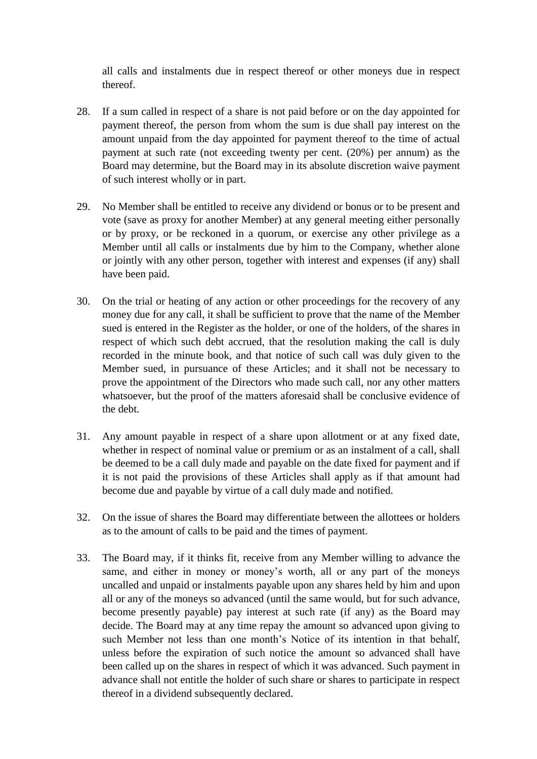all calls and instalments due in respect thereof or other moneys due in respect thereof.

28. If a sum called in respect of a share is not paid before or on the day appointed for payment thereof, the person from whom the sum is due shall pay interest on the amount unpaid from the day appointed for payment thereof to the time of actual payment at such rate (not exceeding twenty per cent. (20%) per annum) as the Board may determine, but the Board may in its absolute discretion waive payment of such interest wholly or in part.

29. No Member shall be entitled to receive any dividend or bonus or to be present and vote (save as proxy for another Member) at any general meeting either personally or by proxy, or be reckoned in a quorum, or exercise any other privilege as a Member until all calls or instalments due by him to the Company, whether alone or jointly with any other person, together with interest and expenses (if any) shall have been paid.

30. On the trial or heating of any action or other proceedings for the recovery of any money due for any call, it shall be sufficient to prove that the name of the Member sued is entered in the Register as the holder, or one of the holders, of the shares in respect of which such debt accrued, that the resolution making the call is duly recorded in the minute book, and that notice of such call was duly given to the Member sued, in pursuance of these Articles; and it shall not be necessary to prove the appointment of the Directors who made such call, nor any other matters whatsoever, but the proof of the matters aforesaid shall be conclusive evidence of the debt.

31. Any amount payable in respect of a share upon allotment or at any fixed date, whether in respect of nominal value or premium or as an instalment of a call, shall be deemed to be a call duly made and payable on the date fixed for payment and if it is not paid the provisions of these Articles shall apply as if that amount had become due and payable by virtue of a call duly made and notified.

32. On the issue of shares the Board may differentiate between the allottees or holders as to the amount of calls to be paid and the times of payment.

33. The Board may, if it thinks fit, receive from any Member willing to advance the same, and either in money or money's worth, all or any part of the moneys uncalled and unpaid or instalments payable upon any shares held by him and upon all or any of the moneys so advanced (until the same would, but for such advance, become presently payable) pay interest at such rate (if any) as the Board may decide. The Board may at any time repay the amount so advanced upon giving to such Member not less than one month's Notice of its intention in that behalf, unless before the expiration of such notice the amount so advanced shall have been called up on the shares in respect of which it was advanced. Such payment in advance shall not entitle the holder of such share or shares to participate in respect thereof in a dividend subsequently declared.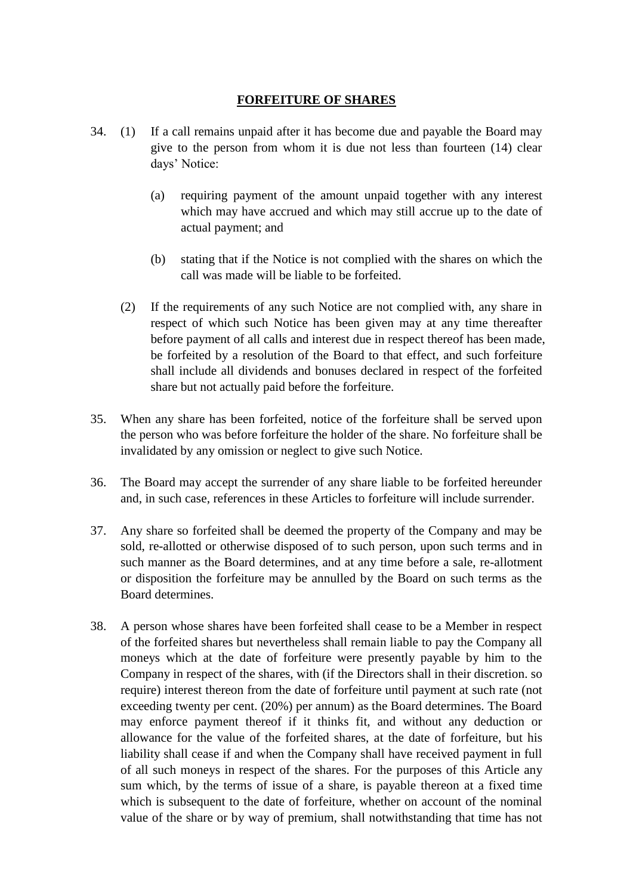## FORFEITURE OF SHARES

34. (1) If a call remains unpaid after it has become due and payable the Board may give to the person from whom it is due not less than fourteen (14) clear days' Notice:

    (a) requiring payment of the amount unpaid together with any interest which may have accrued and which may still accrue up to the date of actual payment; and

    (b) stating that if the Notice is not complied with the shares on which the call was made will be liable to be forfeited.

    (2) If the requirements of any such Notice are not complied with, any share in respect of which such Notice has been given may at any time thereafter before payment of all calls and interest due in respect thereof has been made, be forfeited by a resolution of the Board to that effect, and such forfeiture shall include all dividends and bonuses declared in respect of the forfeited share but not actually paid before the forfeiture.

35. When any share has been forfeited, notice of the forfeiture shall be served upon the person who was before forfeiture the holder of the share. No forfeiture shall be invalidated by any omission or neglect to give such Notice.

36. The Board may accept the surrender of any share liable to be forfeited hereunder and, in such case, references in these Articles to forfeiture will include surrender.

37. Any share so forfeited shall be deemed the property of the Company and may be sold, re-allotted or otherwise disposed of to such person, upon such terms and in such manner as the Board determines, and at any time before a sale, re-allotment or disposition the forfeiture may be annulled by the Board on such terms as the Board determines.

38. A person whose shares have been forfeited shall cease to be a Member in respect of the forfeited shares but nevertheless shall remain liable to pay the Company all moneys which at the date of forfeiture were presently payable by him to the Company in respect of the shares, with (if the Directors shall in their discretion. so require) interest thereon from the date of forfeiture until payment at such rate (not exceeding twenty per cent. (20%) per annum) as the Board determines. The Board may enforce payment thereof if it thinks fit, and without any deduction or allowance for the value of the forfeited shares, at the date of forfeiture, but his liability shall cease if and when the Company shall have received payment in full of all such moneys in respect of the shares. For the purposes of this Article any sum which, by the terms of issue of a share, is payable thereon at a fixed time which is subsequent to the date of forfeiture, whether on account of the nominal value of the share or by way of premium, shall notwithstanding that time has not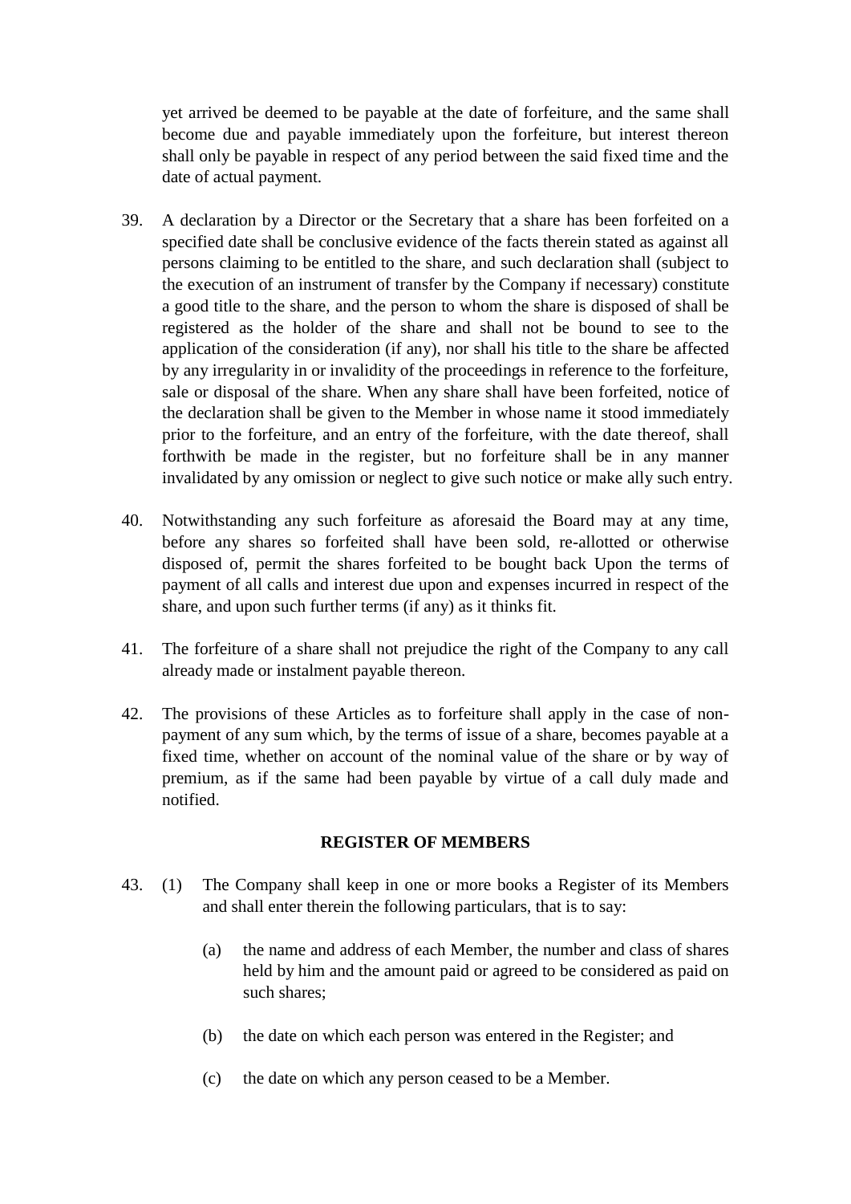yet arrived be deemed to be payable at the date of forfeiture, and the same shall become due and payable immediately upon the forfeiture, but interest thereon shall only be payable in respect of any period between the said fixed time and the date of actual payment.

39. A declaration by a Director or the Secretary that a share has been forfeited on a specified date shall be conclusive evidence of the facts therein stated as against all persons claiming to be entitled to the share, and such declaration shall (subject to the execution of an instrument of transfer by the Company if necessary) constitute a good title to the share, and the person to whom the share is disposed of shall be registered as the holder of the share and shall not be bound to see to the application of the consideration (if any), nor shall his title to the share be affected by any irregularity in or invalidity of the proceedings in reference to the forfeiture, sale or disposal of the share. When any share shall have been forfeited, notice of the declaration shall be given to the Member in whose name it stood immediately prior to the forfeiture, and an entry of the forfeiture, with the date thereof, shall forthwith be made in the register, but no forfeiture shall be in any manner invalidated by any omission or neglect to give such notice or make ally such entry.

40. Notwithstanding any such forfeiture as aforesaid the Board may at any time, before any shares so forfeited shall have been sold, re-allotted or otherwise disposed of, permit the shares forfeited to be bought back Upon the terms of payment of all calls and interest due upon and expenses incurred in respect of the share, and upon such further terms (if any) as it thinks fit.

41. The forfeiture of a share shall not prejudice the right of the Company to any call already made or instalment payable thereon.

42. The provisions of these Articles as to forfeiture shall apply in the case of non-payment of any sum which, by the terms of issue of a share, becomes payable at a fixed time, whether on account of the nominal value of the share or by way of premium, as if the same had been payable by virtue of a call duly made and notified.

## REGISTER OF MEMBERS

43. (1) The Company shall keep in one or more books a Register of its Members and shall enter therein the following particulars, that is to say:

    (a) the name and address of each Member, the number and class of shares held by him and the amount paid or agreed to be considered as paid on such shares;

    (b) the date on which each person was entered in the Register; and

    (c) the date on which any person ceased to be a Member.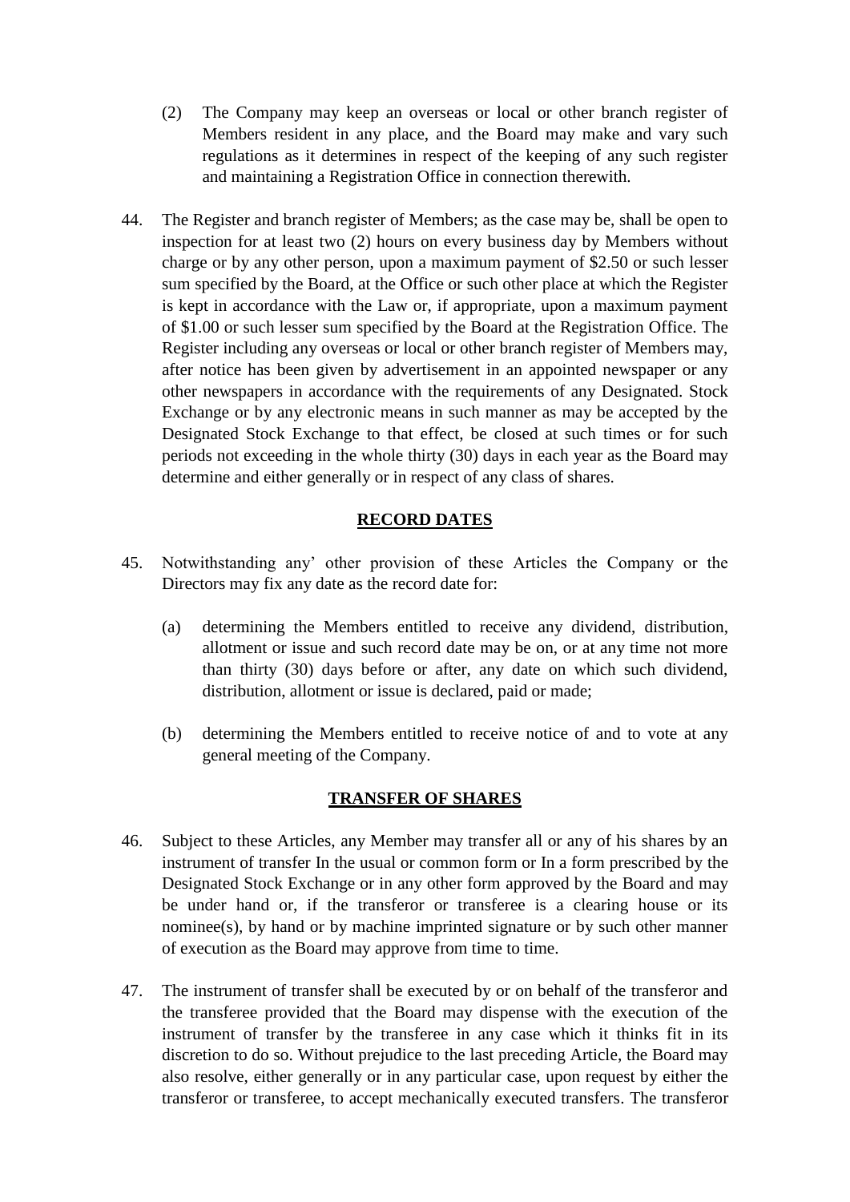(2) The Company may keep an overseas or local or other branch register of Members resident in any place, and the Board may make and vary such regulations as it determines in respect of the keeping of any such register and maintaining a Registration Office in connection therewith.

44. The Register and branch register of Members; as the case may be, shall be open to inspection for at least two (2) hours on every business day by Members without charge or by any other person, upon a maximum payment of $2.50 or such lesser sum specified by the Board, at the Office or such other place at which the Register is kept in accordance with the Law or, if appropriate, upon a maximum payment of $1.00 or such lesser sum specified by the Board at the Registration Office. The Register including any overseas or local or other branch register of Members may, after notice has been given by advertisement in an appointed newspaper or any other newspapers in accordance with the requirements of any Designated. Stock Exchange or by any electronic means in such manner as may be accepted by the Designated Stock Exchange to that effect, be closed at such times or for such periods not exceeding in the whole thirty (30) days in each year as the Board may determine and either generally or in respect of any class of shares.

## RECORD DATES

45. Notwithstanding any’ other provision of these Articles the Company or the Directors may fix any date as the record date for:

    (a) determining the Members entitled to receive any dividend, distribution, allotment or issue and such record date may be on, or at any time not more than thirty (30) days before or after, any date on which such dividend, distribution, allotment or issue is declared, paid or made;

    (b) determining the Members entitled to receive notice of and to vote at any general meeting of the Company.

## TRANSFER OF SHARES

46. Subject to these Articles, any Member may transfer all or any of his shares by an instrument of transfer In the usual or common form or In a form prescribed by the Designated Stock Exchange or in any other form approved by the Board and may be under hand or, if the transferor or transferee is a clearing house or its nominee(s), by hand or by machine imprinted signature or by such other manner of execution as the Board may approve from time to time.

47. The instrument of transfer shall be executed by or on behalf of the transferor and the transferee provided that the Board may dispense with the execution of the instrument of transfer by the transferee in any case which it thinks fit in its discretion to do so. Without prejudice to the last preceding Article, the Board may also resolve, either generally or in any particular case, upon request by either the transferor or transferee, to accept mechanically executed transfers. The transferor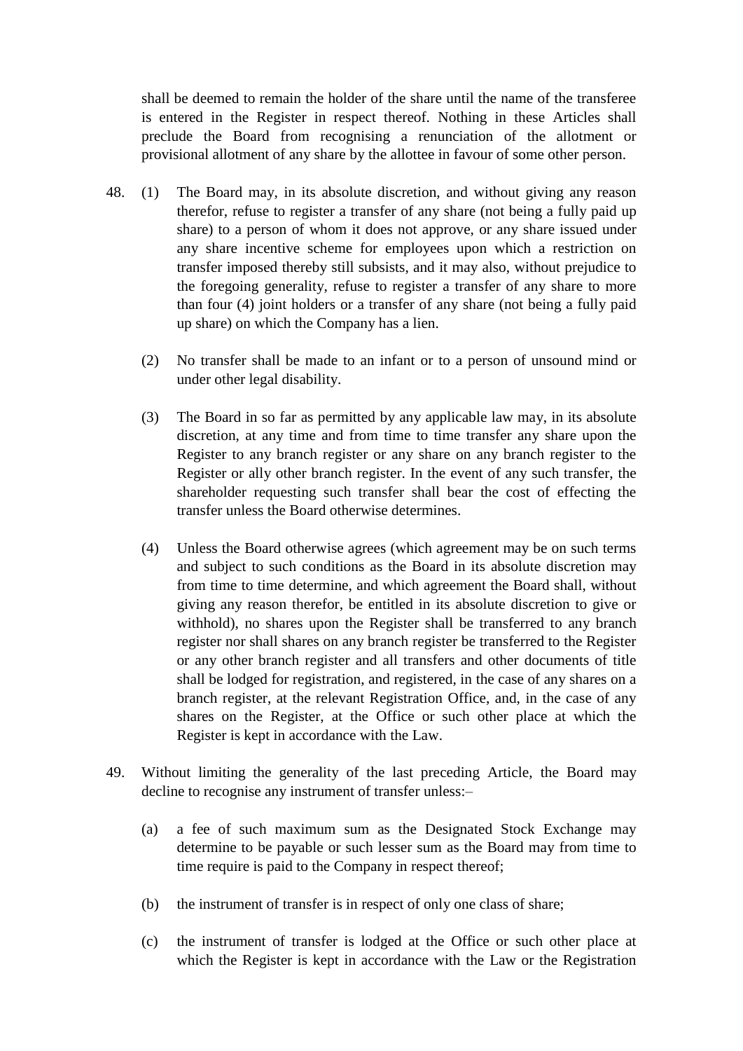shall be deemed to remain the holder of the share until the name of the transferee is entered in the Register in respect thereof. Nothing in these Articles shall preclude the Board from recognising a renunciation of the allotment or provisional allotment of any share by the allottee in favour of some other person.

48. (1) The Board may, in its absolute discretion, and without giving any reason therefor, refuse to register a transfer of any share (not being a fully paid up share) to a person of whom it does not approve, or any share issued under any share incentive scheme for employees upon which a restriction on transfer imposed thereby still subsists, and it may also, without prejudice to the foregoing generality, refuse to register a transfer of any share to more than four (4) joint holders or a transfer of any share (not being a fully paid up share) on which the Company has a lien.

    (2) No transfer shall be made to an infant or to a person of unsound mind or under other legal disability.

    (3) The Board in so far as permitted by any applicable law may, in its absolute discretion, at any time and from time to time transfer any share upon the Register to any branch register or any share on any branch register to the Register or ally other branch register. In the event of any such transfer, the shareholder requesting such transfer shall bear the cost of effecting the transfer unless the Board otherwise determines.

    (4) Unless the Board otherwise agrees (which agreement may be on such terms and subject to such conditions as the Board in its absolute discretion may from time to time determine, and which agreement the Board shall, without giving any reason therefor, be entitled in its absolute discretion to give or withhold), no shares upon the Register shall be transferred to any branch register nor shall shares on any branch register be transferred to the Register or any other branch register and all transfers and other documents of title shall be lodged for registration, and registered, in the case of any shares on a branch register, at the relevant Registration Office, and, in the case of any shares on the Register, at the Office or such other place at which the Register is kept in accordance with the Law.

49. Without limiting the generality of the last preceding Article, the Board may decline to recognise any instrument of transfer unless:–

    (a) a fee of such maximum sum as the Designated Stock Exchange may determine to be payable or such lesser sum as the Board may from time to time require is paid to the Company in respect thereof;

    (b) the instrument of transfer is in respect of only one class of share;

    (c) the instrument of transfer is lodged at the Office or such other place at which the Register is kept in accordance with the Law or the Registration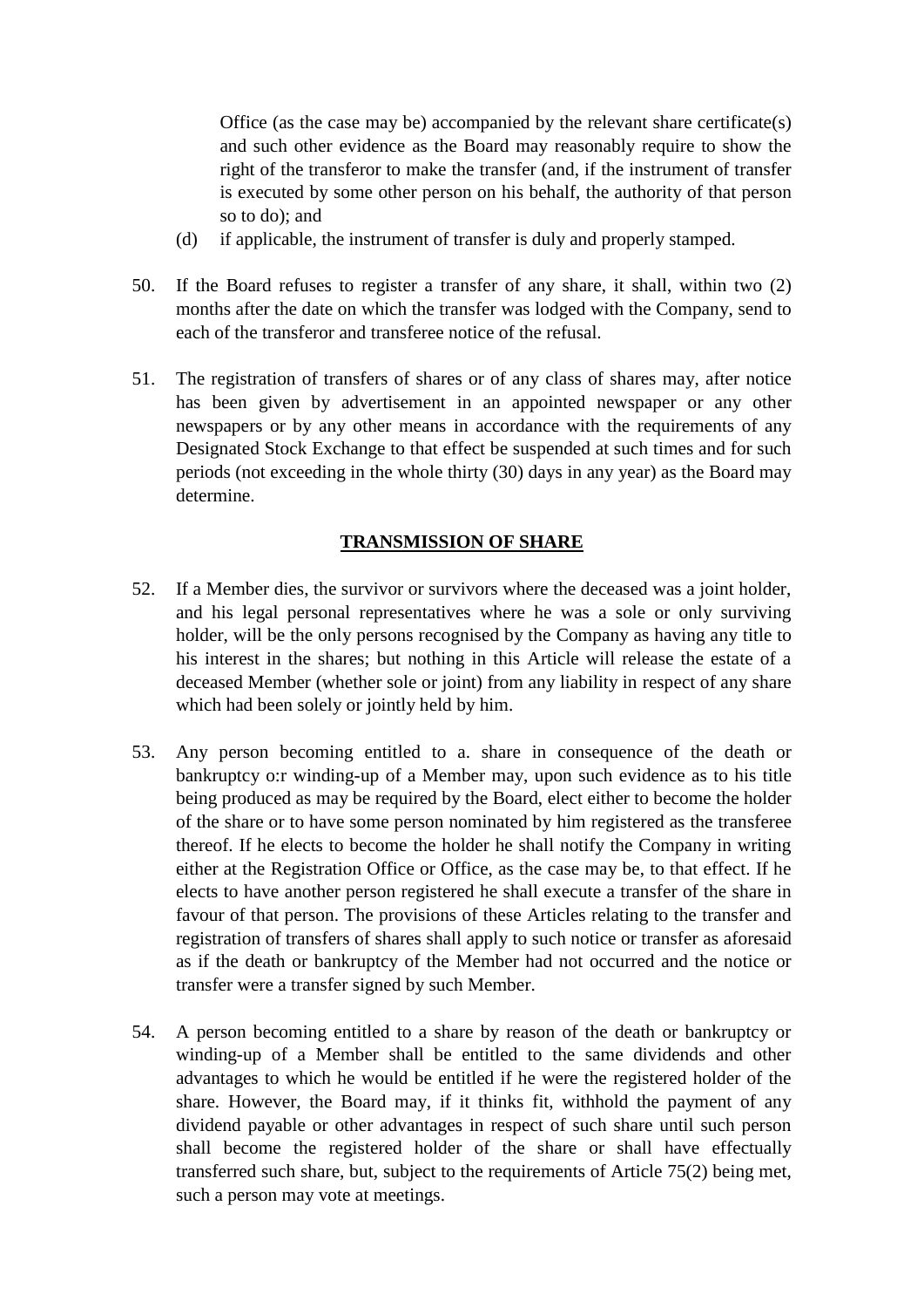Office (as the case may be) accompanied by the relevant share certificate(s) and such other evidence as the Board may reasonably require to show the right of the transferor to make the transfer (and, if the instrument of transfer is executed by some other person on his behalf, the authority of that person so to do); and

(d) if applicable, the instrument of transfer is duly and properly stamped.

50. If the Board refuses to register a transfer of any share, it shall, within two (2) months after the date on which the transfer was lodged with the Company, send to each of the transferor and transferee notice of the refusal.

51. The registration of transfers of shares or of any class of shares may, after notice has been given by advertisement in an appointed newspaper or any other newspapers or by any other means in accordance with the requirements of any Designated Stock Exchange to that effect be suspended at such times and for such periods (not exceeding in the whole thirty (30) days in any year) as the Board may determine.

## TRANSMISSION OF SHARE

52. If a Member dies, the survivor or survivors where the deceased was a joint holder, and his legal personal representatives where he was a sole or only surviving holder, will be the only persons recognised by the Company as having any title to his interest in the shares; but nothing in this Article will release the estate of a deceased Member (whether sole or joint) from any liability in respect of any share which had been solely or jointly held by him.

53. Any person becoming entitled to a. share in consequence of the death or bankruptcy o:r winding-up of a Member may, upon such evidence as to his title being produced as may be required by the Board, elect either to become the holder of the share or to have some person nominated by him registered as the transferee thereof. If he elects to become the holder he shall notify the Company in writing either at the Registration Office or Office, as the case may be, to that effect. If he elects to have another person registered he shall execute a transfer of the share in favour of that person. The provisions of these Articles relating to the transfer and registration of transfers of shares shall apply to such notice or transfer as aforesaid as if the death or bankruptcy of the Member had not occurred and the notice or transfer were a transfer signed by such Member.

54. A person becoming entitled to a share by reason of the death or bankruptcy or winding-up of a Member shall be entitled to the same dividends and other advantages to which he would be entitled if he were the registered holder of the share. However, the Board may, if it thinks fit, withhold the payment of any dividend payable or other advantages in respect of such share until such person shall become the registered holder of the share or shall have effectually transferred such share, but, subject to the requirements of Article 75(2) being met, such a person may vote at meetings.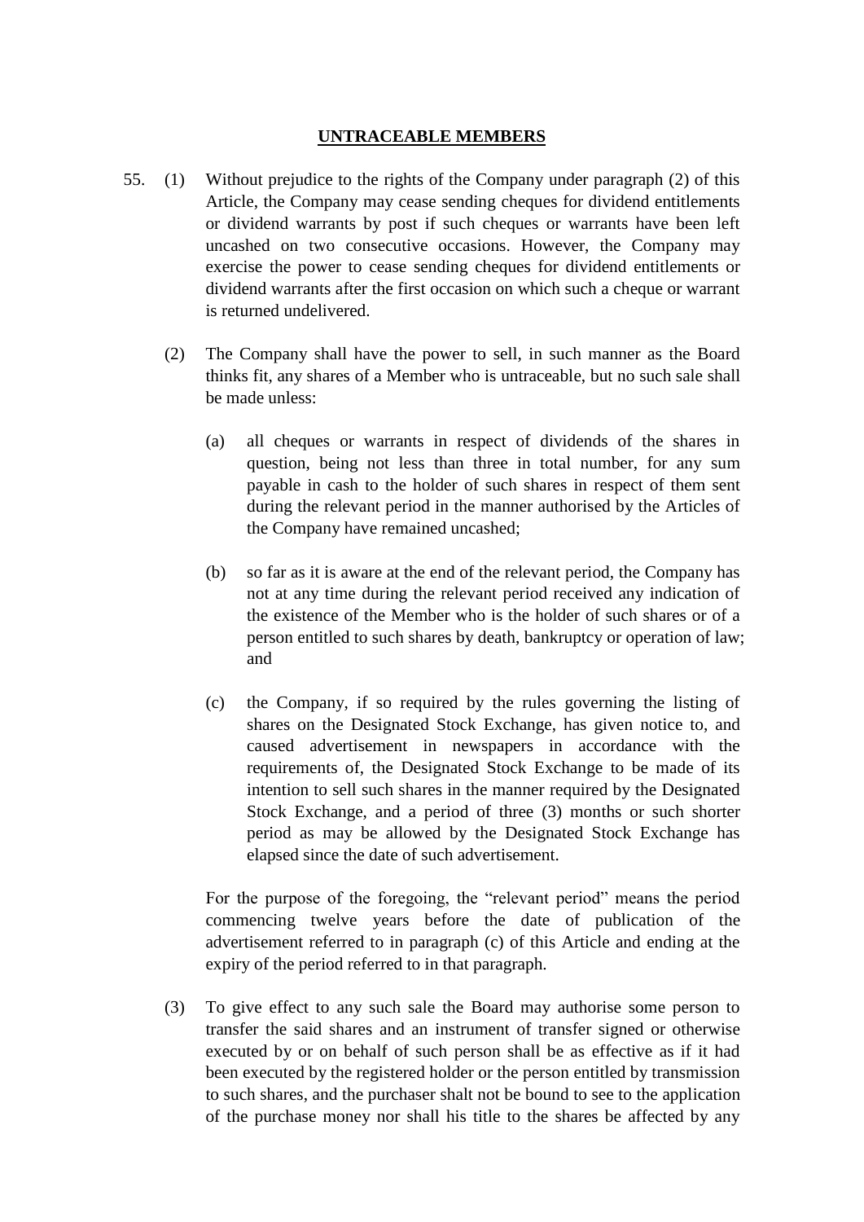## UNTRACEABLE MEMBERS

55. (1) Without prejudice to the rights of the Company under paragraph (2) of this Article, the Company may cease sending cheques for dividend entitlements or dividend warrants by post if such cheques or warrants have been left uncashed on two consecutive occasions. However, the Company may exercise the power to cease sending cheques for dividend entitlements or dividend warrants after the first occasion on which such a cheque or warrant is returned undelivered.

(2) The Company shall have the power to sell, in such manner as the Board thinks fit, any shares of a Member who is untraceable, but no such sale shall be made unless:

(a) all cheques or warrants in respect of dividends of the shares in question, being not less than three in total number, for any sum payable in cash to the holder of such shares in respect of them sent during the relevant period in the manner authorised by the Articles of the Company have remained uncashed;

(b) so far as it is aware at the end of the relevant period, the Company has not at any time during the relevant period received any indication of the existence of the Member who is the holder of such shares or of a person entitled to such shares by death, bankruptcy or operation of law; and

(c) the Company, if so required by the rules governing the listing of shares on the Designated Stock Exchange, has given notice to, and caused advertisement in newspapers in accordance with the requirements of, the Designated Stock Exchange to be made of its intention to sell such shares in the manner required by the Designated Stock Exchange, and a period of three (3) months or such shorter period as may be allowed by the Designated Stock Exchange has elapsed since the date of such advertisement.

For the purpose of the foregoing, the "relevant period" means the period commencing twelve years before the date of publication of the advertisement referred to in paragraph (c) of this Article and ending at the expiry of the period referred to in that paragraph.

(3) To give effect to any such sale the Board may authorise some person to transfer the said shares and an instrument of transfer signed or otherwise executed by or on behalf of such person shall be as effective as if it had been executed by the registered holder or the person entitled by transmission to such shares, and the purchaser shalt not be bound to see to the application of the purchase money nor shall his title to the shares be affected by any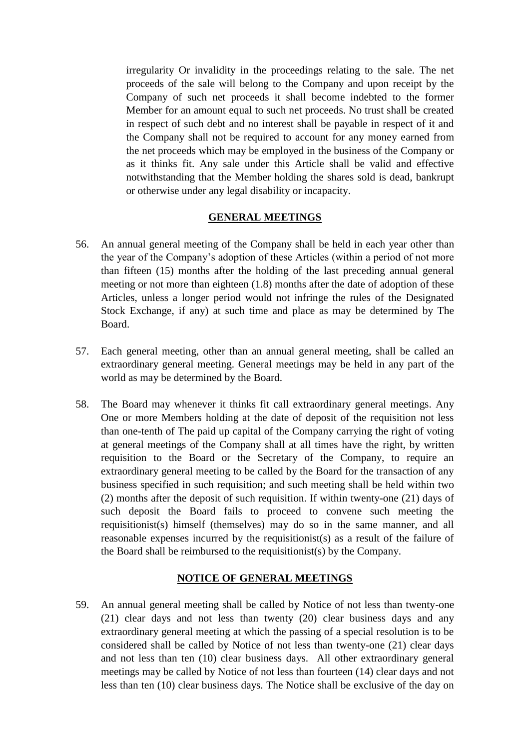irregularity Or invalidity in the proceedings relating to the sale. The net proceeds of the sale will belong to the Company and upon receipt by the Company of such net proceeds it shall become indebted to the former Member for an amount equal to such net proceeds. No trust shall be created in respect of such debt and no interest shall be payable in respect of it and the Company shall not be required to account for any money earned from the net proceeds which may be employed in the business of the Company or as it thinks fit. Any sale under this Article shall be valid and effective notwithstanding that the Member holding the shares sold is dead, bankrupt or otherwise under any legal disability or incapacity.

## GENERAL MEETINGS

56. An annual general meeting of the Company shall be held in each year other than the year of the Company's adoption of these Articles (within a period of not more than fifteen (15) months after the holding of the last preceding annual general meeting or not more than eighteen (1.8) months after the date of adoption of these Articles, unless a longer period would not infringe the rules of the Designated Stock Exchange, if any) at such time and place as may be determined by The Board.

57. Each general meeting, other than an annual general meeting, shall be called an extraordinary general meeting. General meetings may be held in any part of the world as may be determined by the Board.

58. The Board may whenever it thinks fit call extraordinary general meetings. Any One or more Members holding at the date of deposit of the requisition not less than one-tenth of The paid up capital of the Company carrying the right of voting at general meetings of the Company shall at all times have the right, by written requisition to the Board or the Secretary of the Company, to require an extraordinary general meeting to be called by the Board for the transaction of any business specified in such requisition; and such meeting shall be held within two (2) months after the deposit of such requisition. If within twenty-one (21) days of such deposit the Board fails to proceed to convene such meeting the requisitionist(s) himself (themselves) may do so in the same manner, and all reasonable expenses incurred by the requisitionist(s) as a result of the failure of the Board shall be reimbursed to the requisitionist(s) by the Company.

## NOTICE OF GENERAL MEETINGS

59. An annual general meeting shall be called by Notice of not less than twenty-one (21) clear days and not less than twenty (20) clear business days and any extraordinary general meeting at which the passing of a special resolution is to be considered shall be called by Notice of not less than twenty-one (21) clear days and not less than ten (10) clear business days. All other extraordinary general meetings may be called by Notice of not less than fourteen (14) clear days and not less than ten (10) clear business days. The Notice shall be exclusive of the day on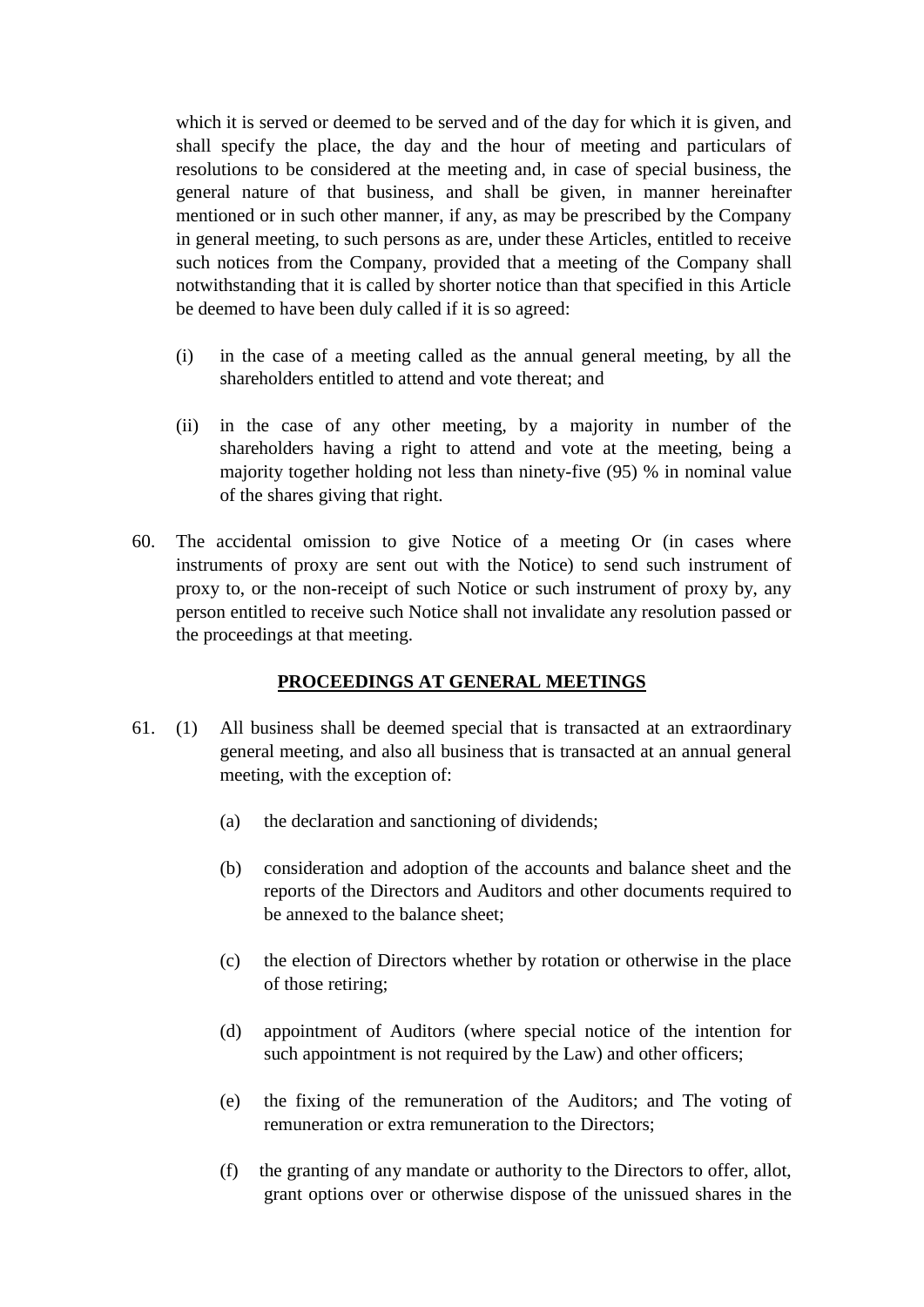which it is served or deemed to be served and of the day for which it is given, and shall specify the place, the day and the hour of meeting and particulars of resolutions to be considered at the meeting and, in case of special business, the general nature of that business, and shall be given, in manner hereinafter mentioned or in such other manner, if any, as may be prescribed by the Company in general meeting, to such persons as are, under these Articles, entitled to receive such notices from the Company, provided that a meeting of the Company shall notwithstanding that it is called by shorter notice than that specified in this Article be deemed to have been duly called if it is so agreed:

(i) in the case of a meeting called as the annual general meeting, by all the shareholders entitled to attend and vote thereat; and

(ii) in the case of any other meeting, by a majority in number of the shareholders having a right to attend and vote at the meeting, being a majority together holding not less than ninety-five (95) % in nominal value of the shares giving that right.

60. The accidental omission to give Notice of a meeting Or (in cases where instruments of proxy are sent out with the Notice) to send such instrument of proxy to, or the non-receipt of such Notice or such instrument of proxy by, any person entitled to receive such Notice shall not invalidate any resolution passed or the proceedings at that meeting.

**PROCEEDINGS AT GENERAL MEETINGS**

61. (1) All business shall be deemed special that is transacted at an extraordinary general meeting, and also all business that is transacted at an annual general meeting, with the exception of:

(a) the declaration and sanctioning of dividends;

(b) consideration and adoption of the accounts and balance sheet and the reports of the Directors and Auditors and other documents required to be annexed to the balance sheet;

(c) the election of Directors whether by rotation or otherwise in the place of those retiring;

(d) appointment of Auditors (where special notice of the intention for such appointment is not required by the Law) and other officers;

(e) the fixing of the remuneration of the Auditors; and The voting of remuneration or extra remuneration to the Directors;

(f) the granting of any mandate or authority to the Directors to offer, allot, grant options over or otherwise dispose of the unissued shares in the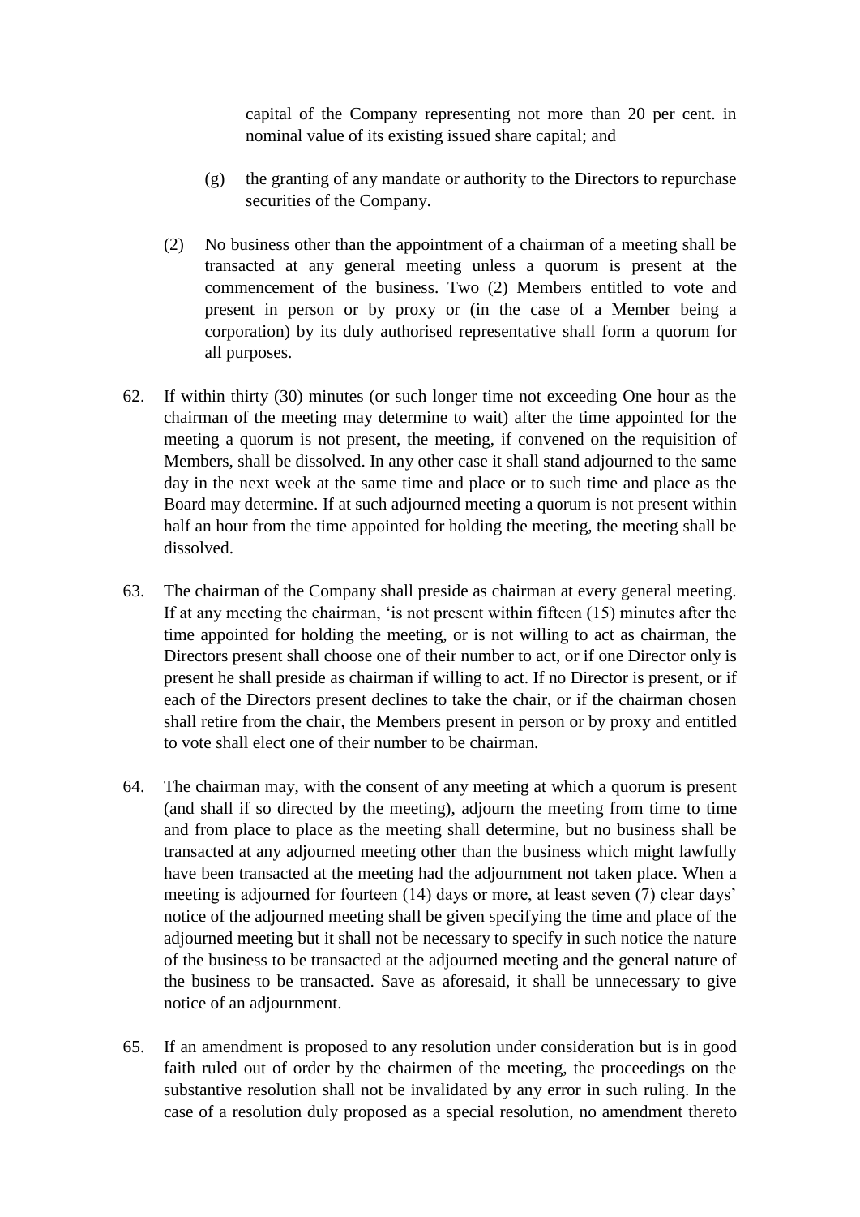capital of the Company representing not more than 20 per cent. in nominal value of its existing issued share capital; and

(g) the granting of any mandate or authority to the Directors to repurchase securities of the Company.

(2) No business other than the appointment of a chairman of a meeting shall be transacted at any general meeting unless a quorum is present at the commencement of the business. Two (2) Members entitled to vote and present in person or by proxy or (in the case of a Member being a corporation) by its duly authorised representative shall form a quorum for all purposes.

62. If within thirty (30) minutes (or such longer time not exceeding One hour as the chairman of the meeting may determine to wait) after the time appointed for the meeting a quorum is not present, the meeting, if convened on the requisition of Members, shall be dissolved. In any other case it shall stand adjourned to the same day in the next week at the same time and place or to such time and place as the Board may determine. If at such adjourned meeting a quorum is not present within half an hour from the time appointed for holding the meeting, the meeting shall be dissolved.

63. The chairman of the Company shall preside as chairman at every general meeting. If at any meeting the chairman, 'is not present within fifteen (15) minutes after the time appointed for holding the meeting, or is not willing to act as chairman, the Directors present shall choose one of their number to act, or if one Director only is present he shall preside as chairman if willing to act. If no Director is present, or if each of the Directors present declines to take the chair, or if the chairman chosen shall retire from the chair, the Members present in person or by proxy and entitled to vote shall elect one of their number to be chairman.

64. The chairman may, with the consent of any meeting at which a quorum is present (and shall if so directed by the meeting), adjourn the meeting from time to time and from place to place as the meeting shall determine, but no business shall be transacted at any adjourned meeting other than the business which might lawfully have been transacted at the meeting had the adjournment not taken place. When a meeting is adjourned for fourteen (14) days or more, at least seven (7) clear days' notice of the adjourned meeting shall be given specifying the time and place of the adjourned meeting but it shall not be necessary to specify in such notice the nature of the business to be transacted at the adjourned meeting and the general nature of the business to be transacted. Save as aforesaid, it shall be unnecessary to give notice of an adjournment.

65. If an amendment is proposed to any resolution under consideration but is in good faith ruled out of order by the chairmen of the meeting, the proceedings on the substantive resolution shall not be invalidated by any error in such ruling. In the case of a resolution duly proposed as a special resolution, no amendment thereto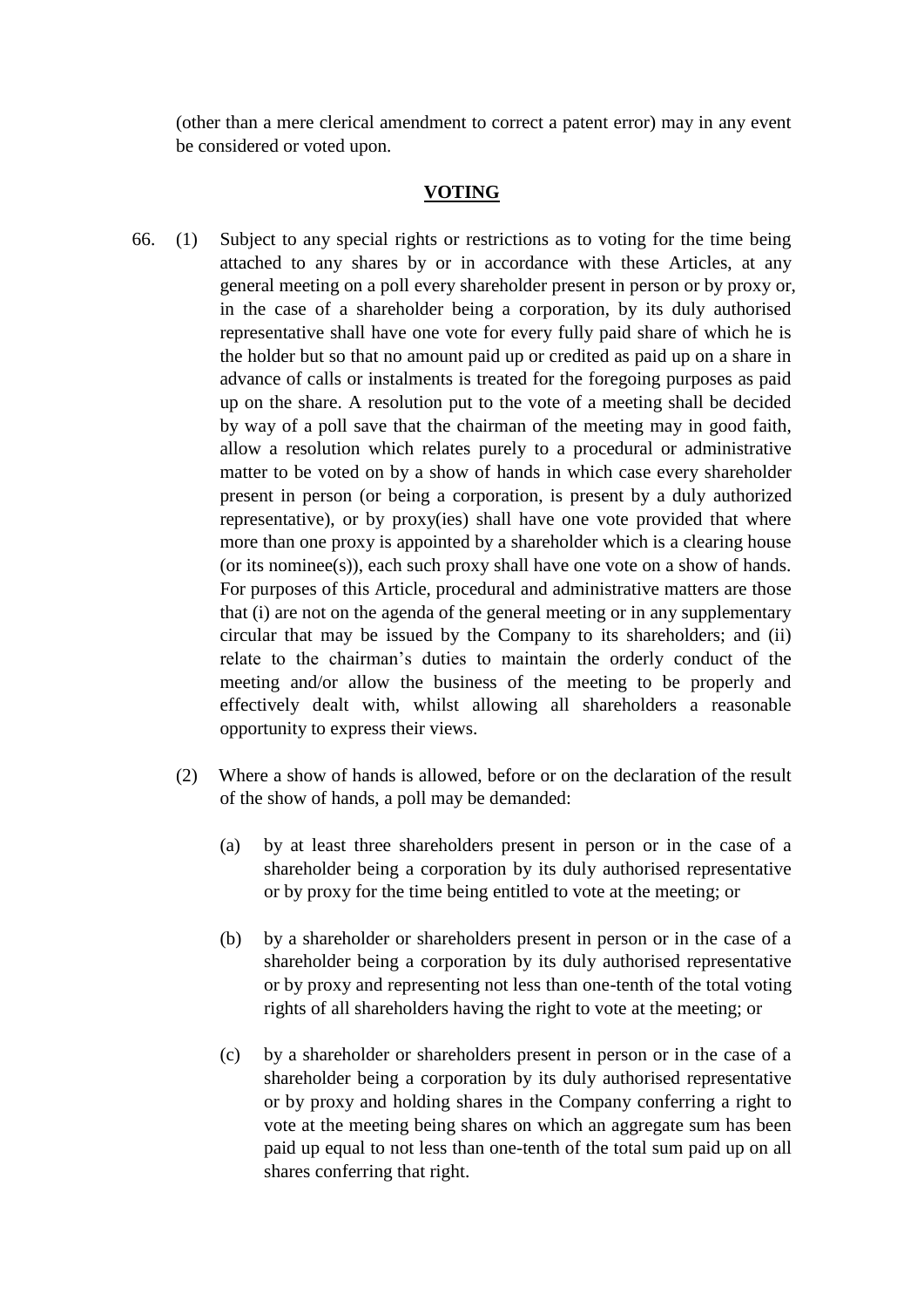(other than a mere clerical amendment to correct a patent error) may in any event be considered or voted upon.

## VOTING

66. (1) Subject to any special rights or restrictions as to voting for the time being attached to any shares by or in accordance with these Articles, at any general meeting on a poll every shareholder present in person or by proxy or, in the case of a shareholder being a corporation, by its duly authorised representative shall have one vote for every fully paid share of which he is the holder but so that no amount paid up or credited as paid up on a share in advance of calls or instalments is treated for the foregoing purposes as paid up on the share. A resolution put to the vote of a meeting shall be decided by way of a poll save that the chairman of the meeting may in good faith, allow a resolution which relates purely to a procedural or administrative matter to be voted on by a show of hands in which case every shareholder present in person (or being a corporation, is present by a duly authorized representative), or by proxy(ies) shall have one vote provided that where more than one proxy is appointed by a shareholder which is a clearing house (or its nominee(s)), each such proxy shall have one vote on a show of hands. For purposes of this Article, procedural and administrative matters are those that (i) are not on the agenda of the general meeting or in any supplementary circular that may be issued by the Company to its shareholders; and (ii) relate to the chairman's duties to maintain the orderly conduct of the meeting and/or allow the business of the meeting to be properly and effectively dealt with, whilst allowing all shareholders a reasonable opportunity to express their views.

(2) Where a show of hands is allowed, before or on the declaration of the result of the show of hands, a poll may be demanded:

(a) by at least three shareholders present in person or in the case of a shareholder being a corporation by its duly authorised representative or by proxy for the time being entitled to vote at the meeting; or

(b) by a shareholder or shareholders present in person or in the case of a shareholder being a corporation by its duly authorised representative or by proxy and representing not less than one-tenth of the total voting rights of all shareholders having the right to vote at the meeting; or

(c) by a shareholder or shareholders present in person or in the case of a shareholder being a corporation by its duly authorised representative or by proxy and holding shares in the Company conferring a right to vote at the meeting being shares on which an aggregate sum has been paid up equal to not less than one-tenth of the total sum paid up on all shares conferring that right.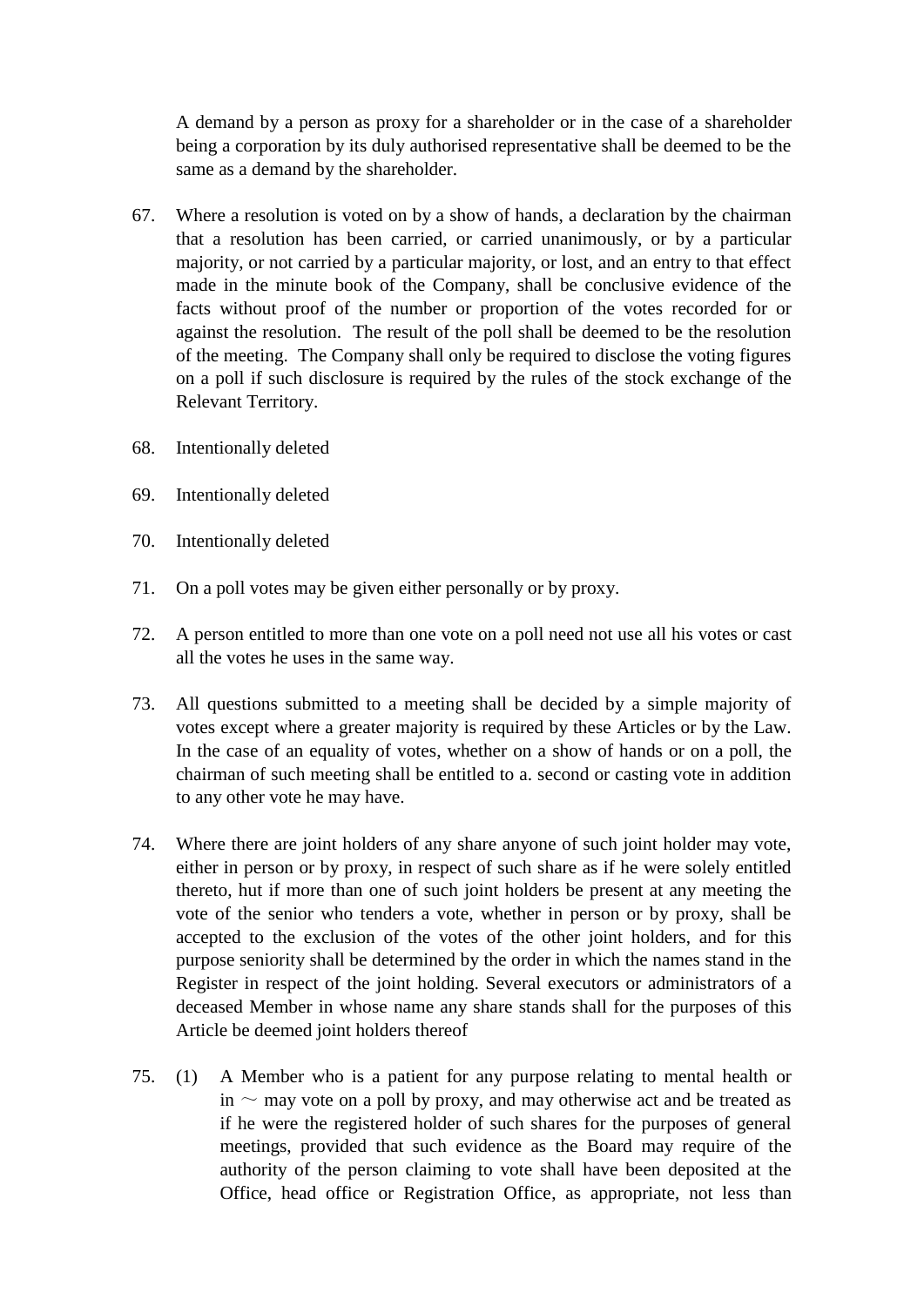A demand by a person as proxy for a shareholder or in the case of a shareholder being a corporation by its duly authorised representative shall be deemed to be the same as a demand by the shareholder.

67. Where a resolution is voted on by a show of hands, a declaration by the chairman that a resolution has been carried, or carried unanimously, or by a particular majority, or not carried by a particular majority, or lost, and an entry to that effect made in the minute book of the Company, shall be conclusive evidence of the facts without proof of the number or proportion of the votes recorded for or against the resolution. The result of the poll shall be deemed to be the resolution of the meeting. The Company shall only be required to disclose the voting figures on a poll if such disclosure is required by the rules of the stock exchange of the Relevant Territory.

68. Intentionally deleted

69. Intentionally deleted

70. Intentionally deleted

71. On a poll votes may be given either personally or by proxy.

72. A person entitled to more than one vote on a poll need not use all his votes or cast all the votes he uses in the same way.

73. All questions submitted to a meeting shall be decided by a simple majority of votes except where a greater majority is required by these Articles or by the Law. In the case of an equality of votes, whether on a show of hands or on a poll, the chairman of such meeting shall be entitled to a. second or casting vote in addition to any other vote he may have.

74. Where there are joint holders of any share anyone of such joint holder may vote, either in person or by proxy, in respect of such share as if he were solely entitled thereto, hut if more than one of such joint holders be present at any meeting the vote of the senior who tenders a vote, whether in person or by proxy, shall be accepted to the exclusion of the votes of the other joint holders, and for this purpose seniority shall be determined by the order in which the names stand in the Register in respect of the joint holding. Several executors or administrators of a deceased Member in whose name any share stands shall for the purposes of this Article be deemed joint holders thereof

75. (1) A Member who is a patient for any purpose relating to mental health or in ~ may vote on a poll by proxy, and may otherwise act and be treated as if he were the registered holder of such shares for the purposes of general meetings, provided that such evidence as the Board may require of the authority of the person claiming to vote shall have been deposited at the Office, head office or Registration Office, as appropriate, not less than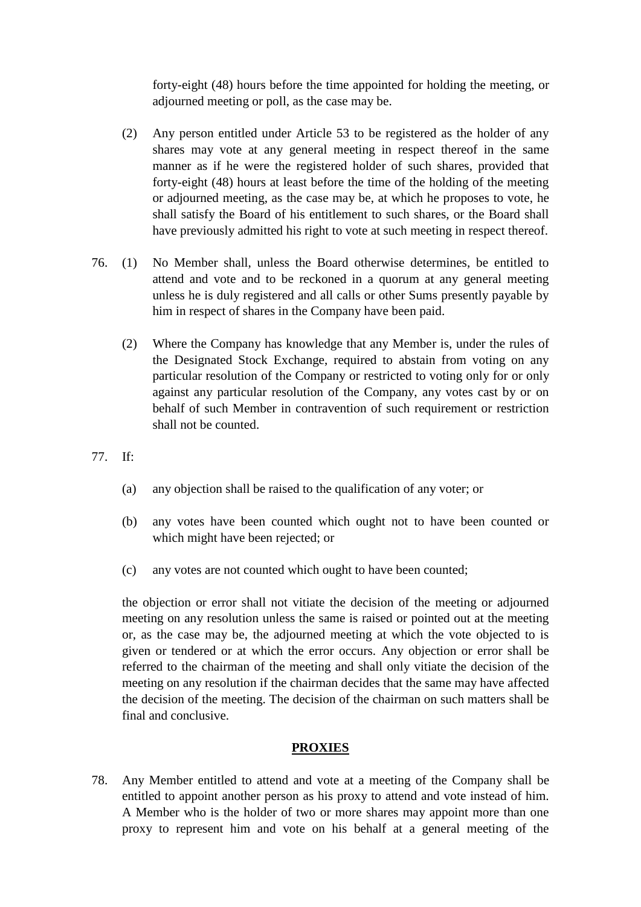forty-eight (48) hours before the time appointed for holding the meeting, or adjourned meeting or poll, as the case may be.

(2) Any person entitled under Article 53 to be registered as the holder of any shares may vote at any general meeting in respect thereof in the same manner as if he were the registered holder of such shares, provided that forty-eight (48) hours at least before the time of the holding of the meeting or adjourned meeting, as the case may be, at which he proposes to vote, he shall satisfy the Board of his entitlement to such shares, or the Board shall have previously admitted his right to vote at such meeting in respect thereof.

76. (1) No Member shall, unless the Board otherwise determines, be entitled to attend and vote and to be reckoned in a quorum at any general meeting unless he is duly registered and all calls or other Sums presently payable by him in respect of shares in the Company have been paid.

(2) Where the Company has knowledge that any Member is, under the rules of the Designated Stock Exchange, required to abstain from voting on any particular resolution of the Company or restricted to voting only for or only against any particular resolution of the Company, any votes cast by or on behalf of such Member in contravention of such requirement or restriction shall not be counted.

77. If:

(a) any objection shall be raised to the qualification of any voter; or

(b) any votes have been counted which ought not to have been counted or which might have been rejected; or

(c) any votes are not counted which ought to have been counted;

the objection or error shall not vitiate the decision of the meeting or adjourned meeting on any resolution unless the same is raised or pointed out at the meeting or, as the case may be, the adjourned meeting at which the vote objected to is given or tendered or at which the error occurs. Any objection or error shall be referred to the chairman of the meeting and shall only vitiate the decision of the meeting on any resolution if the chairman decides that the same may have affected the decision of the meeting. The decision of the chairman on such matters shall be final and conclusive.

## PROXIES

78. Any Member entitled to attend and vote at a meeting of the Company shall be entitled to appoint another person as his proxy to attend and vote instead of him. A Member who is the holder of two or more shares may appoint more than one proxy to represent him and vote on his behalf at a general meeting of the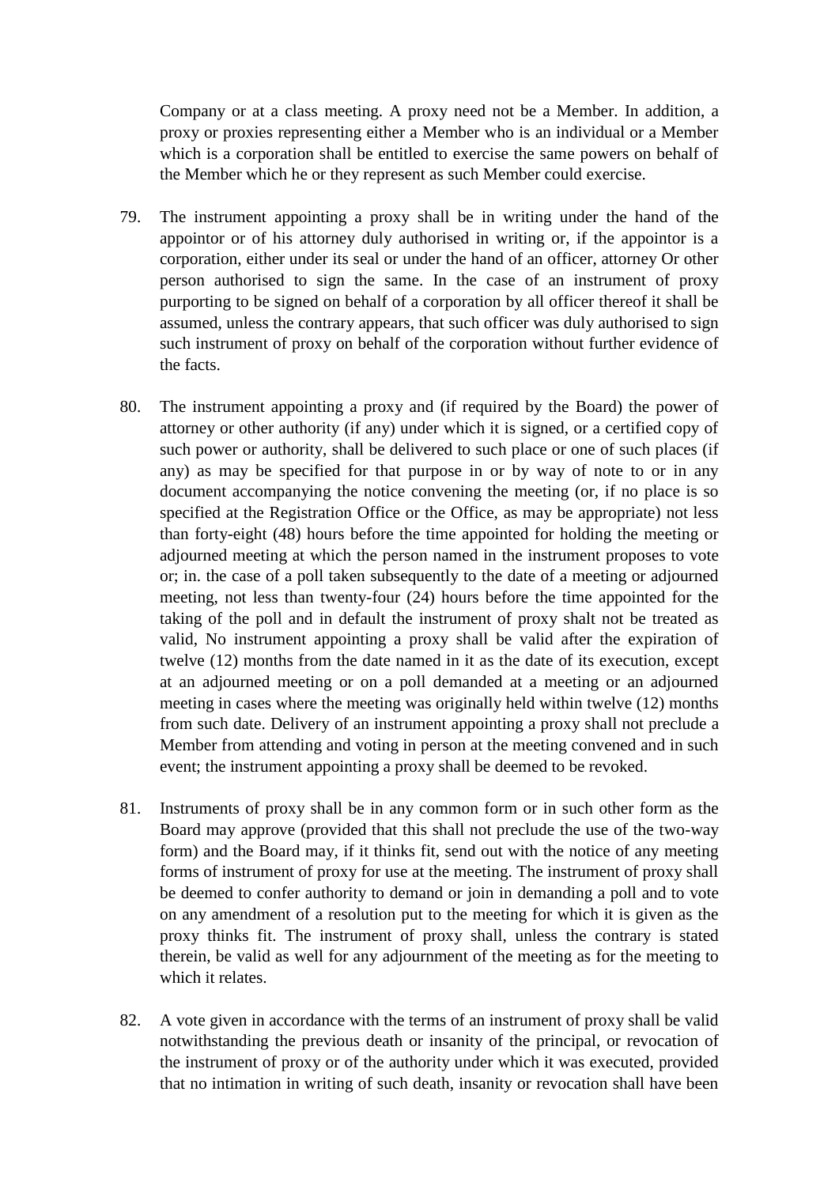Company or at a class meeting. A proxy need not be a Member. In addition, a proxy or proxies representing either a Member who is an individual or a Member which is a corporation shall be entitled to exercise the same powers on behalf of the Member which he or they represent as such Member could exercise.

79. The instrument appointing a proxy shall be in writing under the hand of the appointor or of his attorney duly authorised in writing or, if the appointor is a corporation, either under its seal or under the hand of an officer, attorney Or other person authorised to sign the same. In the case of an instrument of proxy purporting to be signed on behalf of a corporation by all officer thereof it shall be assumed, unless the contrary appears, that such officer was duly authorised to sign such instrument of proxy on behalf of the corporation without further evidence of the facts.

80. The instrument appointing a proxy and (if required by the Board) the power of attorney or other authority (if any) under which it is signed, or a certified copy of such power or authority, shall be delivered to such place or one of such places (if any) as may be specified for that purpose in or by way of note to or in any document accompanying the notice convening the meeting (or, if no place is so specified at the Registration Office or the Office, as may be appropriate) not less than forty-eight (48) hours before the time appointed for holding the meeting or adjourned meeting at which the person named in the instrument proposes to vote or; in. the case of a poll taken subsequently to the date of a meeting or adjourned meeting, not less than twenty-four (24) hours before the time appointed for the taking of the poll and in default the instrument of proxy shalt not be treated as valid, No instrument appointing a proxy shall be valid after the expiration of twelve (12) months from the date named in it as the date of its execution, except at an adjourned meeting or on a poll demanded at a meeting or an adjourned meeting in cases where the meeting was originally held within twelve (12) months from such date. Delivery of an instrument appointing a proxy shall not preclude a Member from attending and voting in person at the meeting convened and in such event; the instrument appointing a proxy shall be deemed to be revoked.

81. Instruments of proxy shall be in any common form or in such other form as the Board may approve (provided that this shall not preclude the use of the two-way form) and the Board may, if it thinks fit, send out with the notice of any meeting forms of instrument of proxy for use at the meeting. The instrument of proxy shall be deemed to confer authority to demand or join in demanding a poll and to vote on any amendment of a resolution put to the meeting for which it is given as the proxy thinks fit. The instrument of proxy shall, unless the contrary is stated therein, be valid as well for any adjournment of the meeting as for the meeting to which it relates.

82. A vote given in accordance with the terms of an instrument of proxy shall be valid notwithstanding the previous death or insanity of the principal, or revocation of the instrument of proxy or of the authority under which it was executed, provided that no intimation in writing of such death, insanity or revocation shall have been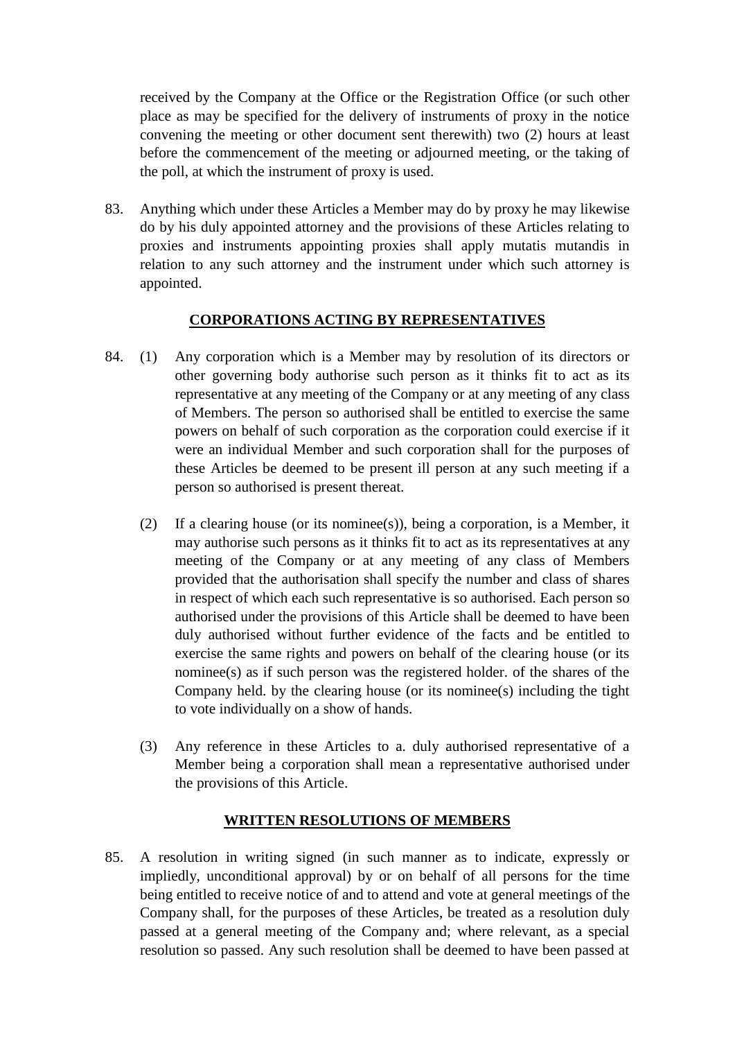received by the Company at the Office or the Registration Office (or such other place as may be specified for the delivery of instruments of proxy in the notice convening the meeting or other document sent therewith) two (2) hours at least before the commencement of the meeting or adjourned meeting, or the taking of the poll, at which the instrument of proxy is used.

83. Anything which under these Articles a Member may do by proxy he may likewise do by his duly appointed attorney and the provisions of these Articles relating to proxies and instruments appointing proxies shall apply mutatis mutandis in relation to any such attorney and the instrument under which such attorney is appointed.

## CORPORATIONS ACTING BY REPRESENTATIVES

84. (1) Any corporation which is a Member may by resolution of its directors or other governing body authorise such person as it thinks fit to act as its representative at any meeting of the Company or at any meeting of any class of Members. The person so authorised shall be entitled to exercise the same powers on behalf of such corporation as the corporation could exercise if it were an individual Member and such corporation shall for the purposes of these Articles be deemed to be present ill person at any such meeting if a person so authorised is present thereat.

(2) If a clearing house (or its nominee(s)), being a corporation, is a Member, it may authorise such persons as it thinks fit to act as its representatives at any meeting of the Company or at any meeting of any class of Members provided that the authorisation shall specify the number and class of shares in respect of which each such representative is so authorised. Each person so authorised under the provisions of this Article shall be deemed to have been duly authorised without further evidence of the facts and be entitled to exercise the same rights and powers on behalf of the clearing house (or its nominee(s) as if such person was the registered holder. of the shares of the Company held. by the clearing house (or its nominee(s) including the tight to vote individually on a show of hands.

(3) Any reference in these Articles to a. duly authorised representative of a Member being a corporation shall mean a representative authorised under the provisions of this Article.

## WRITTEN RESOLUTIONS OF MEMBERS

85. A resolution in writing signed (in such manner as to indicate, expressly or impliedly, unconditional approval) by or on behalf of all persons for the time being entitled to receive notice of and to attend and vote at general meetings of the Company shall, for the purposes of these Articles, be treated as a resolution duly passed at a general meeting of the Company and; where relevant, as a special resolution so passed. Any such resolution shall be deemed to have been passed at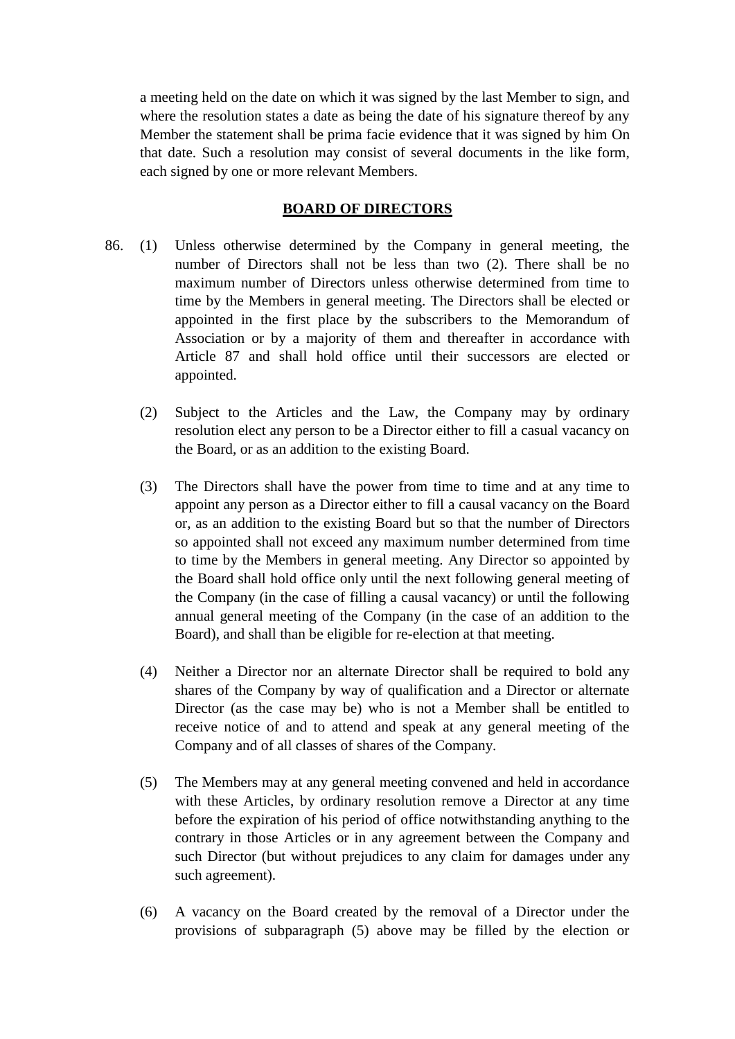a meeting held on the date on which it was signed by the last Member to sign, and where the resolution states a date as being the date of his signature thereof by any Member the statement shall be prima facie evidence that it was signed by him On that date. Such a resolution may consist of several documents in the like form, each signed by one or more relevant Members.

## BOARD OF DIRECTORS

86. (1) Unless otherwise determined by the Company in general meeting, the number of Directors shall not be less than two (2). There shall be no maximum number of Directors unless otherwise determined from time to time by the Members in general meeting. The Directors shall be elected or appointed in the first place by the subscribers to the Memorandum of Association or by a majority of them and thereafter in accordance with Article 87 and shall hold office until their successors are elected or appointed.

    (2) Subject to the Articles and the Law, the Company may by ordinary resolution elect any person to be a Director either to fill a casual vacancy on the Board, or as an addition to the existing Board.

    (3) The Directors shall have the power from time to time and at any time to appoint any person as a Director either to fill a causal vacancy on the Board or, as an addition to the existing Board but so that the number of Directors so appointed shall not exceed any maximum number determined from time to time by the Members in general meeting. Any Director so appointed by the Board shall hold office only until the next following general meeting of the Company (in the case of filling a causal vacancy) or until the following annual general meeting of the Company (in the case of an addition to the Board), and shall than be eligible for re-election at that meeting.

    (4) Neither a Director nor an alternate Director shall be required to bold any shares of the Company by way of qualification and a Director or alternate Director (as the case may be) who is not a Member shall be entitled to receive notice of and to attend and speak at any general meeting of the Company and of all classes of shares of the Company.

    (5) The Members may at any general meeting convened and held in accordance with these Articles, by ordinary resolution remove a Director at any time before the expiration of his period of office notwithstanding anything to the contrary in those Articles or in any agreement between the Company and such Director (but without prejudices to any claim for damages under any such agreement).

    (6) A vacancy on the Board created by the removal of a Director under the provisions of subparagraph (5) above may be filled by the election or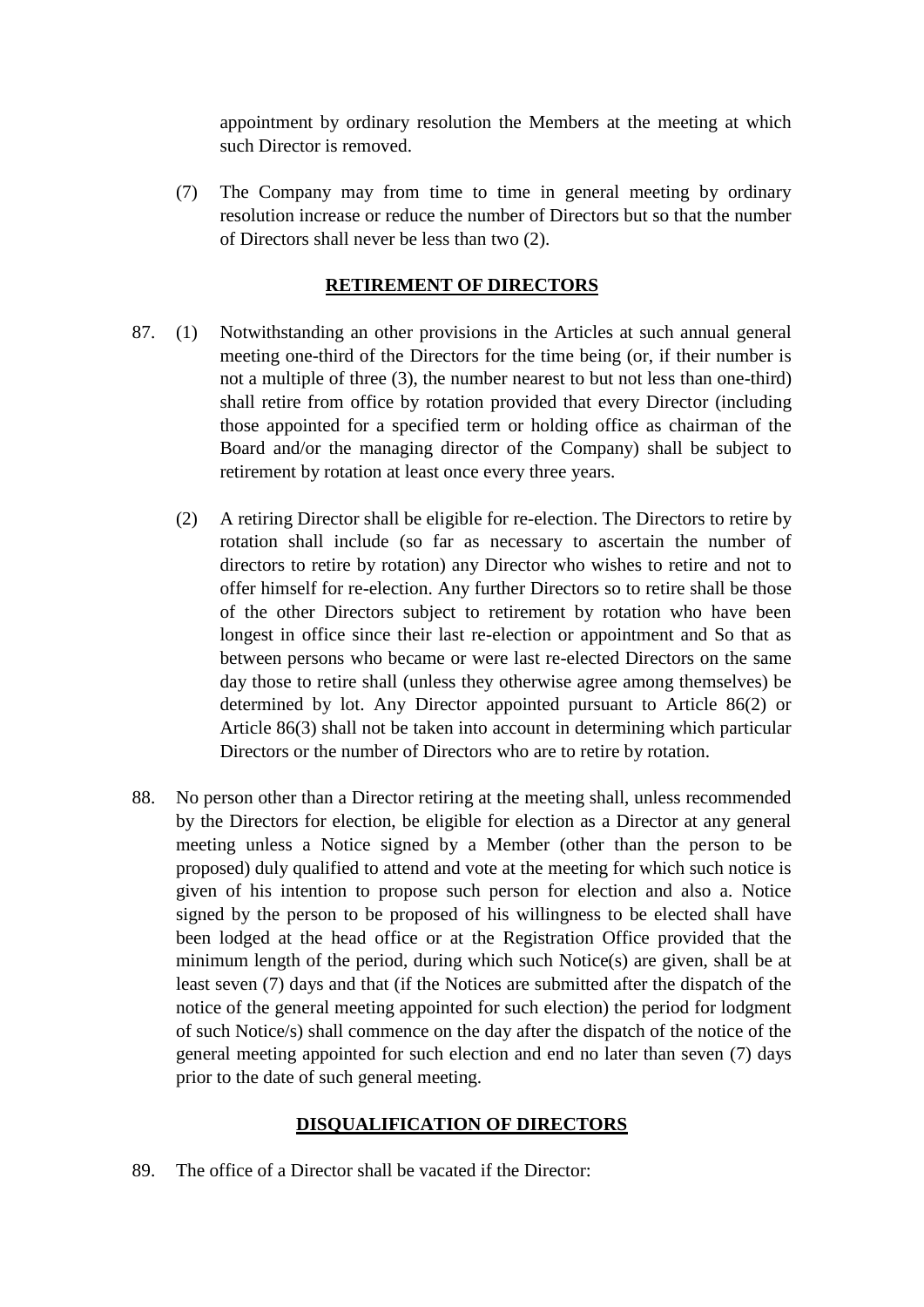appointment by ordinary resolution the Members at the meeting at which such Director is removed.

(7) The Company may from time to time in general meeting by ordinary resolution increase or reduce the number of Directors but so that the number of Directors shall never be less than two (2).

## RETIREMENT OF DIRECTORS

87. (1) Notwithstanding an other provisions in the Articles at such annual general meeting one-third of the Directors for the time being (or, if their number is not a multiple of three (3), the number nearest to but not less than one-third) shall retire from office by rotation provided that every Director (including those appointed for a specified term or holding office as chairman of the Board and/or the managing director of the Company) shall be subject to retirement by rotation at least once every three years.

(2) A retiring Director shall be eligible for re-election. The Directors to retire by rotation shall include (so far as necessary to ascertain the number of directors to retire by rotation) any Director who wishes to retire and not to offer himself for re-election. Any further Directors so to retire shall be those of the other Directors subject to retirement by rotation who have been longest in office since their last re-election or appointment and So that as between persons who became or were last re-elected Directors on the same day those to retire shall (unless they otherwise agree among themselves) be determined by lot. Any Director appointed pursuant to Article 86(2) or Article 86(3) shall not be taken into account in determining which particular Directors or the number of Directors who are to retire by rotation.

88. No person other than a Director retiring at the meeting shall, unless recommended by the Directors for election, be eligible for election as a Director at any general meeting unless a Notice signed by a Member (other than the person to be proposed) duly qualified to attend and vote at the meeting for which such notice is given of his intention to propose such person for election and also a. Notice signed by the person to be proposed of his willingness to be elected shall have been lodged at the head office or at the Registration Office provided that the minimum length of the period, during which such Notice(s) are given, shall be at least seven (7) days and that (if the Notices are submitted after the dispatch of the notice of the general meeting appointed for such election) the period for lodgment of such Notice/s) shall commence on the day after the dispatch of the notice of the general meeting appointed for such election and end no later than seven (7) days prior to the date of such general meeting.

## DISQUALIFICATION OF DIRECTORS

89. The office of a Director shall be vacated if the Director: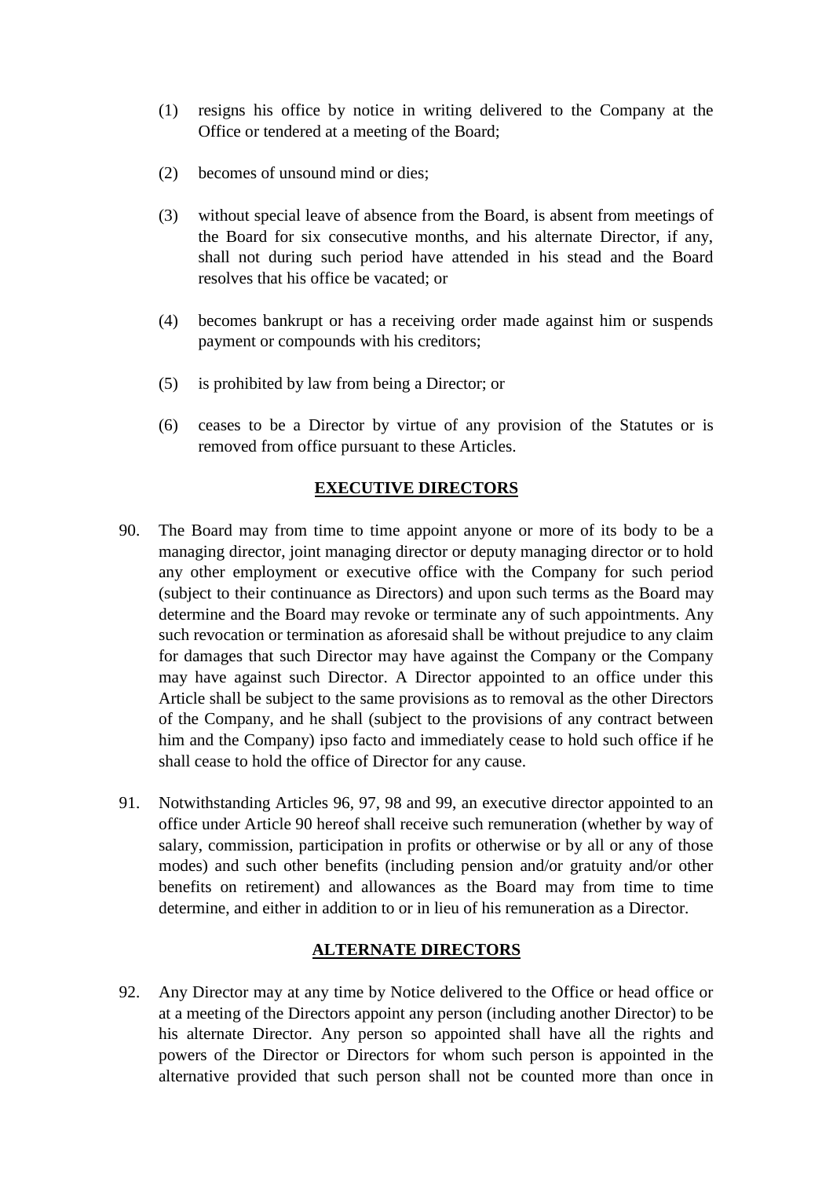(1) resigns his office by notice in writing delivered to the Company at the Office or tendered at a meeting of the Board;

(2) becomes of unsound mind or dies;

(3) without special leave of absence from the Board, is absent from meetings of the Board for six consecutive months, and his alternate Director, if any, shall not during such period have attended in his stead and the Board resolves that his office be vacated; or

(4) becomes bankrupt or has a receiving order made against him or suspends payment or compounds with his creditors;

(5) is prohibited by law from being a Director; or

(6) ceases to be a Director by virtue of any provision of the Statutes or is removed from office pursuant to these Articles.

## EXECUTIVE DIRECTORS

90. The Board may from time to time appoint anyone or more of its body to be a managing director, joint managing director or deputy managing director or to hold any other employment or executive office with the Company for such period (subject to their continuance as Directors) and upon such terms as the Board may determine and the Board may revoke or terminate any of such appointments. Any such revocation or termination as aforesaid shall be without prejudice to any claim for damages that such Director may have against the Company or the Company may have against such Director. A Director appointed to an office under this Article shall be subject to the same provisions as to removal as the other Directors of the Company, and he shall (subject to the provisions of any contract between him and the Company) ipso facto and immediately cease to hold such office if he shall cease to hold the office of Director for any cause.

91. Notwithstanding Articles 96, 97, 98 and 99, an executive director appointed to an office under Article 90 hereof shall receive such remuneration (whether by way of salary, commission, participation in profits or otherwise or by all or any of those modes) and such other benefits (including pension and/or gratuity and/or other benefits on retirement) and allowances as the Board may from time to time determine, and either in addition to or in lieu of his remuneration as a Director.

## ALTERNATE DIRECTORS

92. Any Director may at any time by Notice delivered to the Office or head office or at a meeting of the Directors appoint any person (including another Director) to be his alternate Director. Any person so appointed shall have all the rights and powers of the Director or Directors for whom such person is appointed in the alternative provided that such person shall not be counted more than once in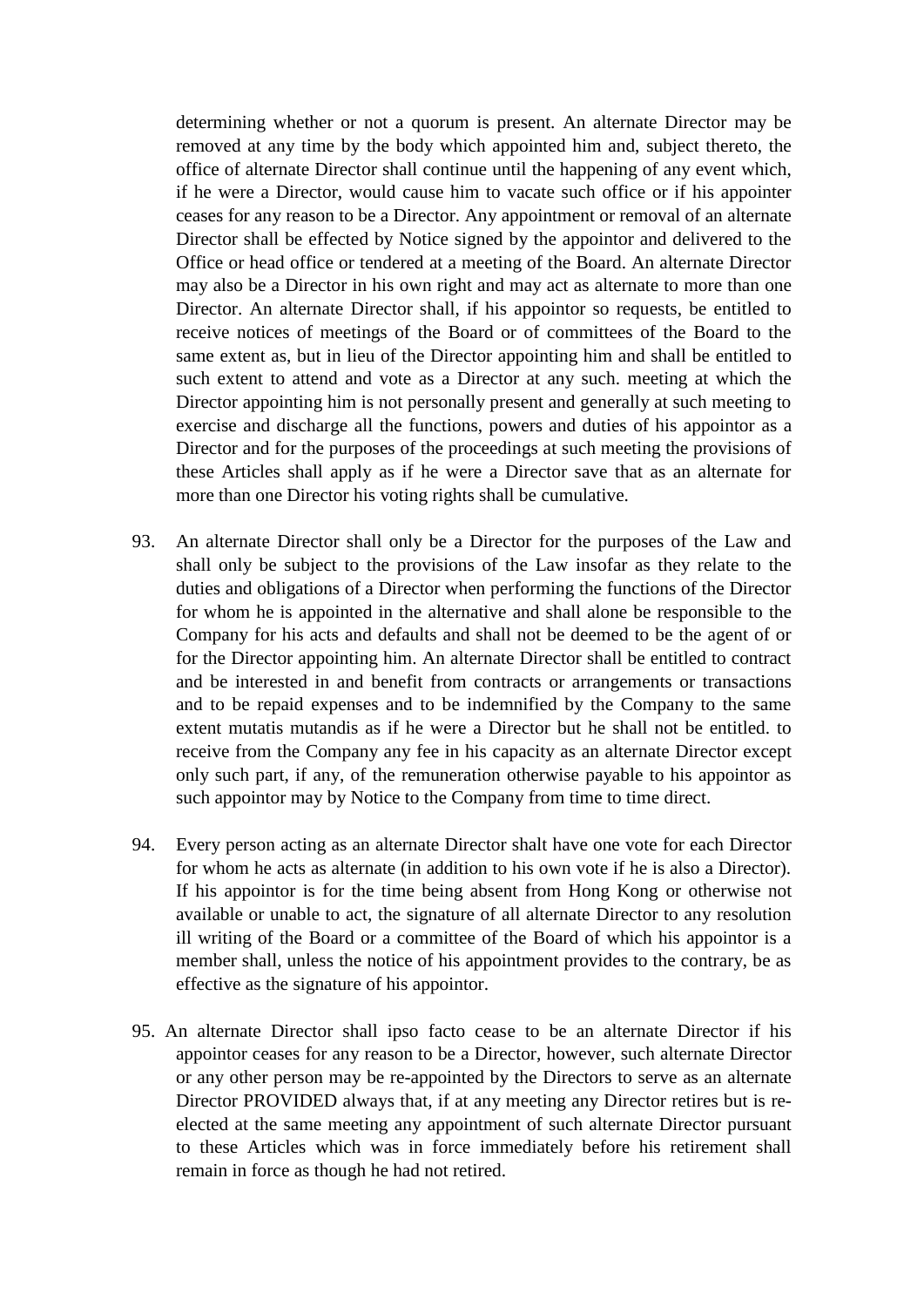determining whether or not a quorum is present. An alternate Director may be removed at any time by the body which appointed him and, subject thereto, the office of alternate Director shall continue until the happening of any event which, if he were a Director, would cause him to vacate such office or if his appointer ceases for any reason to be a Director. Any appointment or removal of an alternate Director shall be effected by Notice signed by the appointor and delivered to the Office or head office or tendered at a meeting of the Board. An alternate Director may also be a Director in his own right and may act as alternate to more than one Director. An alternate Director shall, if his appointor so requests, be entitled to receive notices of meetings of the Board or of committees of the Board to the same extent as, but in lieu of the Director appointing him and shall be entitled to such extent to attend and vote as a Director at any such. meeting at which the Director appointing him is not personally present and generally at such meeting to exercise and discharge all the functions, powers and duties of his appointor as a Director and for the purposes of the proceedings at such meeting the provisions of these Articles shall apply as if he were a Director save that as an alternate for more than one Director his voting rights shall be cumulative.

93. An alternate Director shall only be a Director for the purposes of the Law and shall only be subject to the provisions of the Law insofar as they relate to the duties and obligations of a Director when performing the functions of the Director for whom he is appointed in the alternative and shall alone be responsible to the Company for his acts and defaults and shall not be deemed to be the agent of or for the Director appointing him. An alternate Director shall be entitled to contract and be interested in and benefit from contracts or arrangements or transactions and to be repaid expenses and to be indemnified by the Company to the same extent mutatis mutandis as if he were a Director but he shall not be entitled. to receive from the Company any fee in his capacity as an alternate Director except only such part, if any, of the remuneration otherwise payable to his appointor as such appointor may by Notice to the Company from time to time direct.

94. Every person acting as an alternate Director shalt have one vote for each Director for whom he acts as alternate (in addition to his own vote if he is also a Director). If his appointor is for the time being absent from Hong Kong or otherwise not available or unable to act, the signature of all alternate Director to any resolution ill writing of the Board or a committee of the Board of which his appointor is a member shall, unless the notice of his appointment provides to the contrary, be as effective as the signature of his appointor.

95. An alternate Director shall ipso facto cease to be an alternate Director if his appointor ceases for any reason to be a Director, however, such alternate Director or any other person may be re-appointed by the Directors to serve as an alternate Director PROVIDED always that, if at any meeting any Director retires but is re-elected at the same meeting any appointment of such alternate Director pursuant to these Articles which was in force immediately before his retirement shall remain in force as though he had not retired.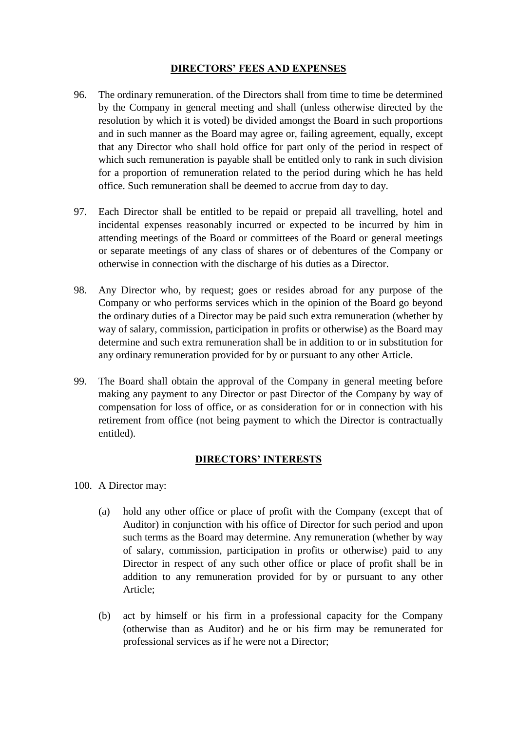## DIRECTORS' FEES AND EXPENSES

96. The ordinary remuneration. of the Directors shall from time to time be determined by the Company in general meeting and shall (unless otherwise directed by the resolution by which it is voted) be divided amongst the Board in such proportions and in such manner as the Board may agree or, failing agreement, equally, except that any Director who shall hold office for part only of the period in respect of which such remuneration is payable shall be entitled only to rank in such division for a proportion of remuneration related to the period during which he has held office. Such remuneration shall be deemed to accrue from day to day.

97. Each Director shall be entitled to be repaid or prepaid all travelling, hotel and incidental expenses reasonably incurred or expected to be incurred by him in attending meetings of the Board or committees of the Board or general meetings or separate meetings of any class of shares or of debentures of the Company or otherwise in connection with the discharge of his duties as a Director.

98. Any Director who, by request; goes or resides abroad for any purpose of the Company or who performs services which in the opinion of the Board go beyond the ordinary duties of a Director may be paid such extra remuneration (whether by way of salary, commission, participation in profits or otherwise) as the Board may determine and such extra remuneration shall be in addition to or in substitution for any ordinary remuneration provided for by or pursuant to any other Article.

99. The Board shall obtain the approval of the Company in general meeting before making any payment to any Director or past Director of the Company by way of compensation for loss of office, or as consideration for or in connection with his retirement from office (not being payment to which the Director is contractually entitled).

## DIRECTORS' INTERESTS

100. A Director may:

(a) hold any other office or place of profit with the Company (except that of Auditor) in conjunction with his office of Director for such period and upon such terms as the Board may determine. Any remuneration (whether by way of salary, commission, participation in profits or otherwise) paid to any Director in respect of any such other office or place of profit shall be in addition to any remuneration provided for by or pursuant to any other Article;

(b) act by himself or his firm in a professional capacity for the Company (otherwise than as Auditor) and he or his firm may be remunerated for professional services as if he were not a Director;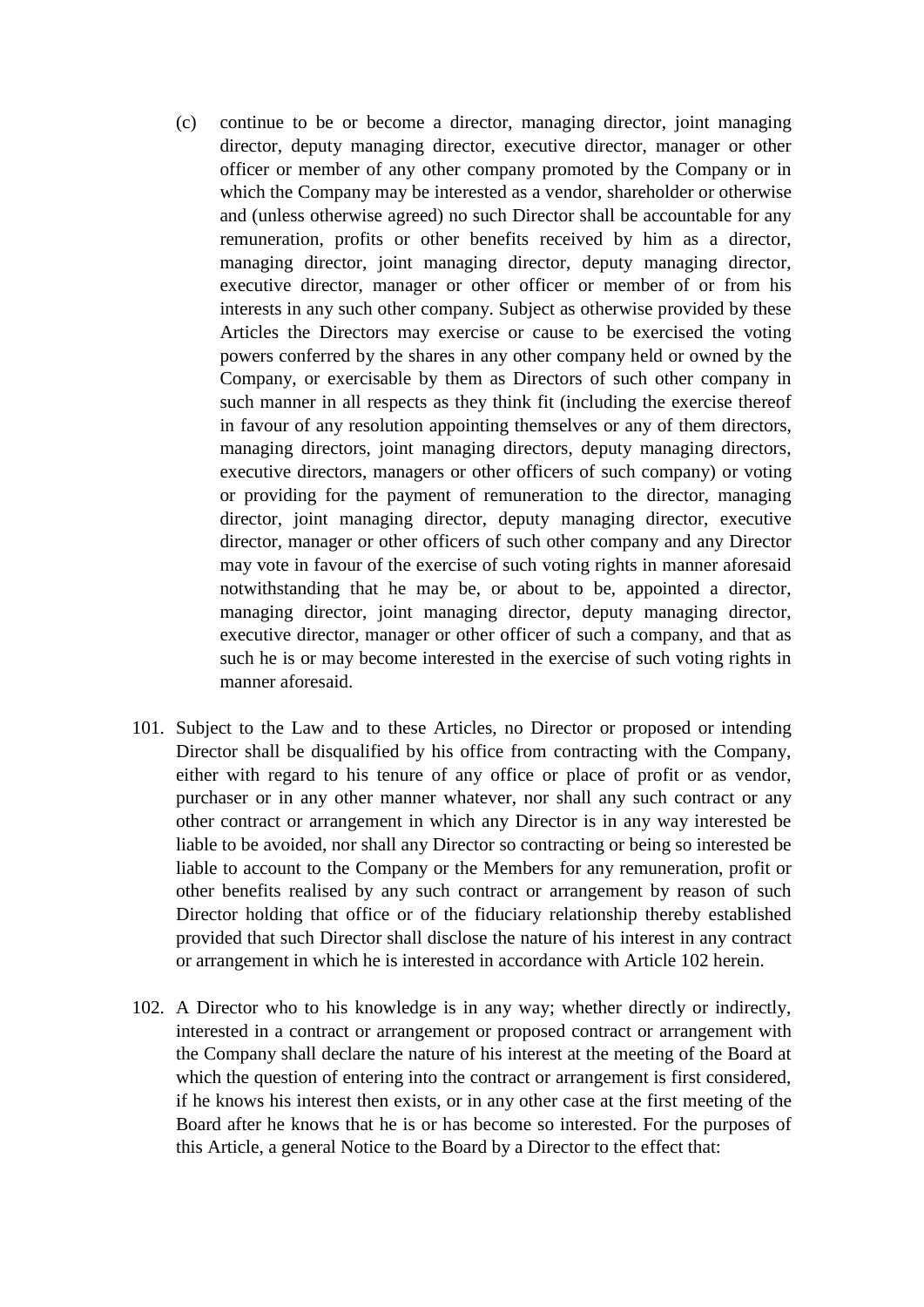(c) continue to be or become a director, managing director, joint managing director, deputy managing director, executive director, manager or other officer or member of any other company promoted by the Company or in which the Company may be interested as a vendor, shareholder or otherwise and (unless otherwise agreed) no such Director shall be accountable for any remuneration, profits or other benefits received by him as a director, managing director, joint managing director, deputy managing director, executive director, manager or other officer or member of or from his interests in any such other company. Subject as otherwise provided by these Articles the Directors may exercise or cause to be exercised the voting powers conferred by the shares in any other company held or owned by the Company, or exercisable by them as Directors of such other company in such manner in all respects as they think fit (including the exercise thereof in favour of any resolution appointing themselves or any of them directors, managing directors, joint managing directors, deputy managing directors, executive directors, managers or other officers of such company) or voting or providing for the payment of remuneration to the director, managing director, joint managing director, deputy managing director, executive director, manager or other officers of such other company and any Director may vote in favour of the exercise of such voting rights in manner aforesaid notwithstanding that he may be, or about to be, appointed a director, managing director, joint managing director, deputy managing director, executive director, manager or other officer of such a company, and that as such he is or may become interested in the exercise of such voting rights in manner aforesaid.

101. Subject to the Law and to these Articles, no Director or proposed or intending Director shall be disqualified by his office from contracting with the Company, either with regard to his tenure of any office or place of profit or as vendor, purchaser or in any other manner whatever, nor shall any such contract or any other contract or arrangement in which any Director is in any way interested be liable to be avoided, nor shall any Director so contracting or being so interested be liable to account to the Company or the Members for any remuneration, profit or other benefits realised by any such contract or arrangement by reason of such Director holding that office or of the fiduciary relationship thereby established provided that such Director shall disclose the nature of his interest in any contract or arrangement in which he is interested in accordance with Article 102 herein.

102. A Director who to his knowledge is in any way; whether directly or indirectly, interested in a contract or arrangement or proposed contract or arrangement with the Company shall declare the nature of his interest at the meeting of the Board at which the question of entering into the contract or arrangement is first considered, if he knows his interest then exists, or in any other case at the first meeting of the Board after he knows that he is or has become so interested. For the purposes of this Article, a general Notice to the Board by a Director to the effect that: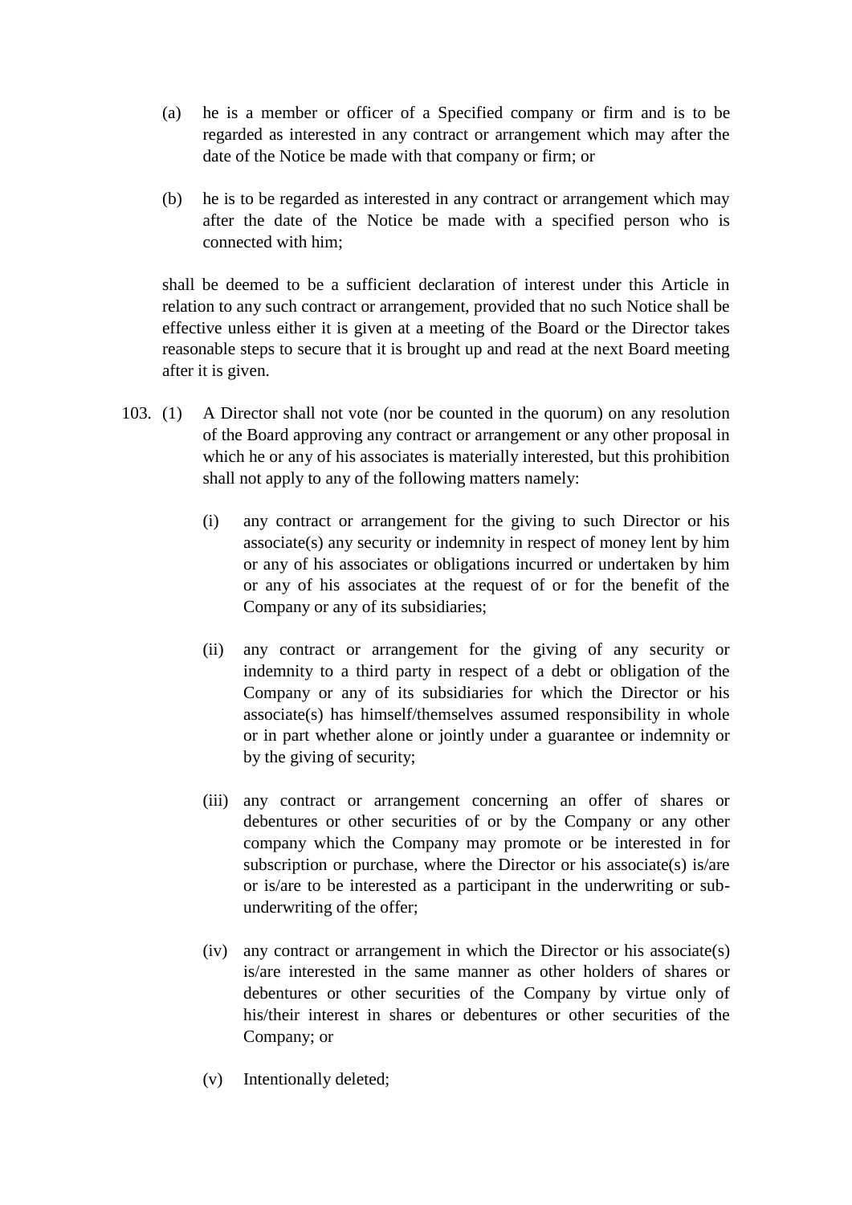(a) he is a member or officer of a Specified company or firm and is to be regarded as interested in any contract or arrangement which may after the date of the Notice be made with that company or firm; or

(b) he is to be regarded as interested in any contract or arrangement which may after the date of the Notice be made with a specified person who is connected with him;

shall be deemed to be a sufficient declaration of interest under this Article in relation to any such contract or arrangement, provided that no such Notice shall be effective unless either it is given at a meeting of the Board or the Director takes reasonable steps to secure that it is brought up and read at the next Board meeting after it is given.

103. (1) A Director shall not vote (nor be counted in the quorum) on any resolution of the Board approving any contract or arrangement or any other proposal in which he or any of his associates is materially interested, but this prohibition shall not apply to any of the following matters namely:

(i) any contract or arrangement for the giving to such Director or his associate(s) any security or indemnity in respect of money lent by him or any of his associates or obligations incurred or undertaken by him or any of his associates at the request of or for the benefit of the Company or any of its subsidiaries;

(ii) any contract or arrangement for the giving of any security or indemnity to a third party in respect of a debt or obligation of the Company or any of its subsidiaries for which the Director or his associate(s) has himself/themselves assumed responsibility in whole or in part whether alone or jointly under a guarantee or indemnity or by the giving of security;

(iii) any contract or arrangement concerning an offer of shares or debentures or other securities of or by the Company or any other company which the Company may promote or be interested in for subscription or purchase, where the Director or his associate(s) is/are or is/are to be interested as a participant in the underwriting or sub-underwriting of the offer;

(iv) any contract or arrangement in which the Director or his associate(s) is/are interested in the same manner as other holders of shares or debentures or other securities of the Company by virtue only of his/their interest in shares or debentures or other securities of the Company; or

(v) Intentionally deleted;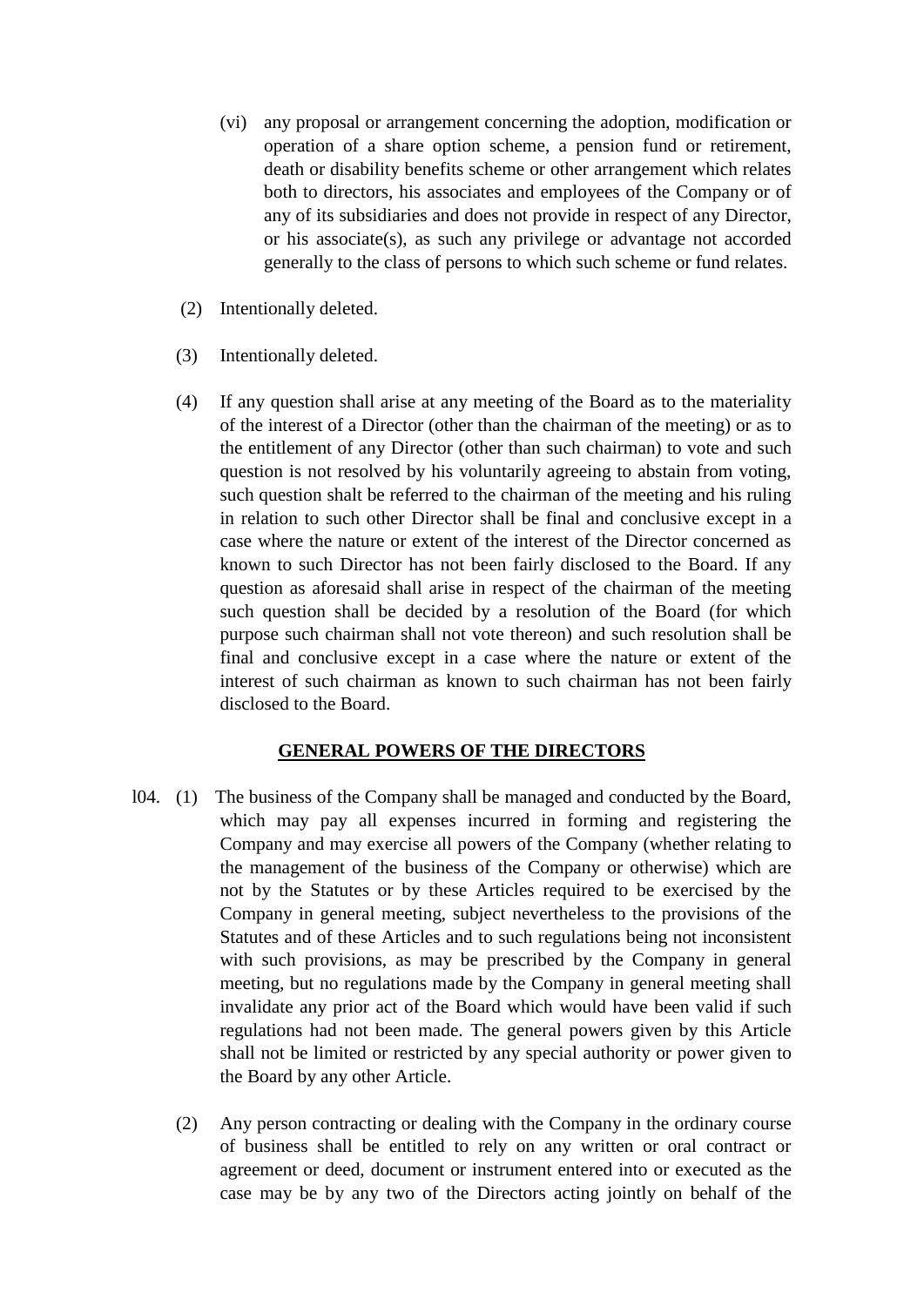(vi) any proposal or arrangement concerning the adoption, modification or operation of a share option scheme, a pension fund or retirement, death or disability benefits scheme or other arrangement which relates both to directors, his associates and employees of the Company or of any of its subsidiaries and does not provide in respect of any Director, or his associate(s), as such any privilege or advantage not accorded generally to the class of persons to which such scheme or fund relates.

(2) Intentionally deleted.

(3) Intentionally deleted.

(4) If any question shall arise at any meeting of the Board as to the materiality of the interest of a Director (other than the chairman of the meeting) or as to the entitlement of any Director (other than such chairman) to vote and such question is not resolved by his voluntarily agreeing to abstain from voting, such question shalt be referred to the chairman of the meeting and his ruling in relation to such other Director shall be final and conclusive except in a case where the nature or extent of the interest of the Director concerned as known to such Director has not been fairly disclosed to the Board. If any question as aforesaid shall arise in respect of the chairman of the meeting such question shall be decided by a resolution of the Board (for which purpose such chairman shall not vote thereon) and such resolution shall be final and conclusive except in a case where the nature or extent of the interest of such chairman as known to such chairman has not been fairly disclosed to the Board.

## GENERAL POWERS OF THE DIRECTORS

l04. (1) The business of the Company shall be managed and conducted by the Board, which may pay all expenses incurred in forming and registering the Company and may exercise all powers of the Company (whether relating to the management of the business of the Company or otherwise) which are not by the Statutes or by these Articles required to be exercised by the Company in general meeting, subject nevertheless to the provisions of the Statutes and of these Articles and to such regulations being not inconsistent with such provisions, as may be prescribed by the Company in general meeting, but no regulations made by the Company in general meeting shall invalidate any prior act of the Board which would have been valid if such regulations had not been made. The general powers given by this Article shall not be limited or restricted by any special authority or power given to the Board by any other Article.

(2) Any person contracting or dealing with the Company in the ordinary course of business shall be entitled to rely on any written or oral contract or agreement or deed, document or instrument entered into or executed as the case may be by any two of the Directors acting jointly on behalf of the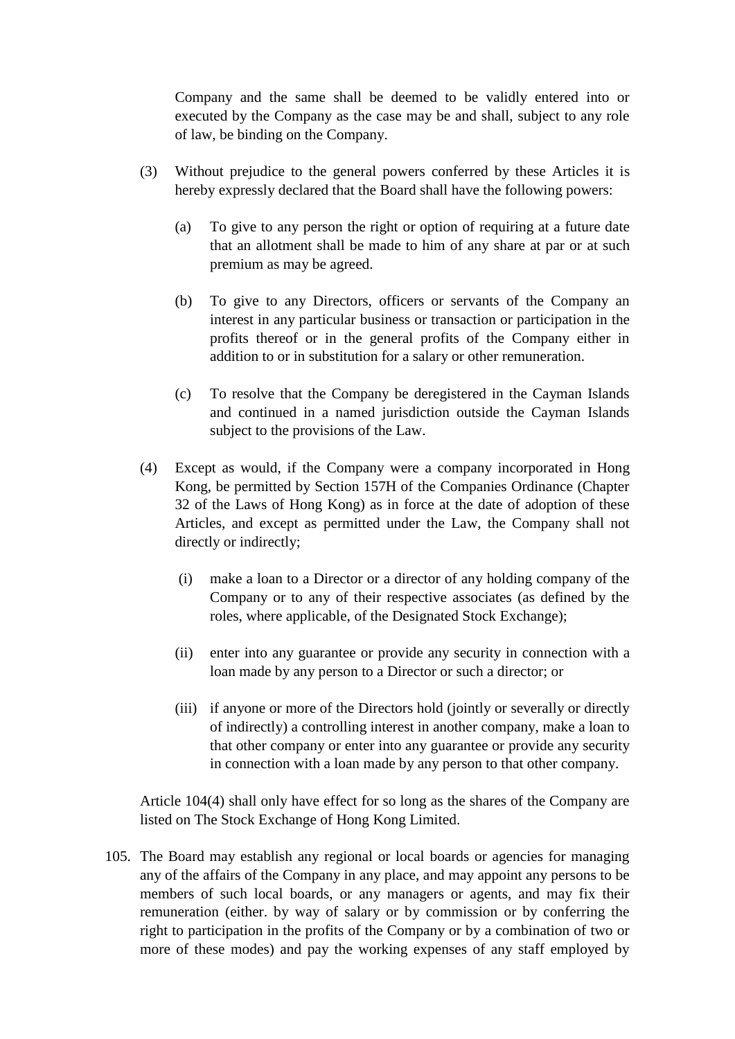Company and the same shall be deemed to be validly entered into or executed by the Company as the case may be and shall, subject to any role of law, be binding on the Company.

(3) Without prejudice to the general powers conferred by these Articles it is hereby expressly declared that the Board shall have the following powers:

(a) To give to any person the right or option of requiring at a future date that an allotment shall be made to him of any share at par or at such premium as may be agreed.

(b) To give to any Directors, officers or servants of the Company an interest in any particular business or transaction or participation in the profits thereof or in the general profits of the Company either in addition to or in substitution for a salary or other remuneration.

(c) To resolve that the Company be deregistered in the Cayman Islands and continued in a named jurisdiction outside the Cayman Islands subject to the provisions of the Law.

(4) Except as would, if the Company were a company incorporated in Hong Kong, be permitted by Section 157H of the Companies Ordinance (Chapter 32 of the Laws of Hong Kong) as in force at the date of adoption of these Articles, and except as permitted under the Law, the Company shall not directly or indirectly;

(i) make a loan to a Director or a director of any holding company of the Company or to any of their respective associates (as defined by the roles, where applicable, of the Designated Stock Exchange);

(ii) enter into any guarantee or provide any security in connection with a loan made by any person to a Director or such a director; or

(iii) if anyone or more of the Directors hold (jointly or severally or directly of indirectly) a controlling interest in another company, make a loan to that other company or enter into any guarantee or provide any security in connection with a loan made by any person to that other company.

Article 104(4) shall only have effect for so long as the shares of the Company are listed on The Stock Exchange of Hong Kong Limited.

105. The Board may establish any regional or local boards or agencies for managing any of the affairs of the Company in any place, and may appoint any persons to be members of such local boards, or any managers or agents, and may fix their remuneration (either. by way of salary or by commission or by conferring the right to participation in the profits of the Company or by a combination of two or more of these modes) and pay the working expenses of any staff employed by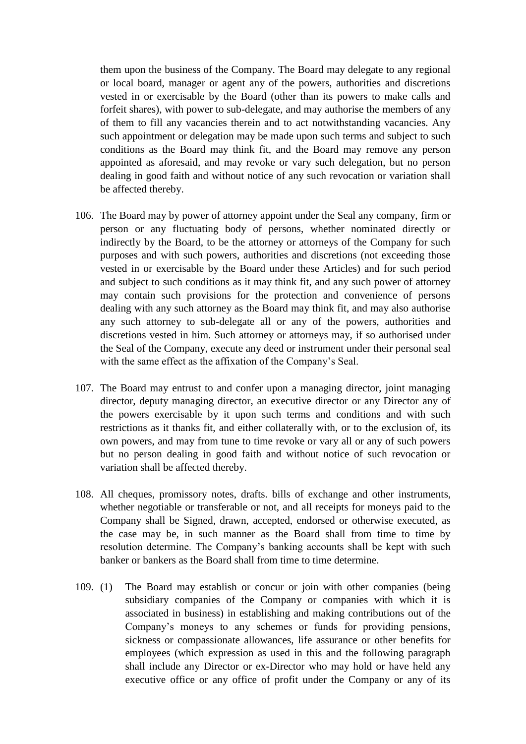them upon the business of the Company. The Board may delegate to any regional or local board, manager or agent any of the powers, authorities and discretions vested in or exercisable by the Board (other than its powers to make calls and forfeit shares), with power to sub-delegate, and may authorise the members of any of them to fill any vacancies therein and to act notwithstanding vacancies. Any such appointment or delegation may be made upon such terms and subject to such conditions as the Board may think fit, and the Board may remove any person appointed as aforesaid, and may revoke or vary such delegation, but no person dealing in good faith and without notice of any such revocation or variation shall be affected thereby.

106. The Board may by power of attorney appoint under the Seal any company, firm or person or any fluctuating body of persons, whether nominated directly or indirectly by the Board, to be the attorney or attorneys of the Company for such purposes and with such powers, authorities and discretions (not exceeding those vested in or exercisable by the Board under these Articles) and for such period and subject to such conditions as it may think fit, and any such power of attorney may contain such provisions for the protection and convenience of persons dealing with any such attorney as the Board may think fit, and may also authorise any such attorney to sub-delegate all or any of the powers, authorities and discretions vested in him. Such attorney or attorneys may, if so authorised under the Seal of the Company, execute any deed or instrument under their personal seal with the same effect as the affixation of the Company's Seal.

107. The Board may entrust to and confer upon a managing director, joint managing director, deputy managing director, an executive director or any Director any of the powers exercisable by it upon such terms and conditions and with such restrictions as it thanks fit, and either collaterally with, or to the exclusion of, its own powers, and may from tune to time revoke or vary all or any of such powers but no person dealing in good faith and without notice of such revocation or variation shall be affected thereby.

108. All cheques, promissory notes, drafts. bills of exchange and other instruments, whether negotiable or transferable or not, and all receipts for moneys paid to the Company shall be Signed, drawn, accepted, endorsed or otherwise executed, as the case may be, in such manner as the Board shall from time to time by resolution determine. The Company's banking accounts shall be kept with such banker or bankers as the Board shall from time to time determine.

109. (1) The Board may establish or concur or join with other companies (being subsidiary companies of the Company or companies with which it is associated in business) in establishing and making contributions out of the Company's moneys to any schemes or funds for providing pensions, sickness or compassionate allowances, life assurance or other benefits for employees (which expression as used in this and the following paragraph shall include any Director or ex-Director who may hold or have held any executive office or any office of profit under the Company or any of its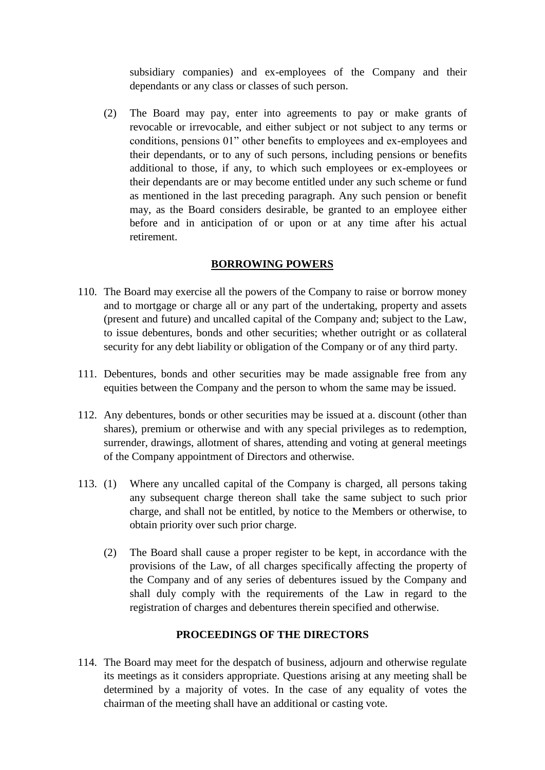subsidiary companies) and ex-employees of the Company and their dependants or any class or classes of such person.

(2) The Board may pay, enter into agreements to pay or make grants of revocable or irrevocable, and either subject or not subject to any terms or conditions, pensions 01" other benefits to employees and ex-employees and their dependants, or to any of such persons, including pensions or benefits additional to those, if any, to which such employees or ex-employees or their dependants are or may become entitled under any such scheme or fund as mentioned in the last preceding paragraph. Any such pension or benefit may, as the Board considers desirable, be granted to an employee either before and in anticipation of or upon or at any time after his actual retirement.

## BORROWING POWERS

110. The Board may exercise all the powers of the Company to raise or borrow money and to mortgage or charge all or any part of the undertaking, property and assets (present and future) and uncalled capital of the Company and; subject to the Law, to issue debentures, bonds and other securities; whether outright or as collateral security for any debt liability or obligation of the Company or of any third party.

111. Debentures, bonds and other securities may be made assignable free from any equities between the Company and the person to whom the same may be issued.

112. Any debentures, bonds or other securities may be issued at a. discount (other than shares), premium or otherwise and with any special privileges as to redemption, surrender, drawings, allotment of shares, attending and voting at general meetings of the Company appointment of Directors and otherwise.

113. (1) Where any uncalled capital of the Company is charged, all persons taking any subsequent charge thereon shall take the same subject to such prior charge, and shall not be entitled, by notice to the Members or otherwise, to obtain priority over such prior charge.

(2) The Board shall cause a proper register to be kept, in accordance with the provisions of the Law, of all charges specifically affecting the property of the Company and of any series of debentures issued by the Company and shall duly comply with the requirements of the Law in regard to the registration of charges and debentures therein specified and otherwise.

## PROCEEDINGS OF THE DIRECTORS

114. The Board may meet for the despatch of business, adjourn and otherwise regulate its meetings as it considers appropriate. Questions arising at any meeting shall be determined by a majority of votes. In the case of any equality of votes the chairman of the meeting shall have an additional or casting vote.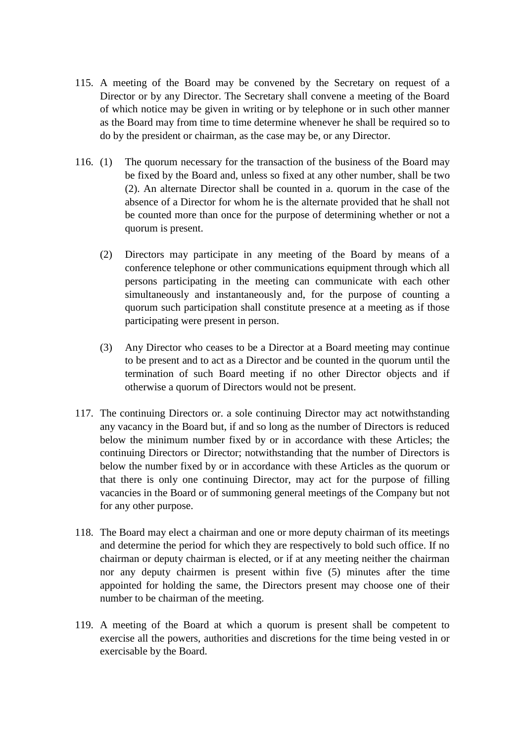115. A meeting of the Board may be convened by the Secretary on request of a Director or by any Director. The Secretary shall convene a meeting of the Board of which notice may be given in writing or by telephone or in such other manner as the Board may from time to time determine whenever he shall be required so to do by the president or chairman, as the case may be, or any Director.

116. (1) The quorum necessary for the transaction of the business of the Board may be fixed by the Board and, unless so fixed at any other number, shall be two (2). An alternate Director shall be counted in a. quorum in the case of the absence of a Director for whom he is the alternate provided that he shall not be counted more than once for the purpose of determining whether or not a quorum is present.

(2) Directors may participate in any meeting of the Board by means of a conference telephone or other communications equipment through which all persons participating in the meeting can communicate with each other simultaneously and instantaneously and, for the purpose of counting a quorum such participation shall constitute presence at a meeting as if those participating were present in person.

(3) Any Director who ceases to be a Director at a Board meeting may continue to be present and to act as a Director and be counted in the quorum until the termination of such Board meeting if no other Director objects and if otherwise a quorum of Directors would not be present.

117. The continuing Directors or. a sole continuing Director may act notwithstanding any vacancy in the Board but, if and so long as the number of Directors is reduced below the minimum number fixed by or in accordance with these Articles; the continuing Directors or Director; notwithstanding that the number of Directors is below the number fixed by or in accordance with these Articles as the quorum or that there is only one continuing Director, may act for the purpose of filling vacancies in the Board or of summoning general meetings of the Company but not for any other purpose.

118. The Board may elect a chairman and one or more deputy chairman of its meetings and determine the period for which they are respectively to bold such office. If no chairman or deputy chairman is elected, or if at any meeting neither the chairman nor any deputy chairmen is present within five (5) minutes after the time appointed for holding the same, the Directors present may choose one of their number to be chairman of the meeting.

119. A meeting of the Board at which a quorum is present shall be competent to exercise all the powers, authorities and discretions for the time being vested in or exercisable by the Board.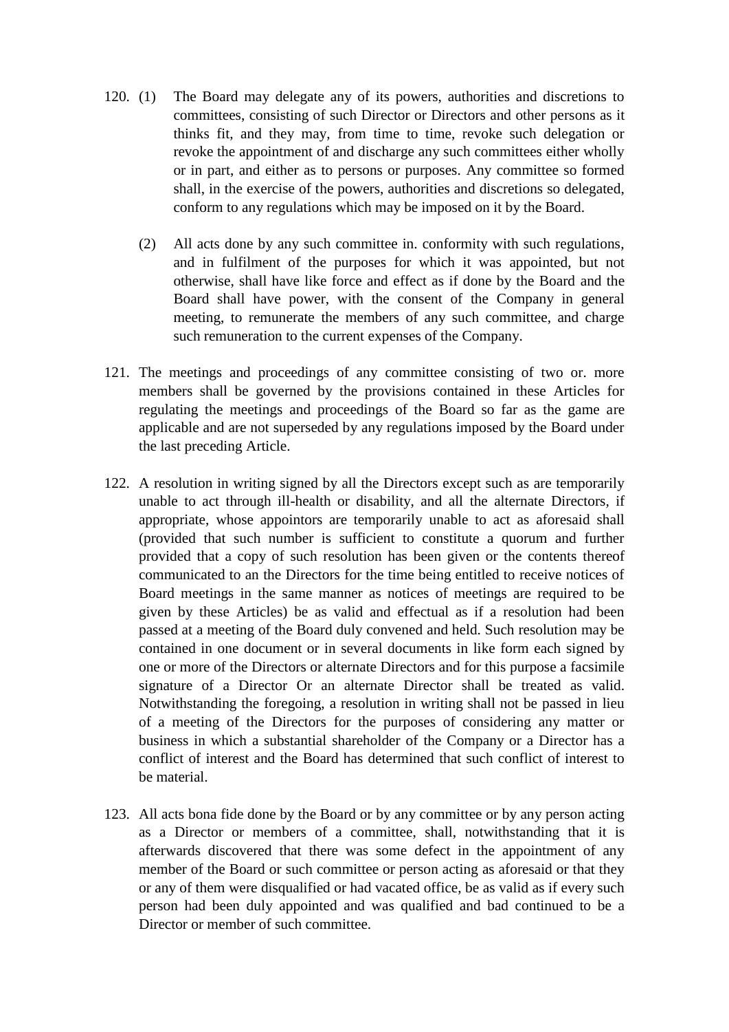120. (1) The Board may delegate any of its powers, authorities and discretions to committees, consisting of such Director or Directors and other persons as it thinks fit, and they may, from time to time, revoke such delegation or revoke the appointment of and discharge any such committees either wholly or in part, and either as to persons or purposes. Any committee so formed shall, in the exercise of the powers, authorities and discretions so delegated, conform to any regulations which may be imposed on it by the Board.

(2) All acts done by any such committee in. conformity with such regulations, and in fulfilment of the purposes for which it was appointed, but not otherwise, shall have like force and effect as if done by the Board and the Board shall have power, with the consent of the Company in general meeting, to remunerate the members of any such committee, and charge such remuneration to the current expenses of the Company.

121. The meetings and proceedings of any committee consisting of two or. more members shall be governed by the provisions contained in these Articles for regulating the meetings and proceedings of the Board so far as the game are applicable and are not superseded by any regulations imposed by the Board under the last preceding Article.

122. A resolution in writing signed by all the Directors except such as are temporarily unable to act through ill-health or disability, and all the alternate Directors, if appropriate, whose appointors are temporarily unable to act as aforesaid shall (provided that such number is sufficient to constitute a quorum and further provided that a copy of such resolution has been given or the contents thereof communicated to an the Directors for the time being entitled to receive notices of Board meetings in the same manner as notices of meetings are required to be given by these Articles) be as valid and effectual as if a resolution had been passed at a meeting of the Board duly convened and held. Such resolution may be contained in one document or in several documents in like form each signed by one or more of the Directors or alternate Directors and for this purpose a facsimile signature of a Director Or an alternate Director shall be treated as valid. Notwithstanding the foregoing, a resolution in writing shall not be passed in lieu of a meeting of the Directors for the purposes of considering any matter or business in which a substantial shareholder of the Company or a Director has a conflict of interest and the Board has determined that such conflict of interest to be material.

123. All acts bona fide done by the Board or by any committee or by any person acting as a Director or members of a committee, shall, notwithstanding that it is afterwards discovered that there was some defect in the appointment of any member of the Board or such committee or person acting as aforesaid or that they or any of them were disqualified or had vacated office, be as valid as if every such person had been duly appointed and was qualified and bad continued to be a Director or member of such committee.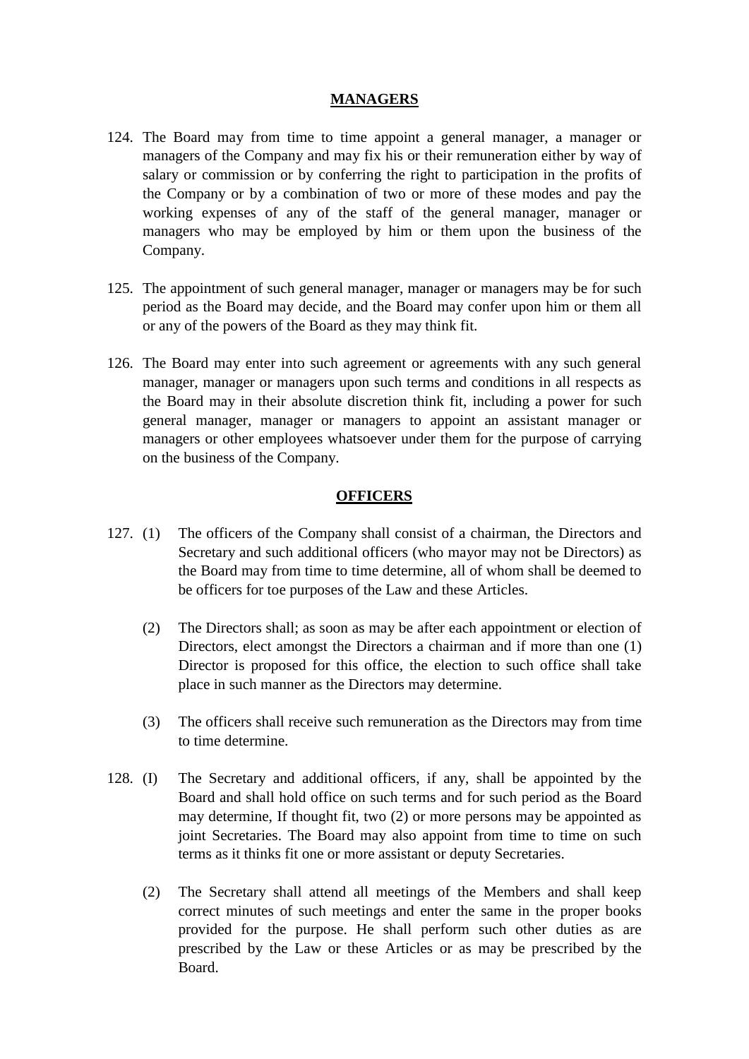## MANAGERS

124. The Board may from time to time appoint a general manager, a manager or managers of the Company and may fix his or their remuneration either by way of salary or commission or by conferring the right to participation in the profits of the Company or by a combination of two or more of these modes and pay the working expenses of any of the staff of the general manager, manager or managers who may be employed by him or them upon the business of the Company.

125. The appointment of such general manager, manager or managers may be for such period as the Board may decide, and the Board may confer upon him or them all or any of the powers of the Board as they may think fit.

126. The Board may enter into such agreement or agreements with any such general manager, manager or managers upon such terms and conditions in all respects as the Board may in their absolute discretion think fit, including a power for such general manager, manager or managers to appoint an assistant manager or managers or other employees whatsoever under them for the purpose of carrying on the business of the Company.

## OFFICERS

127. (1) The officers of the Company shall consist of a chairman, the Directors and Secretary and such additional officers (who mayor may not be Directors) as the Board may from time to time determine, all of whom shall be deemed to be officers for toe purposes of the Law and these Articles.

(2) The Directors shall; as soon as may be after each appointment or election of Directors, elect amongst the Directors a chairman and if more than one (1) Director is proposed for this office, the election to such office shall take place in such manner as the Directors may determine.

(3) The officers shall receive such remuneration as the Directors may from time to time determine.

128. (I) The Secretary and additional officers, if any, shall be appointed by the Board and shall hold office on such terms and for such period as the Board may determine, If thought fit, two (2) or more persons may be appointed as joint Secretaries. The Board may also appoint from time to time on such terms as it thinks fit one or more assistant or deputy Secretaries.

(2) The Secretary shall attend all meetings of the Members and shall keep correct minutes of such meetings and enter the same in the proper books provided for the purpose. He shall perform such other duties as are prescribed by the Law or these Articles or as may be prescribed by the Board.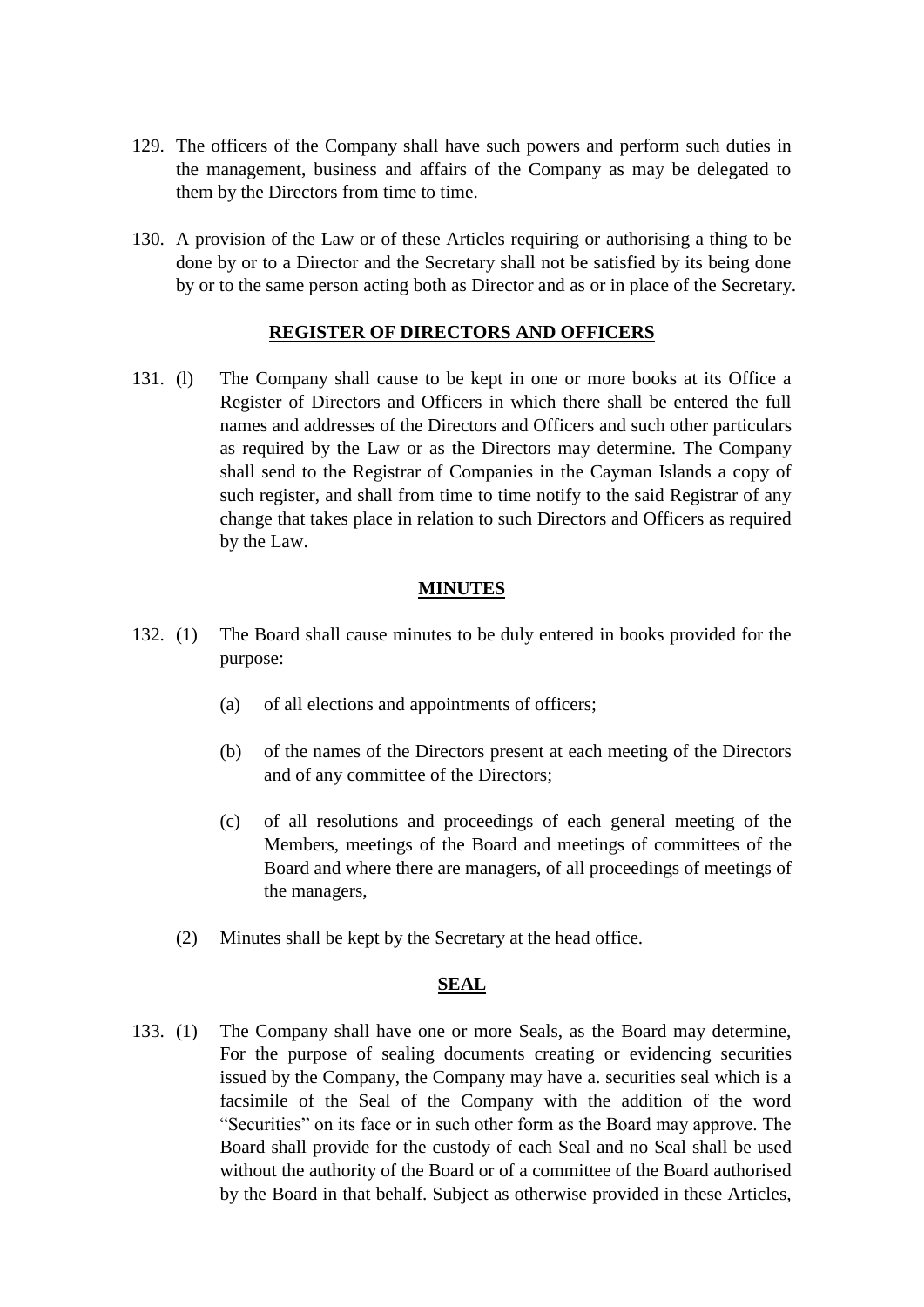129. The officers of the Company shall have such powers and perform such duties in the management, business and affairs of the Company as may be delegated to them by the Directors from time to time.

130. A provision of the Law or of these Articles requiring or authorising a thing to be done by or to a Director and the Secretary shall not be satisfied by its being done by or to the same person acting both as Director and as or in place of the Secretary.

**REGISTER OF DIRECTORS AND OFFICERS**

131. (l) The Company shall cause to be kept in one or more books at its Office a Register of Directors and Officers in which there shall be entered the full names and addresses of the Directors and Officers and such other particulars as required by the Law or as the Directors may determine. The Company shall send to the Registrar of Companies in the Cayman Islands a copy of such register, and shall from time to time notify to the said Registrar of any change that takes place in relation to such Directors and Officers as required by the Law.

**MINUTES**

132. (1) The Board shall cause minutes to be duly entered in books provided for the purpose:

   (a) of all elections and appointments of officers;

   (b) of the names of the Directors present at each meeting of the Directors and of any committee of the Directors;

   (c) of all resolutions and proceedings of each general meeting of the Members, meetings of the Board and meetings of committees of the Board and where there are managers, of all proceedings of meetings of the managers,

   (2) Minutes shall be kept by the Secretary at the head office.

**SEAL**

133. (1) The Company shall have one or more Seals, as the Board may determine, For the purpose of sealing documents creating or evidencing securities issued by the Company, the Company may have a. securities seal which is a facsimile of the Seal of the Company with the addition of the word "Securities" on its face or in such other form as the Board may approve. The Board shall provide for the custody of each Seal and no Seal shall be used without the authority of the Board or of a committee of the Board authorised by the Board in that behalf. Subject as otherwise provided in these Articles,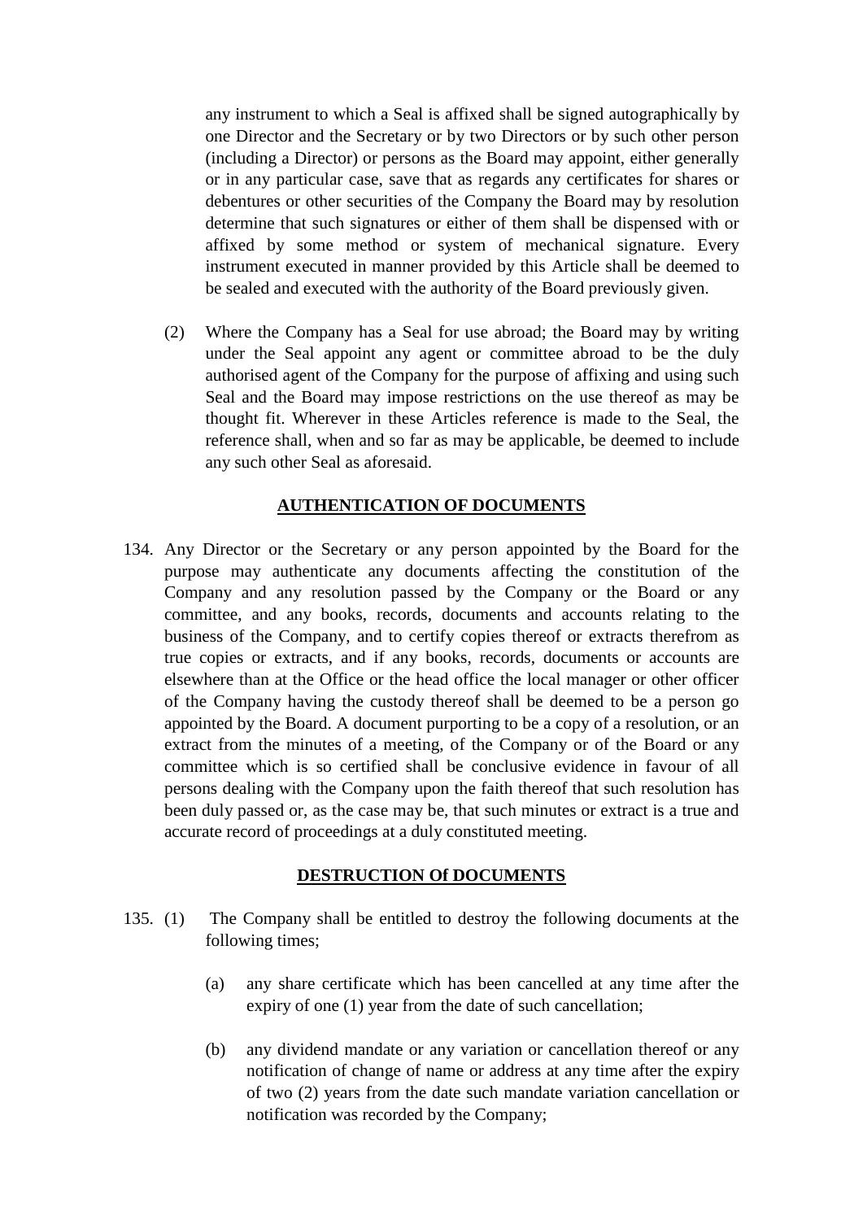any instrument to which a Seal is affixed shall be signed autographically by one Director and the Secretary or by two Directors or by such other person (including a Director) or persons as the Board may appoint, either generally or in any particular case, save that as regards any certificates for shares or debentures or other securities of the Company the Board may by resolution determine that such signatures or either of them shall be dispensed with or affixed by some method or system of mechanical signature. Every instrument executed in manner provided by this Article shall be deemed to be sealed and executed with the authority of the Board previously given.

(2) Where the Company has a Seal for use abroad; the Board may by writing under the Seal appoint any agent or committee abroad to be the duly authorised agent of the Company for the purpose of affixing and using such Seal and the Board may impose restrictions on the use thereof as may be thought fit. Wherever in these Articles reference is made to the Seal, the reference shall, when and so far as may be applicable, be deemed to include any such other Seal as aforesaid.

## AUTHENTICATION OF DOCUMENTS

134. Any Director or the Secretary or any person appointed by the Board for the purpose may authenticate any documents affecting the constitution of the Company and any resolution passed by the Company or the Board or any committee, and any books, records, documents and accounts relating to the business of the Company, and to certify copies thereof or extracts therefrom as true copies or extracts, and if any books, records, documents or accounts are elsewhere than at the Office or the head office the local manager or other officer of the Company having the custody thereof shall be deemed to be a person go appointed by the Board. A document purporting to be a copy of a resolution, or an extract from the minutes of a meeting, of the Company or of the Board or any committee which is so certified shall be conclusive evidence in favour of all persons dealing with the Company upon the faith thereof that such resolution has been duly passed or, as the case may be, that such minutes or extract is a true and accurate record of proceedings at a duly constituted meeting.

## DESTRUCTION Of DOCUMENTS

135. (1) The Company shall be entitled to destroy the following documents at the following times;

(a) any share certificate which has been cancelled at any time after the expiry of one (1) year from the date of such cancellation;

(b) any dividend mandate or any variation or cancellation thereof or any notification of change of name or address at any time after the expiry of two (2) years from the date such mandate variation cancellation or notification was recorded by the Company;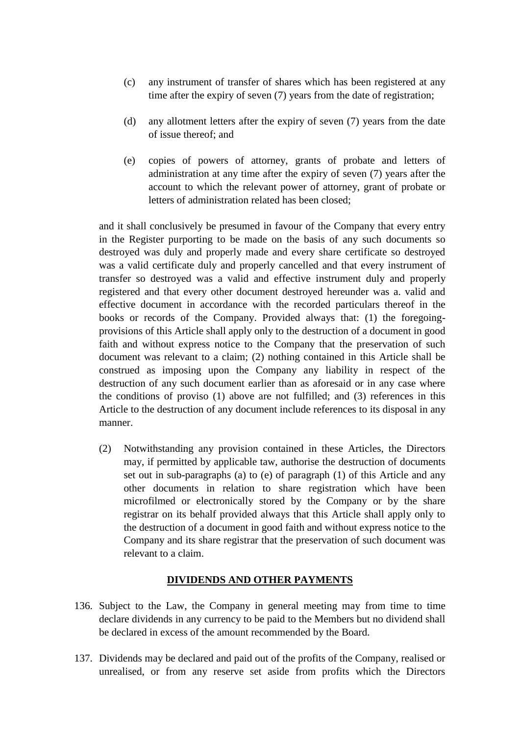(c) any instrument of transfer of shares which has been registered at any time after the expiry of seven (7) years from the date of registration;

(d) any allotment letters after the expiry of seven (7) years from the date of issue thereof; and

(e) copies of powers of attorney, grants of probate and letters of administration at any time after the expiry of seven (7) years after the account to which the relevant power of attorney, grant of probate or letters of administration related has been closed;

and it shall conclusively be presumed in favour of the Company that every entry in the Register purporting to be made on the basis of any such documents so destroyed was duly and properly made and every share certificate so destroyed was a valid certificate duly and properly cancelled and that every instrument of transfer so destroyed was a valid and effective instrument duly and properly registered and that every other document destroyed hereunder was a. valid and effective document in accordance with the recorded particulars thereof in the books or records of the Company. Provided always that: (1) the foregoing-provisions of this Article shall apply only to the destruction of a document in good faith and without express notice to the Company that the preservation of such document was relevant to a claim; (2) nothing contained in this Article shall be construed as imposing upon the Company any liability in respect of the destruction of any such document earlier than as aforesaid or in any case where the conditions of proviso (1) above are not fulfilled; and (3) references in this Article to the destruction of any document include references to its disposal in any manner.

(2) Notwithstanding any provision contained in these Articles, the Directors may, if permitted by applicable taw, authorise the destruction of documents set out in sub-paragraphs (a) to (e) of paragraph (1) of this Article and any other documents in relation to share registration which have been microfilmed or electronically stored by the Company or by the share registrar on its behalf provided always that this Article shall apply only to the destruction of a document in good faith and without express notice to the Company and its share registrar that the preservation of such document was relevant to a claim.

## DIVIDENDS AND OTHER PAYMENTS

136. Subject to the Law, the Company in general meeting may from time to time declare dividends in any currency to be paid to the Members but no dividend shall be declared in excess of the amount recommended by the Board.

137. Dividends may be declared and paid out of the profits of the Company, realised or unrealised, or from any reserve set aside from profits which the Directors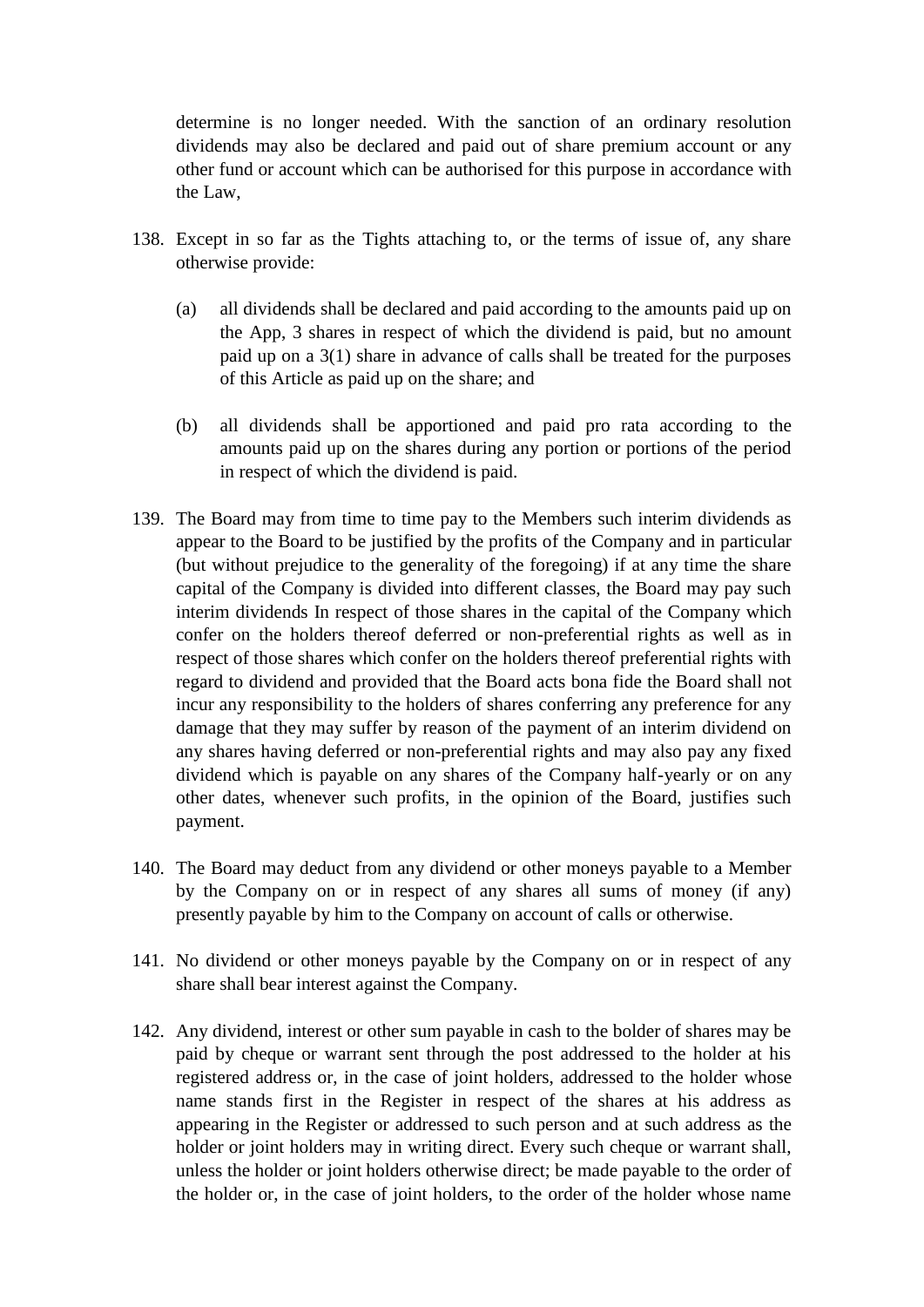determine is no longer needed. With the sanction of an ordinary resolution dividends may also be declared and paid out of share premium account or any other fund or account which can be authorised for this purpose in accordance with the Law,

138. Except in so far as the Tights attaching to, or the terms of issue of, any share otherwise provide:

    (a) all dividends shall be declared and paid according to the amounts paid up on the App, 3 shares in respect of which the dividend is paid, but no amount paid up on a 3(1) share in advance of calls shall be treated for the purposes of this Article as paid up on the share; and

    (b) all dividends shall be apportioned and paid pro rata according to the amounts paid up on the shares during any portion or portions of the period in respect of which the dividend is paid.

139. The Board may from time to time pay to the Members such interim dividends as appear to the Board to be justified by the profits of the Company and in particular (but without prejudice to the generality of the foregoing) if at any time the share capital of the Company is divided into different classes, the Board may pay such interim dividends In respect of those shares in the capital of the Company which confer on the holders thereof deferred or non-preferential rights as well as in respect of those shares which confer on the holders thereof preferential rights with regard to dividend and provided that the Board acts bona fide the Board shall not incur any responsibility to the holders of shares conferring any preference for any damage that they may suffer by reason of the payment of an interim dividend on any shares having deferred or non-preferential rights and may also pay any fixed dividend which is payable on any shares of the Company half-yearly or on any other dates, whenever such profits, in the opinion of the Board, justifies such payment.

140. The Board may deduct from any dividend or other moneys payable to a Member by the Company on or in respect of any shares all sums of money (if any) presently payable by him to the Company on account of calls or otherwise.

141. No dividend or other moneys payable by the Company on or in respect of any share shall bear interest against the Company.

142. Any dividend, interest or other sum payable in cash to the bolder of shares may be paid by cheque or warrant sent through the post addressed to the holder at his registered address or, in the case of joint holders, addressed to the holder whose name stands first in the Register in respect of the shares at his address as appearing in the Register or addressed to such person and at such address as the holder or joint holders may in writing direct. Every such cheque or warrant shall, unless the holder or joint holders otherwise direct; be made payable to the order of the holder or, in the case of joint holders, to the order of the holder whose name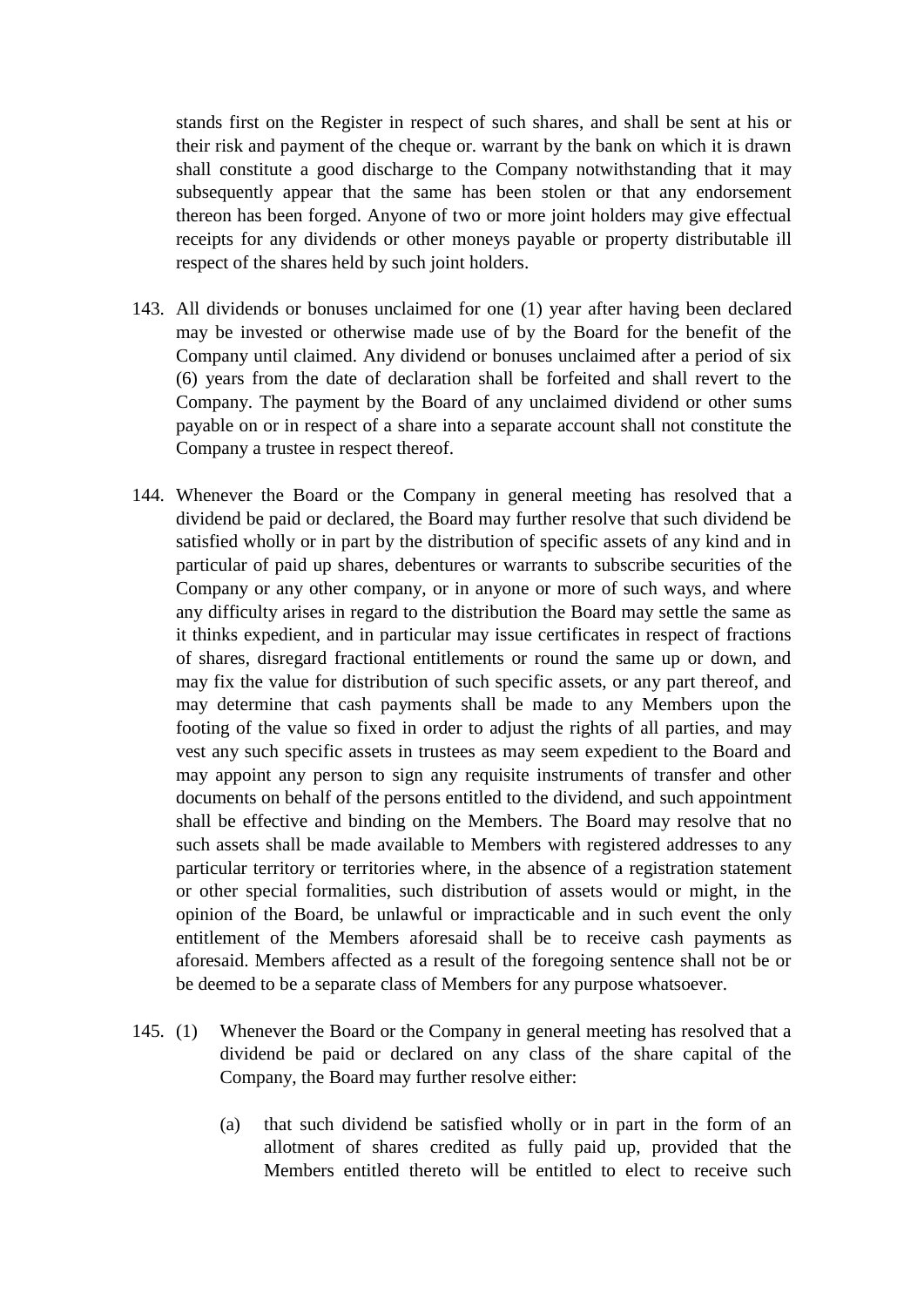stands first on the Register in respect of such shares, and shall be sent at his or their risk and payment of the cheque or. warrant by the bank on which it is drawn shall constitute a good discharge to the Company notwithstanding that it may subsequently appear that the same has been stolen or that any endorsement thereon has been forged. Anyone of two or more joint holders may give effectual receipts for any dividends or other moneys payable or property distributable ill respect of the shares held by such joint holders.

143. All dividends or bonuses unclaimed for one (1) year after having been declared may be invested or otherwise made use of by the Board for the benefit of the Company until claimed. Any dividend or bonuses unclaimed after a period of six (6) years from the date of declaration shall be forfeited and shall revert to the Company. The payment by the Board of any unclaimed dividend or other sums payable on or in respect of a share into a separate account shall not constitute the Company a trustee in respect thereof.

144. Whenever the Board or the Company in general meeting has resolved that a dividend be paid or declared, the Board may further resolve that such dividend be satisfied wholly or in part by the distribution of specific assets of any kind and in particular of paid up shares, debentures or warrants to subscribe securities of the Company or any other company, or in anyone or more of such ways, and where any difficulty arises in regard to the distribution the Board may settle the same as it thinks expedient, and in particular may issue certificates in respect of fractions of shares, disregard fractional entitlements or round the same up or down, and may fix the value for distribution of such specific assets, or any part thereof, and may determine that cash payments shall be made to any Members upon the footing of the value so fixed in order to adjust the rights of all parties, and may vest any such specific assets in trustees as may seem expedient to the Board and may appoint any person to sign any requisite instruments of transfer and other documents on behalf of the persons entitled to the dividend, and such appointment shall be effective and binding on the Members. The Board may resolve that no such assets shall be made available to Members with registered addresses to any particular territory or territories where, in the absence of a registration statement or other special formalities, such distribution of assets would or might, in the opinion of the Board, be unlawful or impracticable and in such event the only entitlement of the Members aforesaid shall be to receive cash payments as aforesaid. Members affected as a result of the foregoing sentence shall not be or be deemed to be a separate class of Members for any purpose whatsoever.

145. (1) Whenever the Board or the Company in general meeting has resolved that a dividend be paid or declared on any class of the share capital of the Company, the Board may further resolve either:

(a) that such dividend be satisfied wholly or in part in the form of an allotment of shares credited as fully paid up, provided that the Members entitled thereto will be entitled to elect to receive such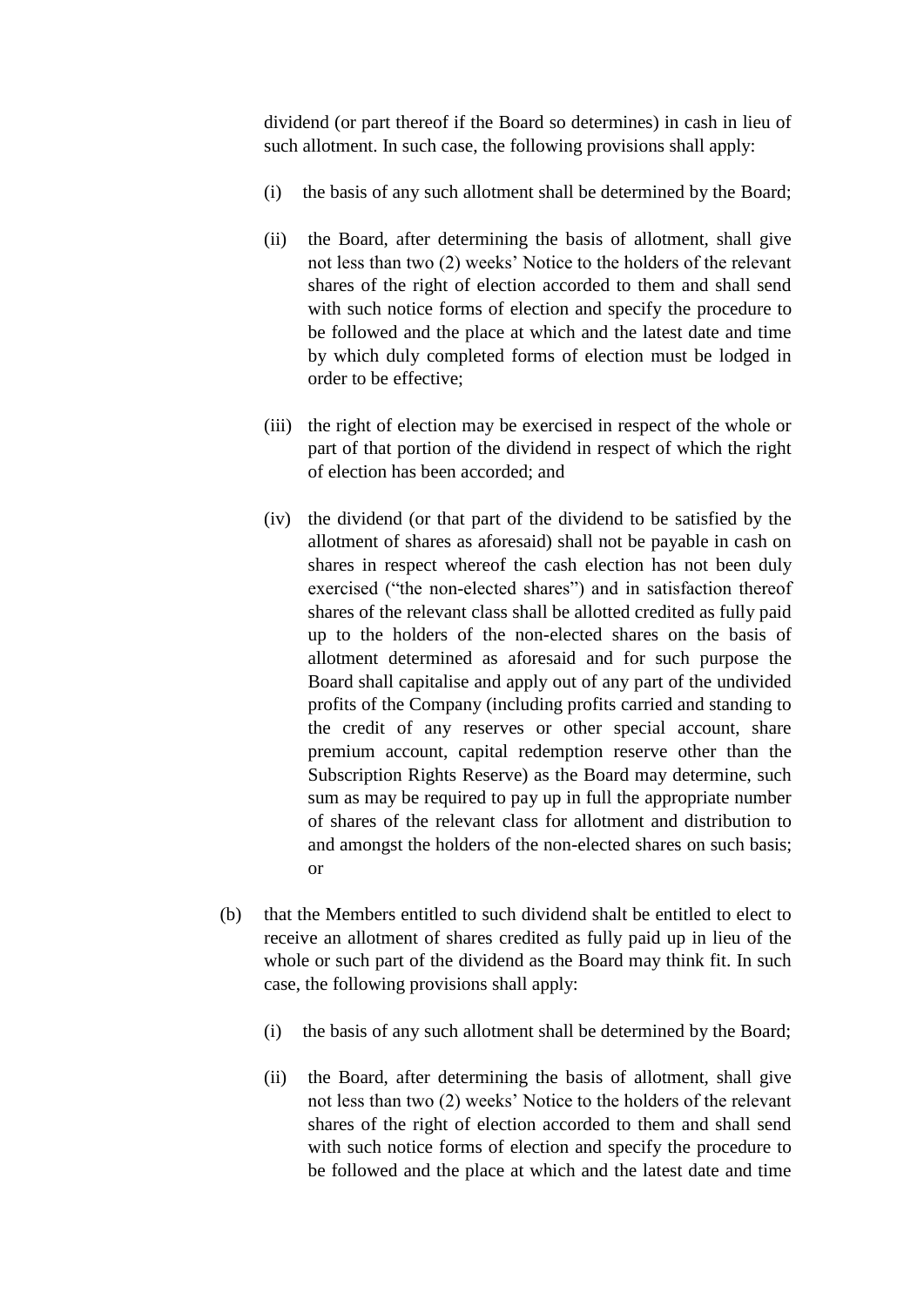dividend (or part thereof if the Board so determines) in cash in lieu of such allotment. In such case, the following provisions shall apply:

(i) the basis of any such allotment shall be determined by the Board;

(ii) the Board, after determining the basis of allotment, shall give not less than two (2) weeks' Notice to the holders of the relevant shares of the right of election accorded to them and shall send with such notice forms of election and specify the procedure to be followed and the place at which and the latest date and time by which duly completed forms of election must be lodged in order to be effective;

(iii) the right of election may be exercised in respect of the whole or part of that portion of the dividend in respect of which the right of election has been accorded; and

(iv) the dividend (or that part of the dividend to be satisfied by the allotment of shares as aforesaid) shall not be payable in cash on shares in respect whereof the cash election has not been duly exercised ("the non-elected shares") and in satisfaction thereof shares of the relevant class shall be allotted credited as fully paid up to the holders of the non-elected shares on the basis of allotment determined as aforesaid and for such purpose the Board shall capitalise and apply out of any part of the undivided profits of the Company (including profits carried and standing to the credit of any reserves or other special account, share premium account, capital redemption reserve other than the Subscription Rights Reserve) as the Board may determine, such sum as may be required to pay up in full the appropriate number of shares of the relevant class for allotment and distribution to and amongst the holders of the non-elected shares on such basis; or

(b) that the Members entitled to such dividend shalt be entitled to elect to receive an allotment of shares credited as fully paid up in lieu of the whole or such part of the dividend as the Board may think fit. In such case, the following provisions shall apply:

(i) the basis of any such allotment shall be determined by the Board;

(ii) the Board, after determining the basis of allotment, shall give not less than two (2) weeks' Notice to the holders of the relevant shares of the right of election accorded to them and shall send with such notice forms of election and specify the procedure to be followed and the place at which and the latest date and time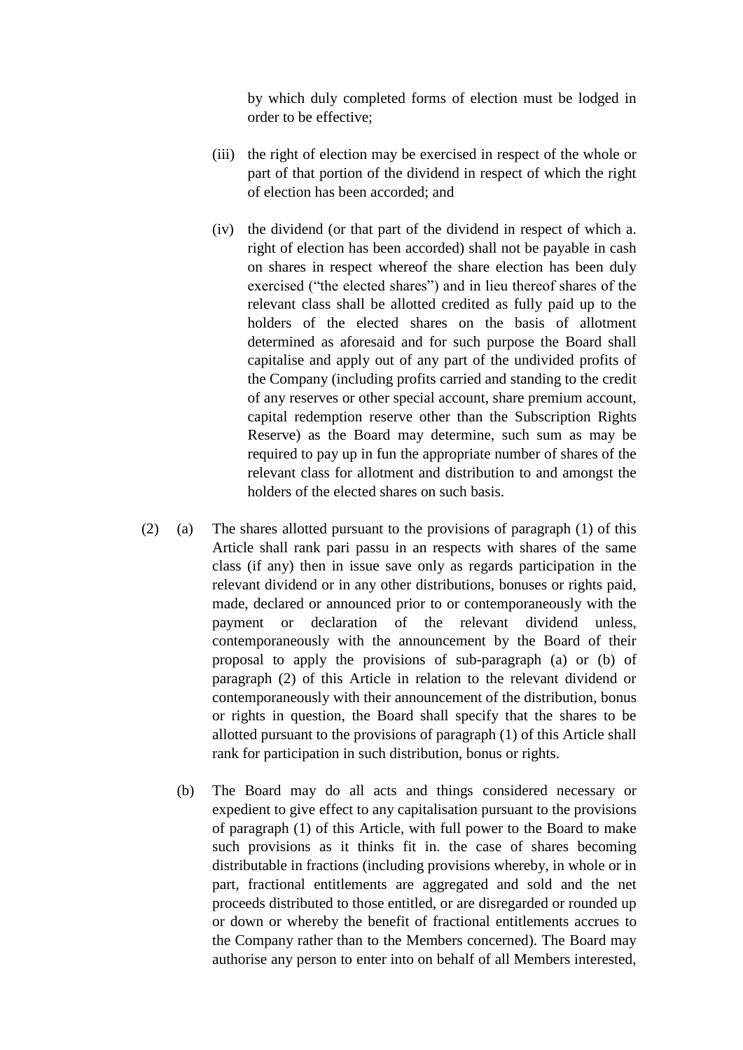by which duly completed forms of election must be lodged in order to be effective;

(iii) the right of election may be exercised in respect of the whole or part of that portion of the dividend in respect of which the right of election has been accorded; and

(iv) the dividend (or that part of the dividend in respect of which a. right of election has been accorded) shall not be payable in cash on shares in respect whereof the share election has been duly exercised ("the elected shares") and in lieu thereof shares of the relevant class shall be allotted credited as fully paid up to the holders of the elected shares on the basis of allotment determined as aforesaid and for such purpose the Board shall capitalise and apply out of any part of the undivided profits of the Company (including profits carried and standing to the credit of any reserves or other special account, share premium account, capital redemption reserve other than the Subscription Rights Reserve) as the Board may determine, such sum as may be required to pay up in fun the appropriate number of shares of the relevant class for allotment and distribution to and amongst the holders of the elected shares on such basis.

(2) (a) The shares allotted pursuant to the provisions of paragraph (1) of this Article shall rank pari passu in an respects with shares of the same class (if any) then in issue save only as regards participation in the relevant dividend or in any other distributions, bonuses or rights paid, made, declared or announced prior to or contemporaneously with the payment or declaration of the relevant dividend unless, contemporaneously with the announcement by the Board of their proposal to apply the provisions of sub-paragraph (a) or (b) of paragraph (2) of this Article in relation to the relevant dividend or contemporaneously with their announcement of the distribution, bonus or rights in question, the Board shall specify that the shares to be allotted pursuant to the provisions of paragraph (1) of this Article shall rank for participation in such distribution, bonus or rights.

(b) The Board may do all acts and things considered necessary or expedient to give effect to any capitalisation pursuant to the provisions of paragraph (1) of this Article, with full power to the Board to make such provisions as it thinks fit in. the case of shares becoming distributable in fractions (including provisions whereby, in whole or in part, fractional entitlements are aggregated and sold and the net proceeds distributed to those entitled, or are disregarded or rounded up or down or whereby the benefit of fractional entitlements accrues to the Company rather than to the Members concerned). The Board may authorise any person to enter into on behalf of all Members interested,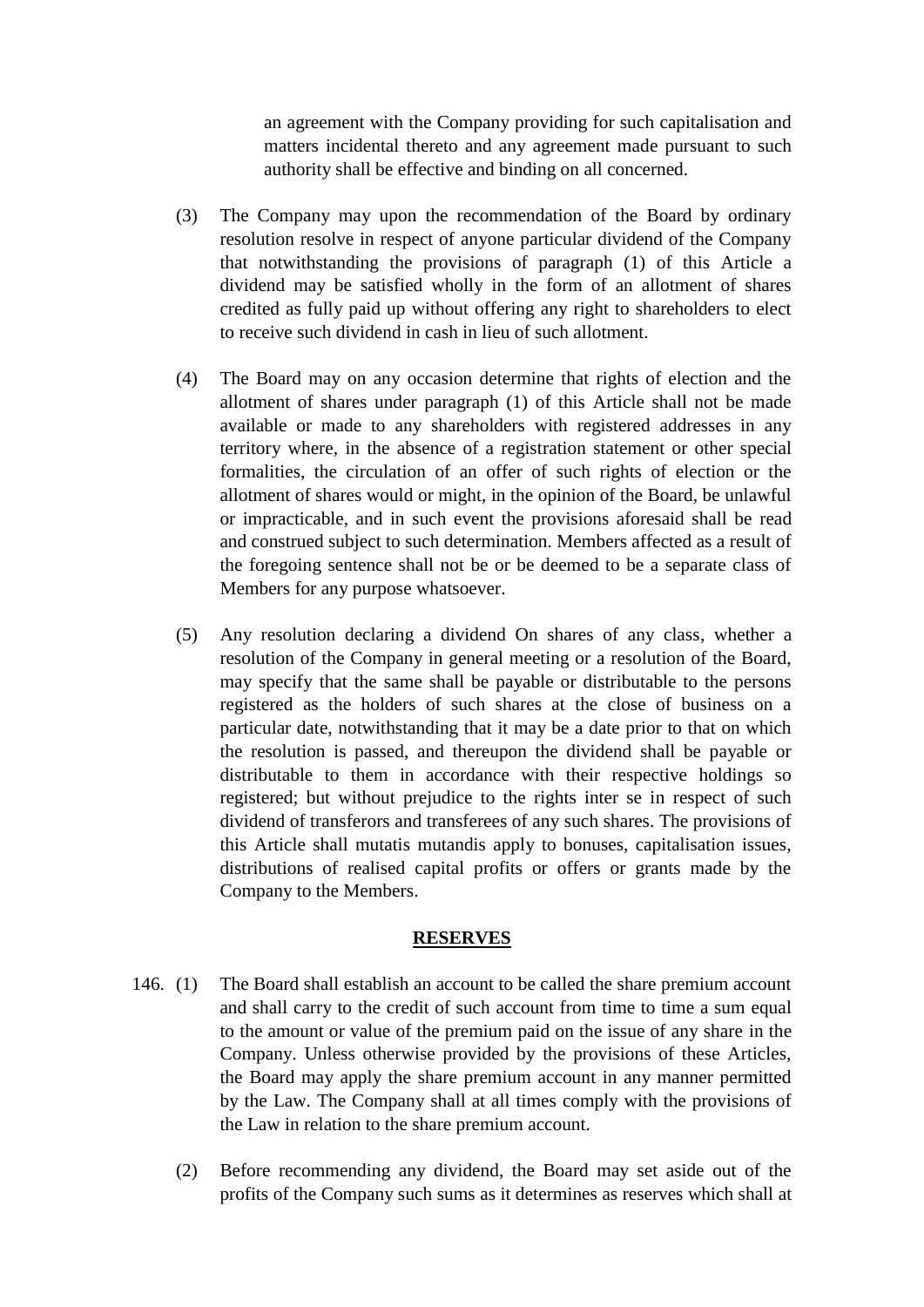an agreement with the Company providing for such capitalisation and matters incidental thereto and any agreement made pursuant to such authority shall be effective and binding on all concerned.

(3) The Company may upon the recommendation of the Board by ordinary resolution resolve in respect of anyone particular dividend of the Company that notwithstanding the provisions of paragraph (1) of this Article a dividend may be satisfied wholly in the form of an allotment of shares credited as fully paid up without offering any right to shareholders to elect to receive such dividend in cash in lieu of such allotment.

(4) The Board may on any occasion determine that rights of election and the allotment of shares under paragraph (1) of this Article shall not be made available or made to any shareholders with registered addresses in any territory where, in the absence of a registration statement or other special formalities, the circulation of an offer of such rights of election or the allotment of shares would or might, in the opinion of the Board, be unlawful or impracticable, and in such event the provisions aforesaid shall be read and construed subject to such determination. Members affected as a result of the foregoing sentence shall not be or be deemed to be a separate class of Members for any purpose whatsoever.

(5) Any resolution declaring a dividend On shares of any class, whether a resolution of the Company in general meeting or a resolution of the Board, may specify that the same shall be payable or distributable to the persons registered as the holders of such shares at the close of business on a particular date, notwithstanding that it may be a date prior to that on which the resolution is passed, and thereupon the dividend shall be payable or distributable to them in accordance with their respective holdings so registered; but without prejudice to the rights inter se in respect of such dividend of transferors and transferees of any such shares. The provisions of this Article shall mutatis mutandis apply to bonuses, capitalisation issues, distributions of realised capital profits or offers or grants made by the Company to the Members.

## RESERVES

146. (1) The Board shall establish an account to be called the share premium account and shall carry to the credit of such account from time to time a sum equal to the amount or value of the premium paid on the issue of any share in the Company. Unless otherwise provided by the provisions of these Articles, the Board may apply the share premium account in any manner permitted by the Law. The Company shall at all times comply with the provisions of the Law in relation to the share premium account.

(2) Before recommending any dividend, the Board may set aside out of the profits of the Company such sums as it determines as reserves which shall at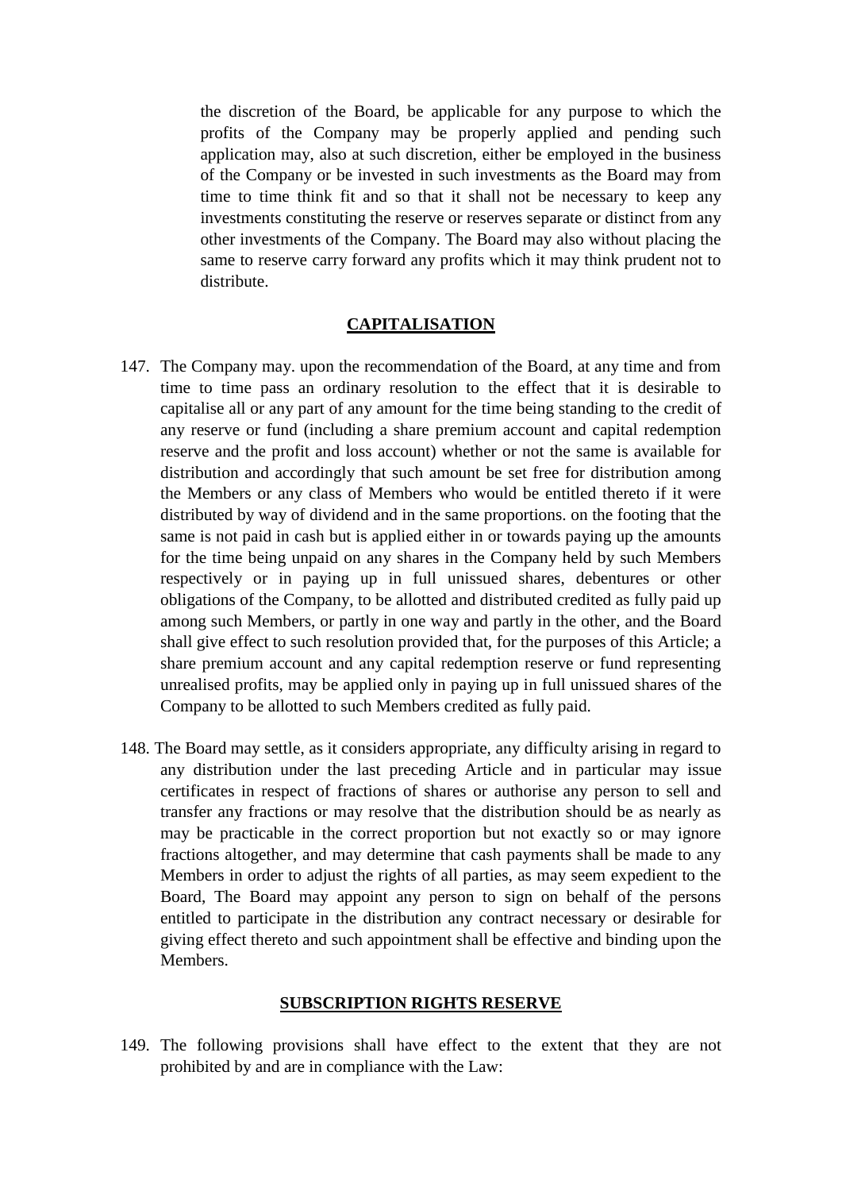the discretion of the Board, be applicable for any purpose to which the profits of the Company may be properly applied and pending such application may, also at such discretion, either be employed in the business of the Company or be invested in such investments as the Board may from time to time think fit and so that it shall not be necessary to keep any investments constituting the reserve or reserves separate or distinct from any other investments of the Company. The Board may also without placing the same to reserve carry forward any profits which it may think prudent not to distribute.

## CAPITALISATION

147. The Company may. upon the recommendation of the Board, at any time and from time to time pass an ordinary resolution to the effect that it is desirable to capitalise all or any part of any amount for the time being standing to the credit of any reserve or fund (including a share premium account and capital redemption reserve and the profit and loss account) whether or not the same is available for distribution and accordingly that such amount be set free for distribution among the Members or any class of Members who would be entitled thereto if it were distributed by way of dividend and in the same proportions. on the footing that the same is not paid in cash but is applied either in or towards paying up the amounts for the time being unpaid on any shares in the Company held by such Members respectively or in paying up in full unissued shares, debentures or other obligations of the Company, to be allotted and distributed credited as fully paid up among such Members, or partly in one way and partly in the other, and the Board shall give effect to such resolution provided that, for the purposes of this Article; a share premium account and any capital redemption reserve or fund representing unrealised profits, may be applied only in paying up in full unissued shares of the Company to be allotted to such Members credited as fully paid.

148. The Board may settle, as it considers appropriate, any difficulty arising in regard to any distribution under the last preceding Article and in particular may issue certificates in respect of fractions of shares or authorise any person to sell and transfer any fractions or may resolve that the distribution should be as nearly as may be practicable in the correct proportion but not exactly so or may ignore fractions altogether, and may determine that cash payments shall be made to any Members in order to adjust the rights of all parties, as may seem expedient to the Board, The Board may appoint any person to sign on behalf of the persons entitled to participate in the distribution any contract necessary or desirable for giving effect thereto and such appointment shall be effective and binding upon the Members.

## SUBSCRIPTION RIGHTS RESERVE

149. The following provisions shall have effect to the extent that they are not prohibited by and are in compliance with the Law: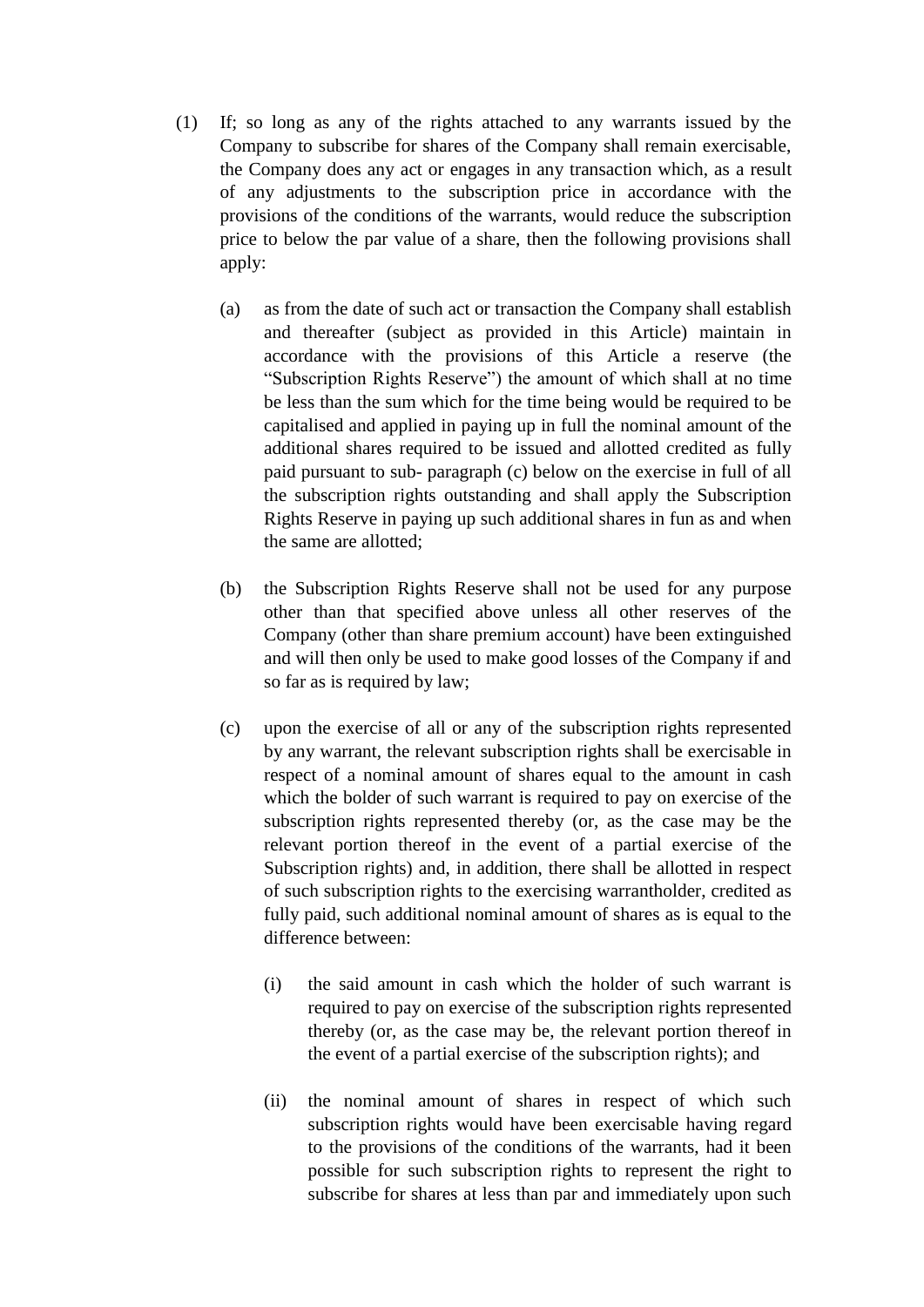(1) If; so long as any of the rights attached to any warrants issued by the Company to subscribe for shares of the Company shall remain exercisable, the Company does any act or engages in any transaction which, as a result of any adjustments to the subscription price in accordance with the provisions of the conditions of the warrants, would reduce the subscription price to below the par value of a share, then the following provisions shall apply:

   (a) as from the date of such act or transaction the Company shall establish and thereafter (subject as provided in this Article) maintain in accordance with the provisions of this Article a reserve (the "Subscription Rights Reserve") the amount of which shall at no time be less than the sum which for the time being would be required to be capitalised and applied in paying up in full the nominal amount of the additional shares required to be issued and allotted credited as fully paid pursuant to sub- paragraph (c) below on the exercise in full of all the subscription rights outstanding and shall apply the Subscription Rights Reserve in paying up such additional shares in fun as and when the same are allotted;

   (b) the Subscription Rights Reserve shall not be used for any purpose other than that specified above unless all other reserves of the Company (other than share premium account) have been extinguished and will then only be used to make good losses of the Company if and so far as is required by law;

   (c) upon the exercise of all or any of the subscription rights represented by any warrant, the relevant subscription rights shall be exercisable in respect of a nominal amount of shares equal to the amount in cash which the bolder of such warrant is required to pay on exercise of the subscription rights represented thereby (or, as the case may be the relevant portion thereof in the event of a partial exercise of the Subscription rights) and, in addition, there shall be allotted in respect of such subscription rights to the exercising warrantholder, credited as fully paid, such additional nominal amount of shares as is equal to the difference between:

      (i) the said amount in cash which the holder of such warrant is required to pay on exercise of the subscription rights represented thereby (or, as the case may be, the relevant portion thereof in the event of a partial exercise of the subscription rights); and

      (ii) the nominal amount of shares in respect of which such subscription rights would have been exercisable having regard to the provisions of the conditions of the warrants, had it been possible for such subscription rights to represent the right to subscribe for shares at less than par and immediately upon such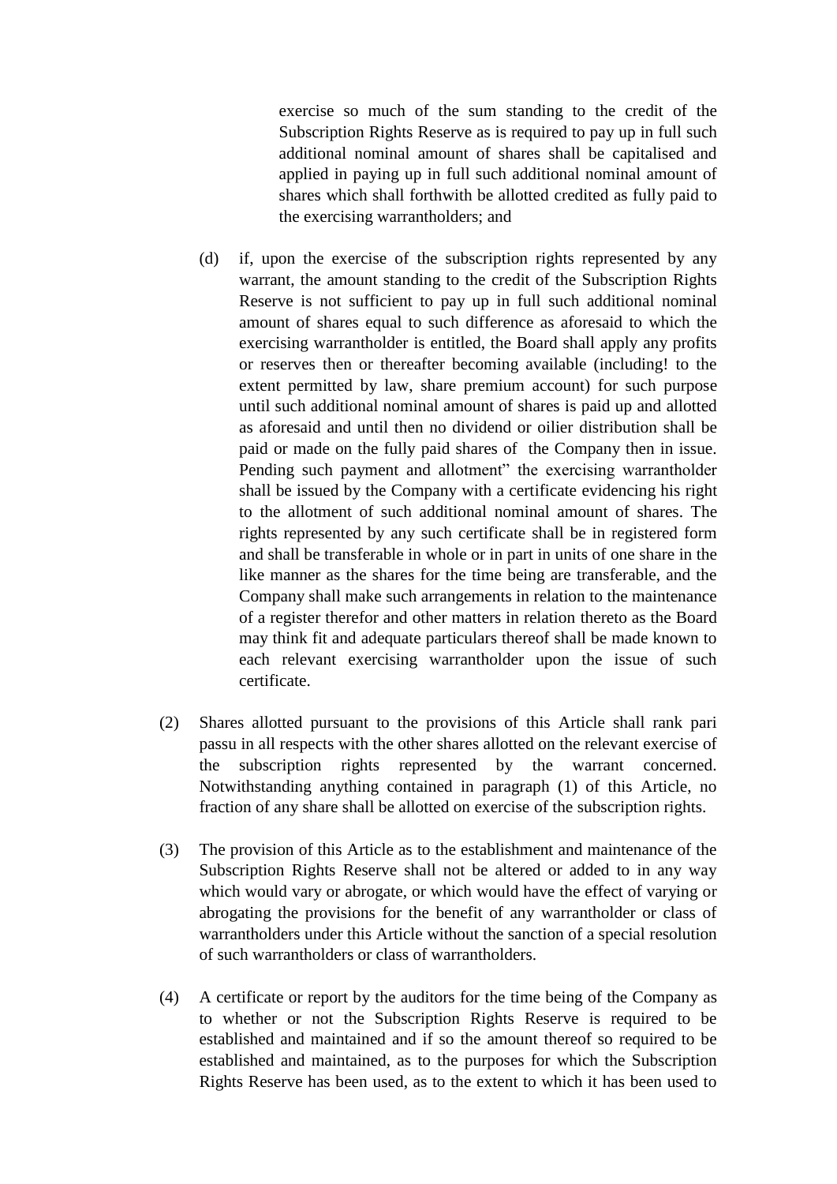exercise so much of the sum standing to the credit of the Subscription Rights Reserve as is required to pay up in full such additional nominal amount of shares shall be capitalised and applied in paying up in full such additional nominal amount of shares which shall forthwith be allotted credited as fully paid to the exercising warrantholders; and

(d) if, upon the exercise of the subscription rights represented by any warrant, the amount standing to the credit of the Subscription Rights Reserve is not sufficient to pay up in full such additional nominal amount of shares equal to such difference as aforesaid to which the exercising warrantholder is entitled, the Board shall apply any profits or reserves then or thereafter becoming available (including! to the extent permitted by law, share premium account) for such purpose until such additional nominal amount of shares is paid up and allotted as aforesaid and until then no dividend or oilier distribution shall be paid or made on the fully paid shares of the Company then in issue. Pending such payment and allotment" the exercising warrantholder shall be issued by the Company with a certificate evidencing his right to the allotment of such additional nominal amount of shares. The rights represented by any such certificate shall be in registered form and shall be transferable in whole or in part in units of one share in the like manner as the shares for the time being are transferable, and the Company shall make such arrangements in relation to the maintenance of a register therefor and other matters in relation thereto as the Board may think fit and adequate particulars thereof shall be made known to each relevant exercising warrantholder upon the issue of such certificate.

(2) Shares allotted pursuant to the provisions of this Article shall rank pari passu in all respects with the other shares allotted on the relevant exercise of the subscription rights represented by the warrant concerned. Notwithstanding anything contained in paragraph (1) of this Article, no fraction of any share shall be allotted on exercise of the subscription rights.

(3) The provision of this Article as to the establishment and maintenance of the Subscription Rights Reserve shall not be altered or added to in any way which would vary or abrogate, or which would have the effect of varying or abrogating the provisions for the benefit of any warrantholder or class of warrantholders under this Article without the sanction of a special resolution of such warrantholders or class of warrantholders.

(4) A certificate or report by the auditors for the time being of the Company as to whether or not the Subscription Rights Reserve is required to be established and maintained and if so the amount thereof so required to be established and maintained, as to the purposes for which the Subscription Rights Reserve has been used, as to the extent to which it has been used to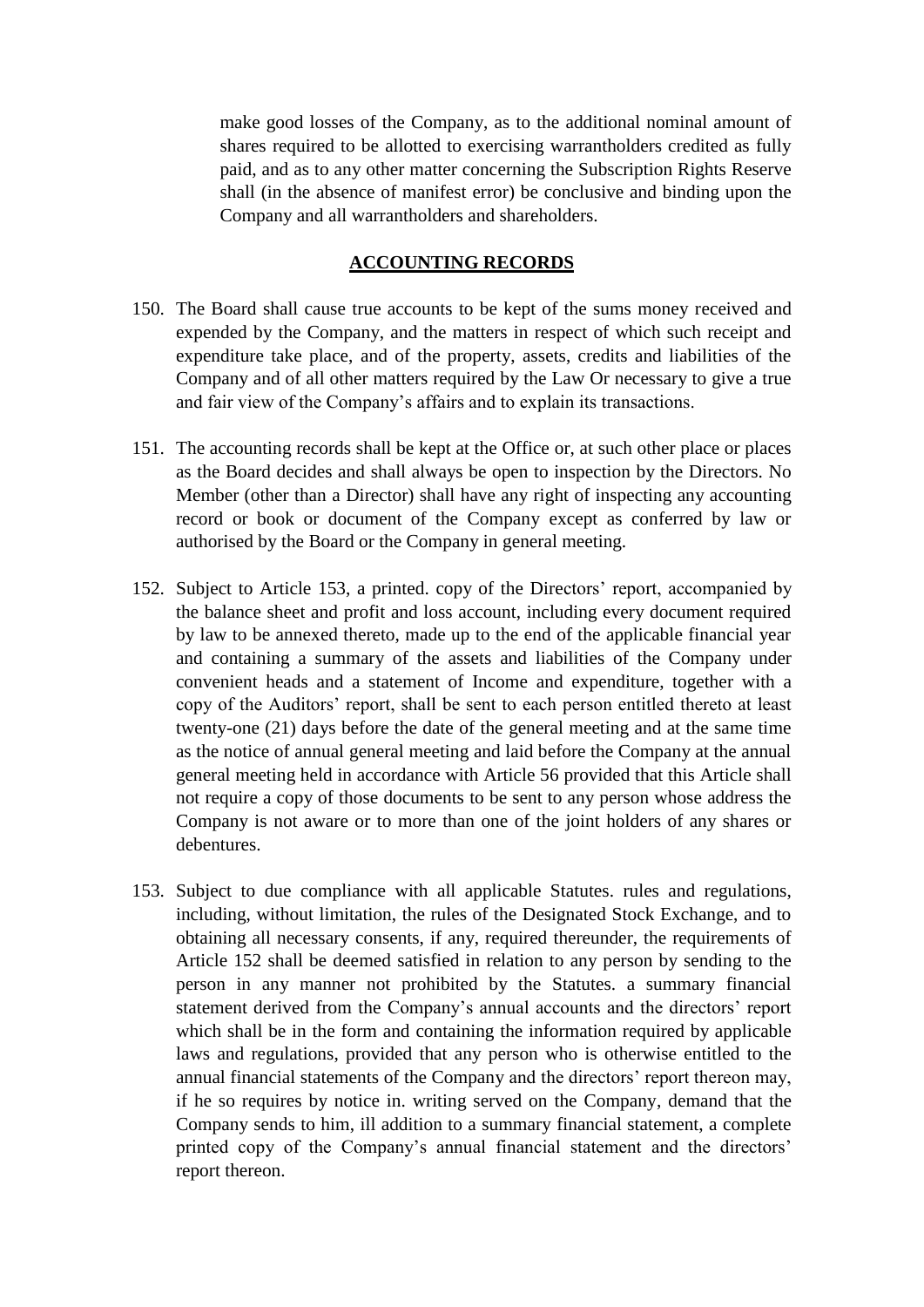make good losses of the Company, as to the additional nominal amount of shares required to be allotted to exercising warrantholders credited as fully paid, and as to any other matter concerning the Subscription Rights Reserve shall (in the absence of manifest error) be conclusive and binding upon the Company and all warrantholders and shareholders.

## ACCOUNTING RECORDS

150. The Board shall cause true accounts to be kept of the sums money received and expended by the Company, and the matters in respect of which such receipt and expenditure take place, and of the property, assets, credits and liabilities of the Company and of all other matters required by the Law Or necessary to give a true and fair view of the Company's affairs and to explain its transactions.

151. The accounting records shall be kept at the Office or, at such other place or places as the Board decides and shall always be open to inspection by the Directors. No Member (other than a Director) shall have any right of inspecting any accounting record or book or document of the Company except as conferred by law or authorised by the Board or the Company in general meeting.

152. Subject to Article 153, a printed. copy of the Directors' report, accompanied by the balance sheet and profit and loss account, including every document required by law to be annexed thereto, made up to the end of the applicable financial year and containing a summary of the assets and liabilities of the Company under convenient heads and a statement of Income and expenditure, together with a copy of the Auditors' report, shall be sent to each person entitled thereto at least twenty-one (21) days before the date of the general meeting and at the same time as the notice of annual general meeting and laid before the Company at the annual general meeting held in accordance with Article 56 provided that this Article shall not require a copy of those documents to be sent to any person whose address the Company is not aware or to more than one of the joint holders of any shares or debentures.

153. Subject to due compliance with all applicable Statutes. rules and regulations, including, without limitation, the rules of the Designated Stock Exchange, and to obtaining all necessary consents, if any, required thereunder, the requirements of Article 152 shall be deemed satisfied in relation to any person by sending to the person in any manner not prohibited by the Statutes. a summary financial statement derived from the Company's annual accounts and the directors' report which shall be in the form and containing the information required by applicable laws and regulations, provided that any person who is otherwise entitled to the annual financial statements of the Company and the directors' report thereon may, if he so requires by notice in. writing served on the Company, demand that the Company sends to him, ill addition to a summary financial statement, a complete printed copy of the Company's annual financial statement and the directors' report thereon.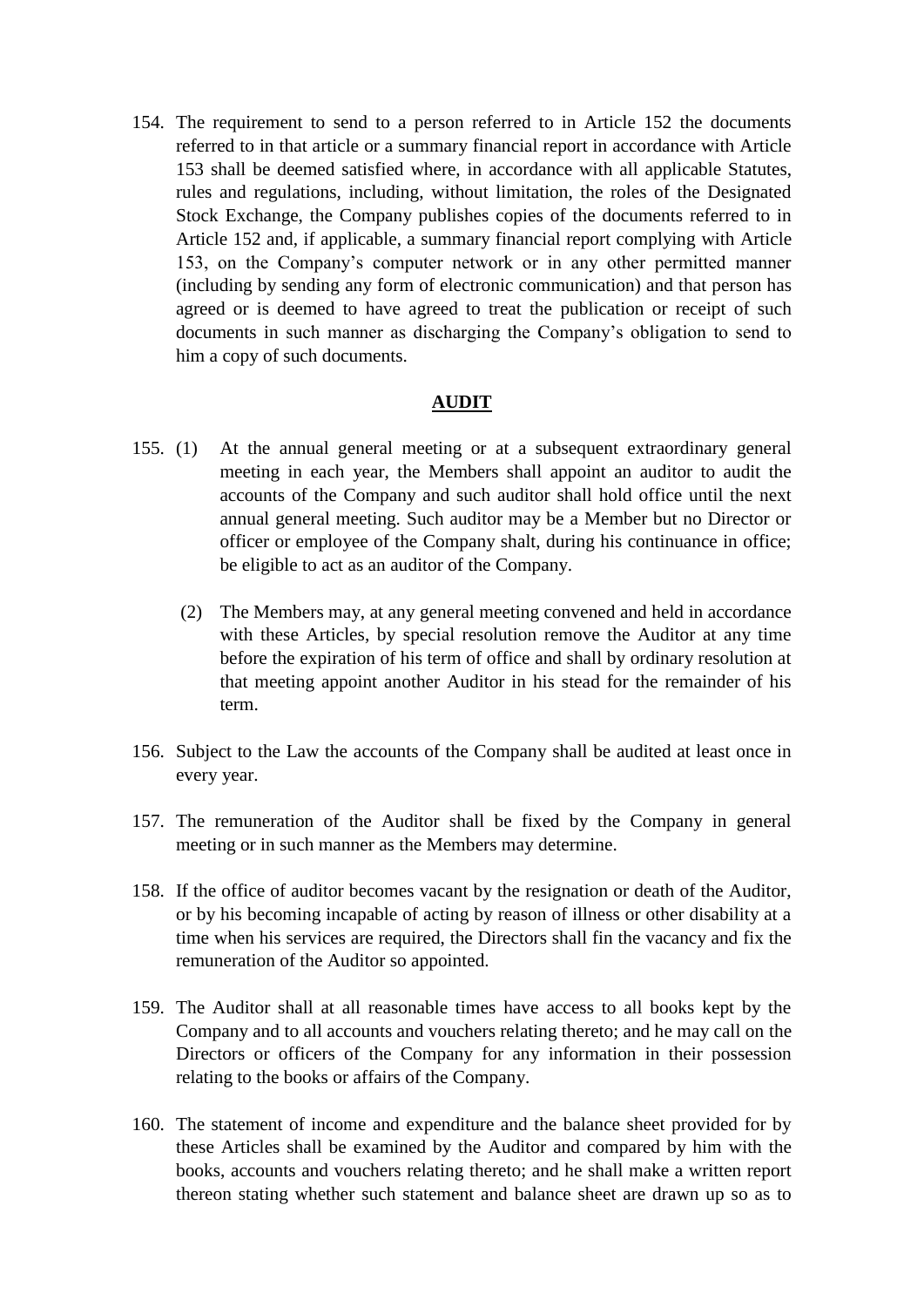154. The requirement to send to a person referred to in Article 152 the documents referred to in that article or a summary financial report in accordance with Article 153 shall be deemed satisfied where, in accordance with all applicable Statutes, rules and regulations, including, without limitation, the roles of the Designated Stock Exchange, the Company publishes copies of the documents referred to in Article 152 and, if applicable, a summary financial report complying with Article 153, on the Company's computer network or in any other permitted manner (including by sending any form of electronic communication) and that person has agreed or is deemed to have agreed to treat the publication or receipt of such documents in such manner as discharging the Company's obligation to send to him a copy of such documents.

## AUDIT

155. (1) At the annual general meeting or at a subsequent extraordinary general meeting in each year, the Members shall appoint an auditor to audit the accounts of the Company and such auditor shall hold office until the next annual general meeting. Such auditor may be a Member but no Director or officer or employee of the Company shalt, during his continuance in office; be eligible to act as an auditor of the Company.

(2) The Members may, at any general meeting convened and held in accordance with these Articles, by special resolution remove the Auditor at any time before the expiration of his term of office and shall by ordinary resolution at that meeting appoint another Auditor in his stead for the remainder of his term.

156. Subject to the Law the accounts of the Company shall be audited at least once in every year.

157. The remuneration of the Auditor shall be fixed by the Company in general meeting or in such manner as the Members may determine.

158. If the office of auditor becomes vacant by the resignation or death of the Auditor, or by his becoming incapable of acting by reason of illness or other disability at a time when his services are required, the Directors shall fin the vacancy and fix the remuneration of the Auditor so appointed.

159. The Auditor shall at all reasonable times have access to all books kept by the Company and to all accounts and vouchers relating thereto; and he may call on the Directors or officers of the Company for any information in their possession relating to the books or affairs of the Company.

160. The statement of income and expenditure and the balance sheet provided for by these Articles shall be examined by the Auditor and compared by him with the books, accounts and vouchers relating thereto; and he shall make a written report thereon stating whether such statement and balance sheet are drawn up so as to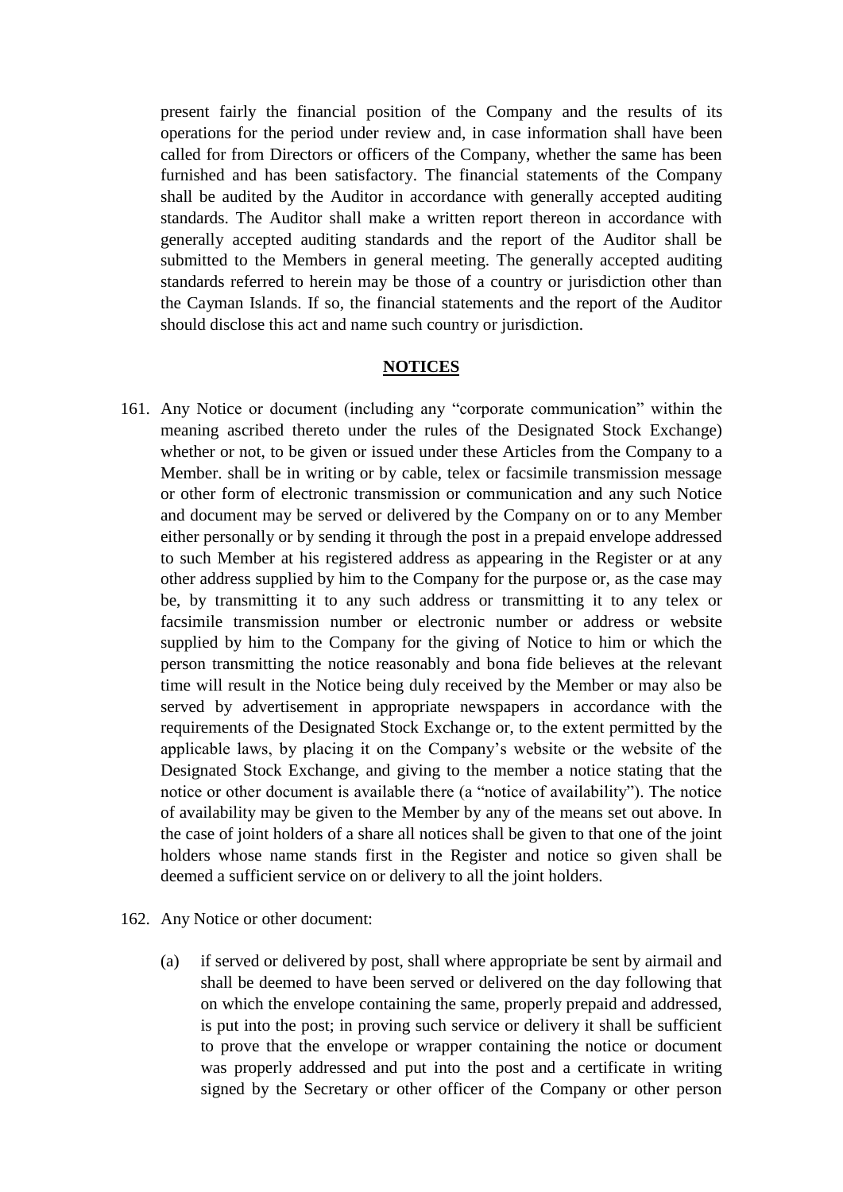present fairly the financial position of the Company and the results of its operations for the period under review and, in case information shall have been called for from Directors or officers of the Company, whether the same has been furnished and has been satisfactory. The financial statements of the Company shall be audited by the Auditor in accordance with generally accepted auditing standards. The Auditor shall make a written report thereon in accordance with generally accepted auditing standards and the report of the Auditor shall be submitted to the Members in general meeting. The generally accepted auditing standards referred to herein may be those of a country or jurisdiction other than the Cayman Islands. If so, the financial statements and the report of the Auditor should disclose this act and name such country or jurisdiction.

## NOTICES

161. Any Notice or document (including any "corporate communication" within the meaning ascribed thereto under the rules of the Designated Stock Exchange) whether or not, to be given or issued under these Articles from the Company to a Member. shall be in writing or by cable, telex or facsimile transmission message or other form of electronic transmission or communication and any such Notice and document may be served or delivered by the Company on or to any Member either personally or by sending it through the post in a prepaid envelope addressed to such Member at his registered address as appearing in the Register or at any other address supplied by him to the Company for the purpose or, as the case may be, by transmitting it to any such address or transmitting it to any telex or facsimile transmission number or electronic number or address or website supplied by him to the Company for the giving of Notice to him or which the person transmitting the notice reasonably and bona fide believes at the relevant time will result in the Notice being duly received by the Member or may also be served by advertisement in appropriate newspapers in accordance with the requirements of the Designated Stock Exchange or, to the extent permitted by the applicable laws, by placing it on the Company's website or the website of the Designated Stock Exchange, and giving to the member a notice stating that the notice or other document is available there (a "notice of availability"). The notice of availability may be given to the Member by any of the means set out above. In the case of joint holders of a share all notices shall be given to that one of the joint holders whose name stands first in the Register and notice so given shall be deemed a sufficient service on or delivery to all the joint holders.

162. Any Notice or other document:

    (a) if served or delivered by post, shall where appropriate be sent by airmail and shall be deemed to have been served or delivered on the day following that on which the envelope containing the same, properly prepaid and addressed, is put into the post; in proving such service or delivery it shall be sufficient to prove that the envelope or wrapper containing the notice or document was properly addressed and put into the post and a certificate in writing signed by the Secretary or other officer of the Company or other person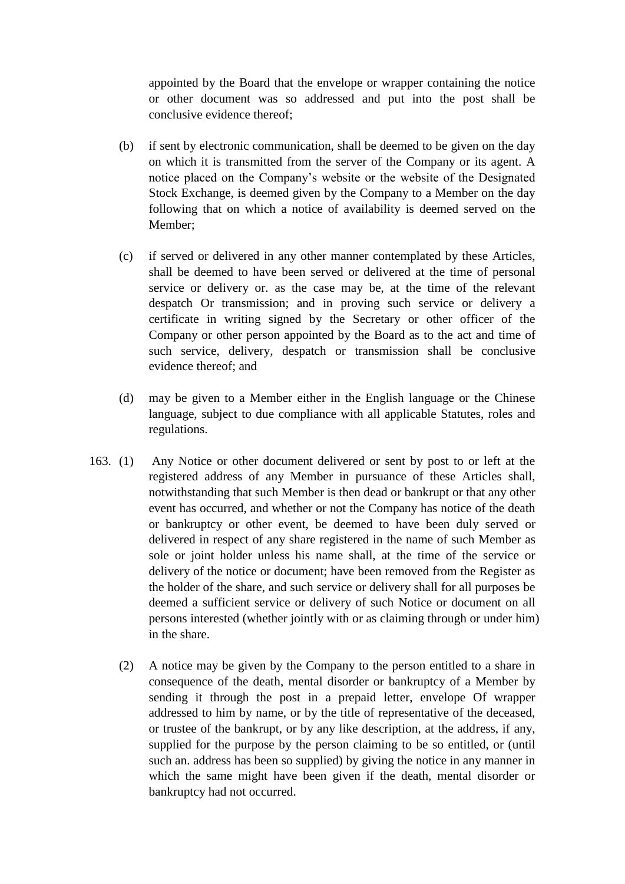appointed by the Board that the envelope or wrapper containing the notice or other document was so addressed and put into the post shall be conclusive evidence thereof;

(b) if sent by electronic communication, shall be deemed to be given on the day on which it is transmitted from the server of the Company or its agent. A notice placed on the Company's website or the website of the Designated Stock Exchange, is deemed given by the Company to a Member on the day following that on which a notice of availability is deemed served on the Member;

(c) if served or delivered in any other manner contemplated by these Articles, shall be deemed to have been served or delivered at the time of personal service or delivery or. as the case may be, at the time of the relevant despatch Or transmission; and in proving such service or delivery a certificate in writing signed by the Secretary or other officer of the Company or other person appointed by the Board as to the act and time of such service, delivery, despatch or transmission shall be conclusive evidence thereof; and

(d) may be given to a Member either in the English language or the Chinese language, subject to due compliance with all applicable Statutes, roles and regulations.

163. (1) Any Notice or other document delivered or sent by post to or left at the registered address of any Member in pursuance of these Articles shall, notwithstanding that such Member is then dead or bankrupt or that any other event has occurred, and whether or not the Company has notice of the death or bankruptcy or other event, be deemed to have been duly served or delivered in respect of any share registered in the name of such Member as sole or joint holder unless his name shall, at the time of the service or delivery of the notice or document; have been removed from the Register as the holder of the share, and such service or delivery shall for all purposes be deemed a sufficient service or delivery of such Notice or document on all persons interested (whether jointly with or as claiming through or under him) in the share.

(2) A notice may be given by the Company to the person entitled to a share in consequence of the death, mental disorder or bankruptcy of a Member by sending it through the post in a prepaid letter, envelope Of wrapper addressed to him by name, or by the title of representative of the deceased, or trustee of the bankrupt, or by any like description, at the address, if any, supplied for the purpose by the person claiming to be so entitled, or (until such an. address has been so supplied) by giving the notice in any manner in which the same might have been given if the death, mental disorder or bankruptcy had not occurred.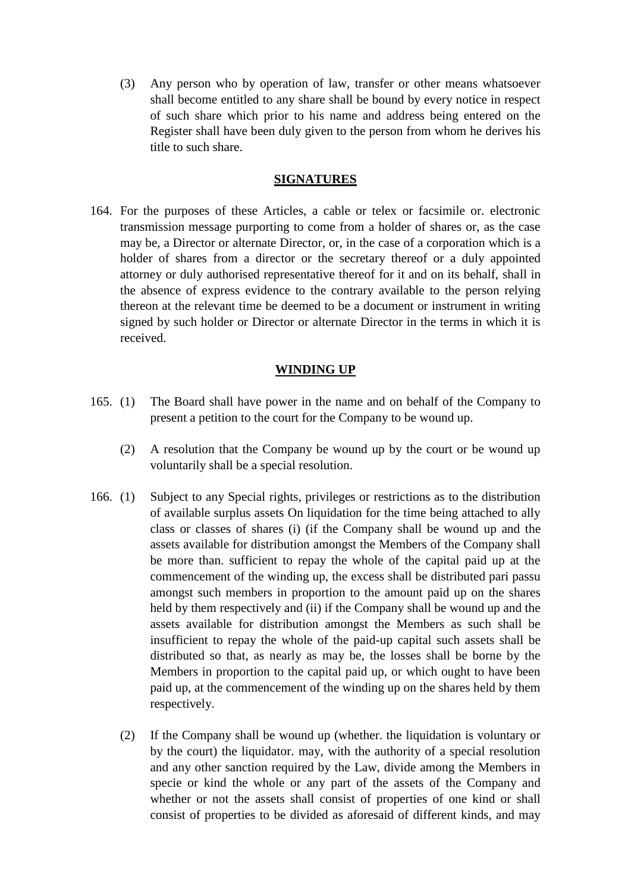(3) Any person who by operation of law, transfer or other means whatsoever shall become entitled to any share shall be bound by every notice in respect of such share which prior to his name and address being entered on the Register shall have been duly given to the person from whom he derives his title to such share.

## SIGNATURES

164. For the purposes of these Articles, a cable or telex or facsimile or. electronic transmission message purporting to come from a holder of shares or, as the case may be, a Director or alternate Director, or, in the case of a corporation which is a holder of shares from a director or the secretary thereof or a duly appointed attorney or duly authorised representative thereof for it and on its behalf, shall in the absence of express evidence to the contrary available to the person relying thereon at the relevant time be deemed to be a document or instrument in writing signed by such holder or Director or alternate Director in the terms in which it is received.

## WINDING UP

165. (1) The Board shall have power in the name and on behalf of the Company to present a petition to the court for the Company to be wound up.

(2) A resolution that the Company be wound up by the court or be wound up voluntarily shall be a special resolution.

166. (1) Subject to any Special rights, privileges or restrictions as to the distribution of available surplus assets On liquidation for the time being attached to ally class or classes of shares (i) (if the Company shall be wound up and the assets available for distribution amongst the Members of the Company shall be more than. sufficient to repay the whole of the capital paid up at the commencement of the winding up, the excess shall be distributed pari passu amongst such members in proportion to the amount paid up on the shares held by them respectively and (ii) if the Company shall be wound up and the assets available for distribution amongst the Members as such shall be insufficient to repay the whole of the paid-up capital such assets shall be distributed so that, as nearly as may be, the losses shall be borne by the Members in proportion to the capital paid up, or which ought to have been paid up, at the commencement of the winding up on the shares held by them respectively.

(2) If the Company shall be wound up (whether. the liquidation is voluntary or by the court) the liquidator. may, with the authority of a special resolution and any other sanction required by the Law, divide among the Members in specie or kind the whole or any part of the assets of the Company and whether or not the assets shall consist of properties of one kind or shall consist of properties to be divided as aforesaid of different kinds, and may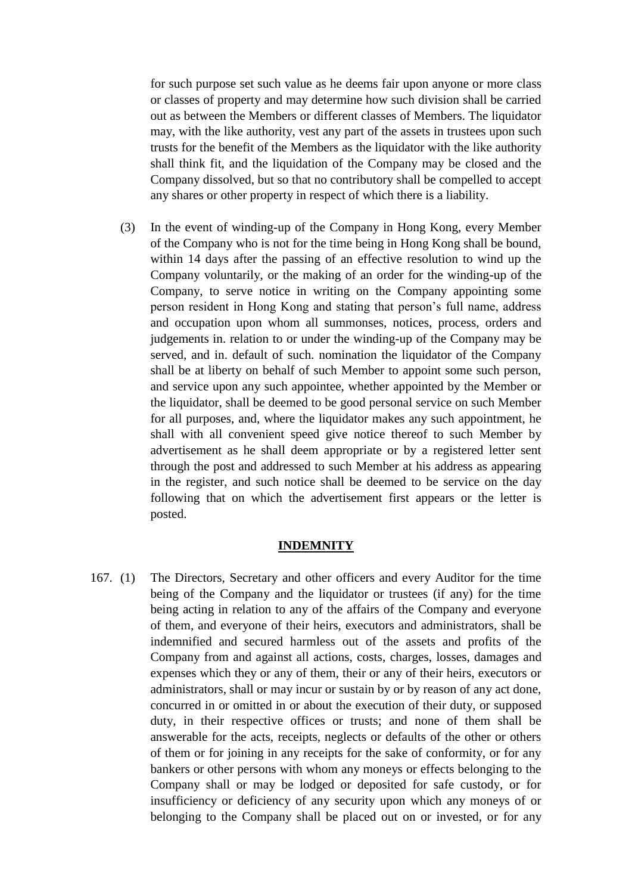for such purpose set such value as he deems fair upon anyone or more class or classes of property and may determine how such division shall be carried out as between the Members or different classes of Members. The liquidator may, with the like authority, vest any part of the assets in trustees upon such trusts for the benefit of the Members as the liquidator with the like authority shall think fit, and the liquidation of the Company may be closed and the Company dissolved, but so that no contributory shall be compelled to accept any shares or other property in respect of which there is a liability.

(3) In the event of winding-up of the Company in Hong Kong, every Member of the Company who is not for the time being in Hong Kong shall be bound, within 14 days after the passing of an effective resolution to wind up the Company voluntarily, or the making of an order for the winding-up of the Company, to serve notice in writing on the Company appointing some person resident in Hong Kong and stating that person's full name, address and occupation upon whom all summonses, notices, process, orders and judgements in. relation to or under the winding-up of the Company may be served, and in. default of such. nomination the liquidator of the Company shall be at liberty on behalf of such Member to appoint some such person, and service upon any such appointee, whether appointed by the Member or the liquidator, shall be deemed to be good personal service on such Member for all purposes, and, where the liquidator makes any such appointment, he shall with all convenient speed give notice thereof to such Member by advertisement as he shall deem appropriate or by a registered letter sent through the post and addressed to such Member at his address as appearing in the register, and such notice shall be deemed to be service on the day following that on which the advertisement first appears or the letter is posted.

## INDEMNITY

167. (1) The Directors, Secretary and other officers and every Auditor for the time being of the Company and the liquidator or trustees (if any) for the time being acting in relation to any of the affairs of the Company and everyone of them, and everyone of their heirs, executors and administrators, shall be indemnified and secured harmless out of the assets and profits of the Company from and against all actions, costs, charges, losses, damages and expenses which they or any of them, their or any of their heirs, executors or administrators, shall or may incur or sustain by or by reason of any act done, concurred in or omitted in or about the execution of their duty, or supposed duty, in their respective offices or trusts; and none of them shall be answerable for the acts, receipts, neglects or defaults of the other or others of them or for joining in any receipts for the sake of conformity, or for any bankers or other persons with whom any moneys or effects belonging to the Company shall or may be lodged or deposited for safe custody, or for insufficiency or deficiency of any security upon which any moneys of or belonging to the Company shall be placed out on or invested, or for any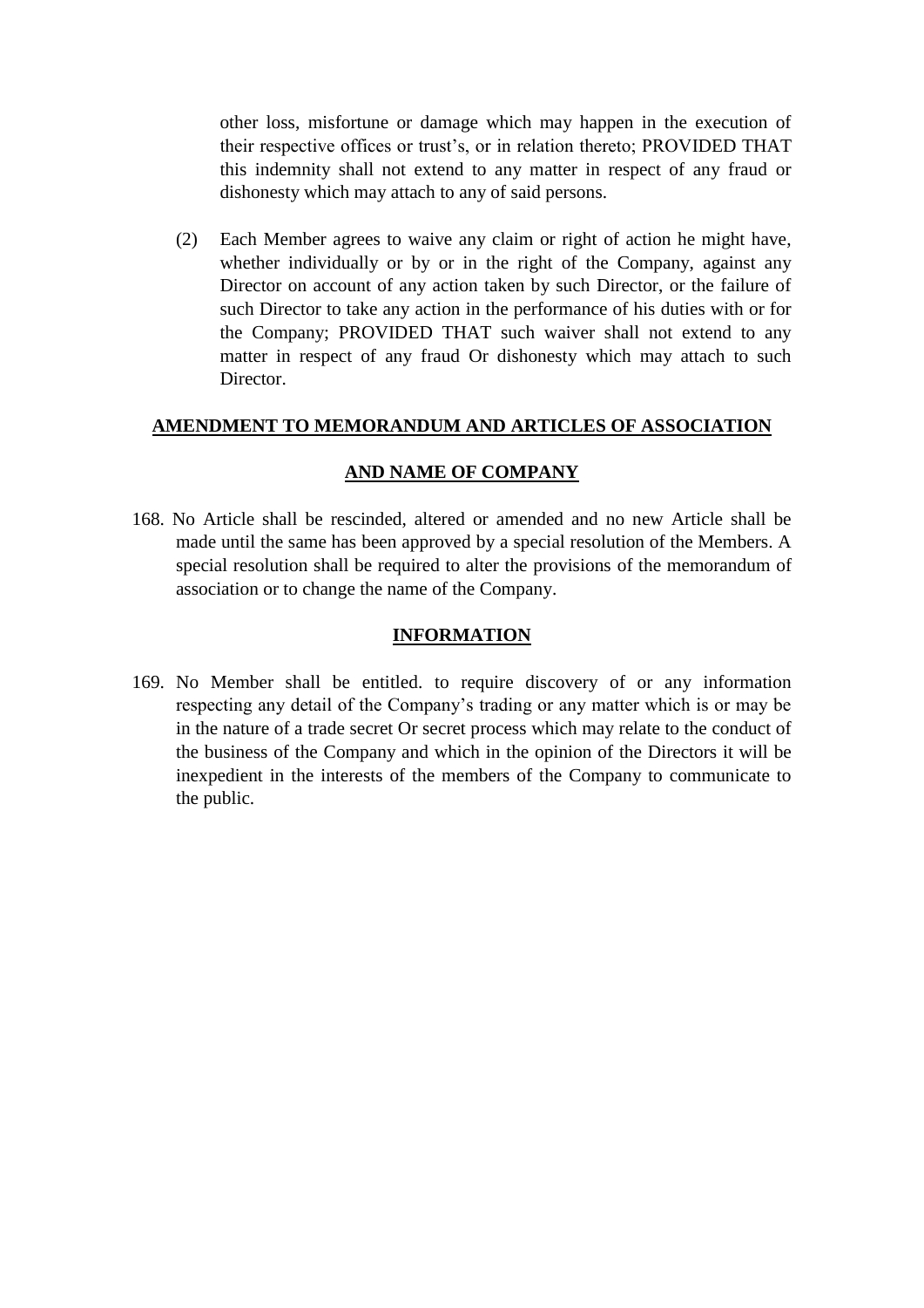other loss, misfortune or damage which may happen in the execution of their respective offices or trust's, or in relation thereto; PROVIDED THAT this indemnity shall not extend to any matter in respect of any fraud or dishonesty which may attach to any of said persons.

(2) Each Member agrees to waive any claim or right of action he might have, whether individually or by or in the right of the Company, against any Director on account of any action taken by such Director, or the failure of such Director to take any action in the performance of his duties with or for the Company; PROVIDED THAT such waiver shall not extend to any matter in respect of any fraud Or dishonesty which may attach to such Director.

## AMENDMENT TO MEMORANDUM AND ARTICLES OF ASSOCIATION

## AND NAME OF COMPANY

168. No Article shall be rescinded, altered or amended and no new Article shall be made until the same has been approved by a special resolution of the Members. A special resolution shall be required to alter the provisions of the memorandum of association or to change the name of the Company.

## INFORMATION

169. No Member shall be entitled. to require discovery of or any information respecting any detail of the Company's trading or any matter which is or may be in the nature of a trade secret Or secret process which may relate to the conduct of the business of the Company and which in the opinion of the Directors it will be inexpedient in the interests of the members of the Company to communicate to the public.